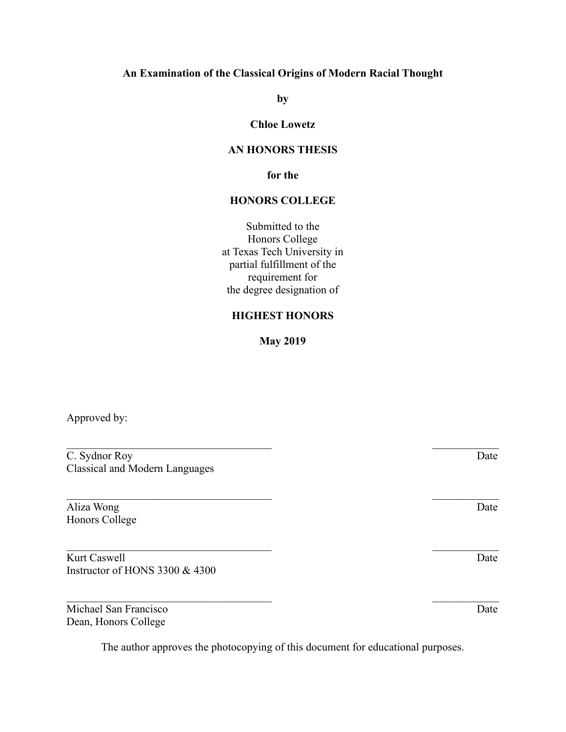# An Examination of the Classical Origins of Modern Racial Thought

**by**

**Chloe Lowetz**

**AN HONORS THESIS**

**for the**

**HONORS COLLEGE**

Submitted to the
Honors College
at Texas Tech University in
partial fulfillment of the
requirement for
the degree designation of

**HIGHEST HONORS**

**May 2019**

Approved by:

______________________________ ____________
C. Sydnor Roy Date
Classical and Modern Languages

______________________________ ____________
Aliza Wong Date
Honors College

______________________________ ____________
Kurt Caswell Date
Instructor of HONS 3300 & 4300

______________________________ ____________
Michael San Francisco Date
Dean, Honors College

The author approves the photocopying of this document for educational purposes.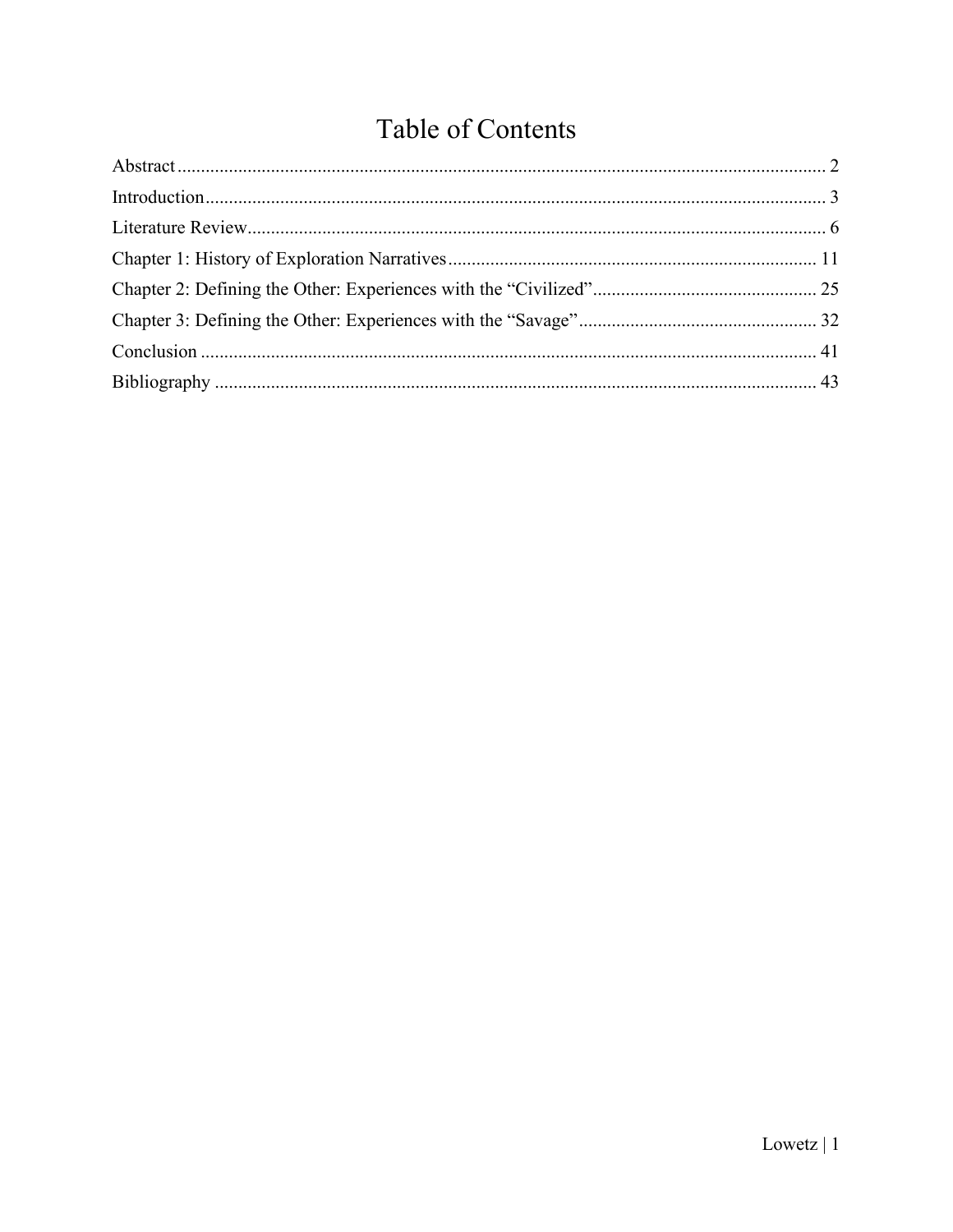# Table of Contents

Abstract .......... 2

Introduction .......... 3

Literature Review .......... 6

Chapter 1: History of Exploration Narratives .......... 11

Chapter 2: Defining the Other: Experiences with the “Civilized” .......... 25

Chapter 3: Defining the Other: Experiences with the “Savage” .......... 32

Conclusion .......... 41

Bibliography .......... 43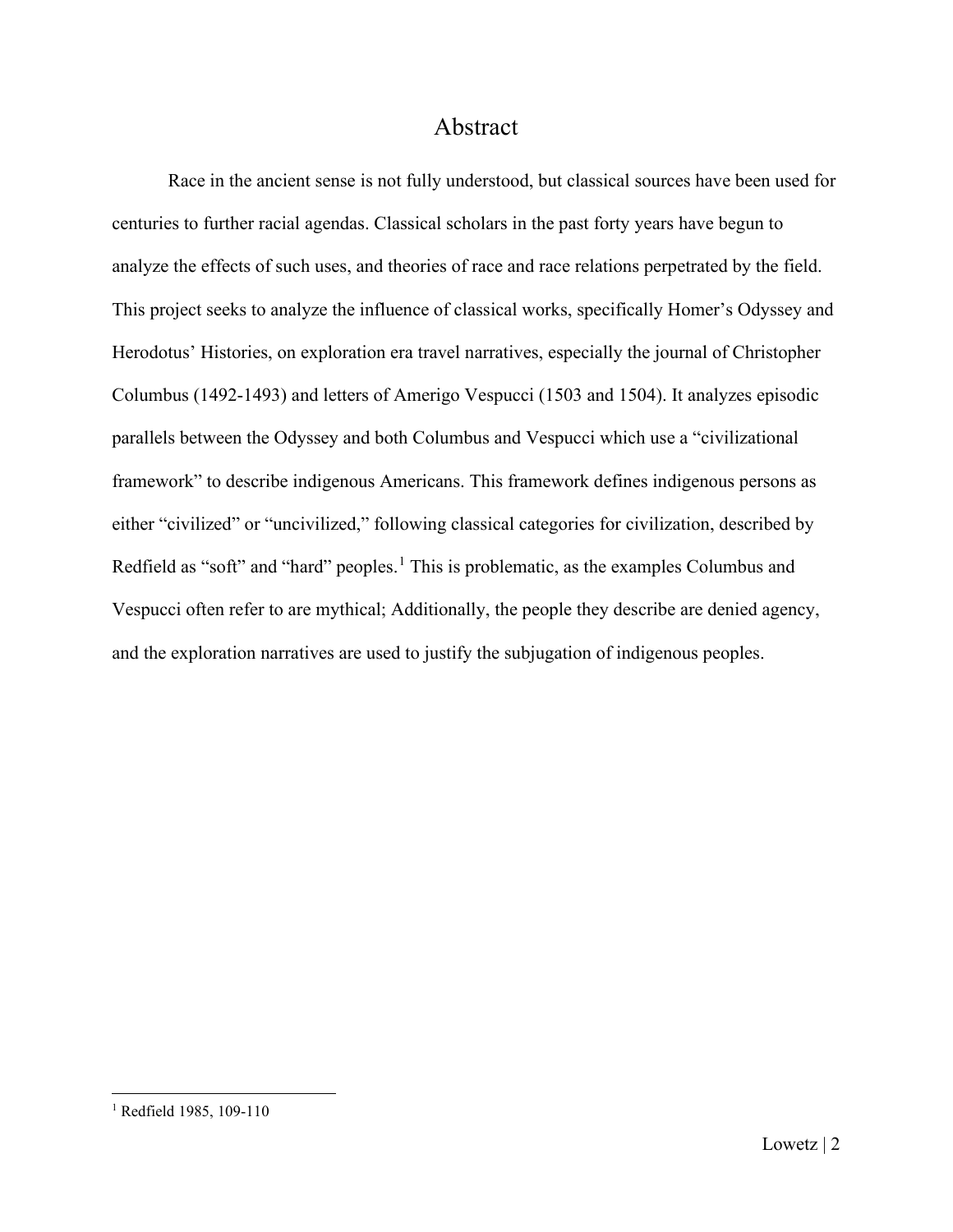# Abstract

Race in the ancient sense is not fully understood, but classical sources have been used for centuries to further racial agendas. Classical scholars in the past forty years have begun to analyze the effects of such uses, and theories of race and race relations perpetrated by the field. This project seeks to analyze the influence of classical works, specifically Homer's Odyssey and Herodotus' Histories, on exploration era travel narratives, especially the journal of Christopher Columbus (1492-1493) and letters of Amerigo Vespucci (1503 and 1504). It analyzes episodic parallels between the Odyssey and both Columbus and Vespucci which use a "civilizational framework" to describe indigenous Americans. This framework defines indigenous persons as either "civilized" or "uncivilized," following classical categories for civilization, described by Redfield as "soft" and "hard" peoples.[1] This is problematic, as the examples Columbus and Vespucci often refer to are mythical; Additionally, the people they describe are denied agency, and the exploration narratives are used to justify the subjugation of indigenous peoples.

[1] Redfield 1985, 109-110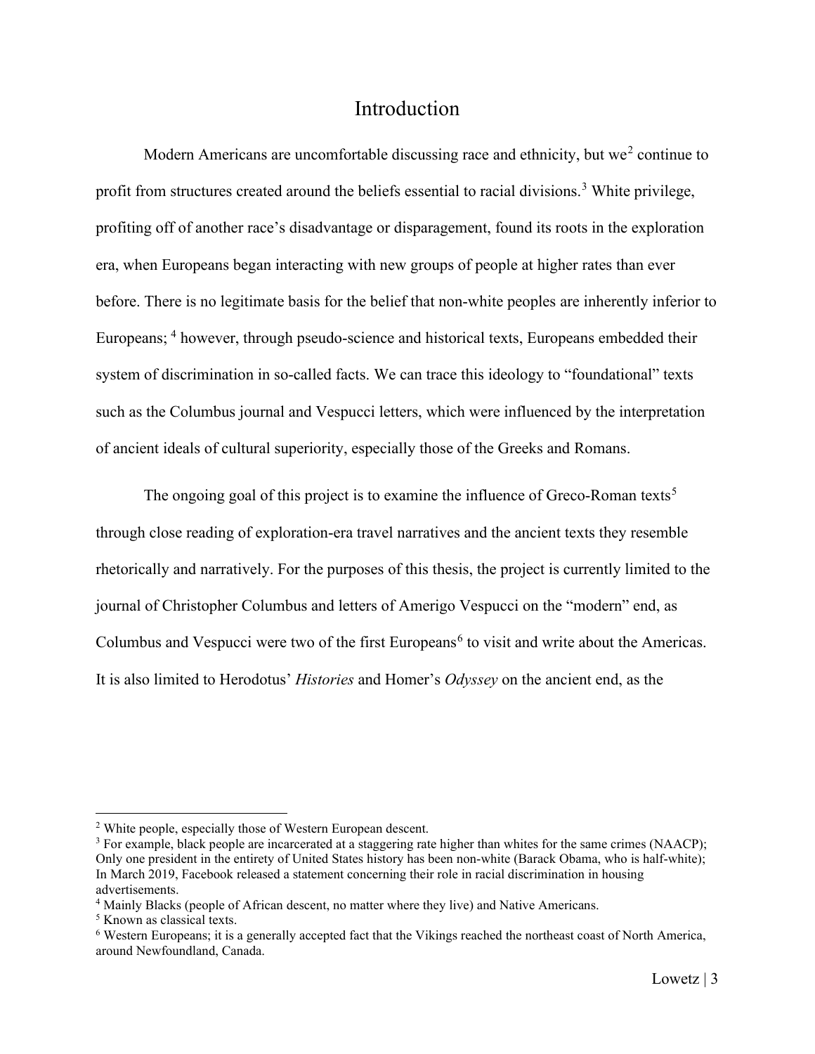# Introduction

Modern Americans are uncomfortable discussing race and ethnicity, but we[2] continue to profit from structures created around the beliefs essential to racial divisions.[3] White privilege, profiting off of another race's disadvantage or disparagement, found its roots in the exploration era, when Europeans began interacting with new groups of people at higher rates than ever before. There is no legitimate basis for the belief that non-white peoples are inherently inferior to Europeans; [4] however, through pseudo-science and historical texts, Europeans embedded their system of discrimination in so-called facts. We can trace this ideology to "foundational" texts such as the Columbus journal and Vespucci letters, which were influenced by the interpretation of ancient ideals of cultural superiority, especially those of the Greeks and Romans.

The ongoing goal of this project is to examine the influence of Greco-Roman texts[5] through close reading of exploration-era travel narratives and the ancient texts they resemble rhetorically and narratively. For the purposes of this thesis, the project is currently limited to the journal of Christopher Columbus and letters of Amerigo Vespucci on the "modern" end, as Columbus and Vespucci were two of the first Europeans[6] to visit and write about the Americas. It is also limited to Herodotus' *Histories* and Homer's *Odyssey* on the ancient end, as the

---

[2] White people, especially those of Western European descent.

[3] For example, black people are incarcerated at a staggering rate higher than whites for the same crimes (NAACP); Only one president in the entirety of United States history has been non-white (Barack Obama, who is half-white); In March 2019, Facebook released a statement concerning their role in racial discrimination in housing advertisements.

[4] Mainly Blacks (people of African descent, no matter where they live) and Native Americans.

[5] Known as classical texts.

[6] Western Europeans; it is a generally accepted fact that the Vikings reached the northeast coast of North America, around Newfoundland, Canada.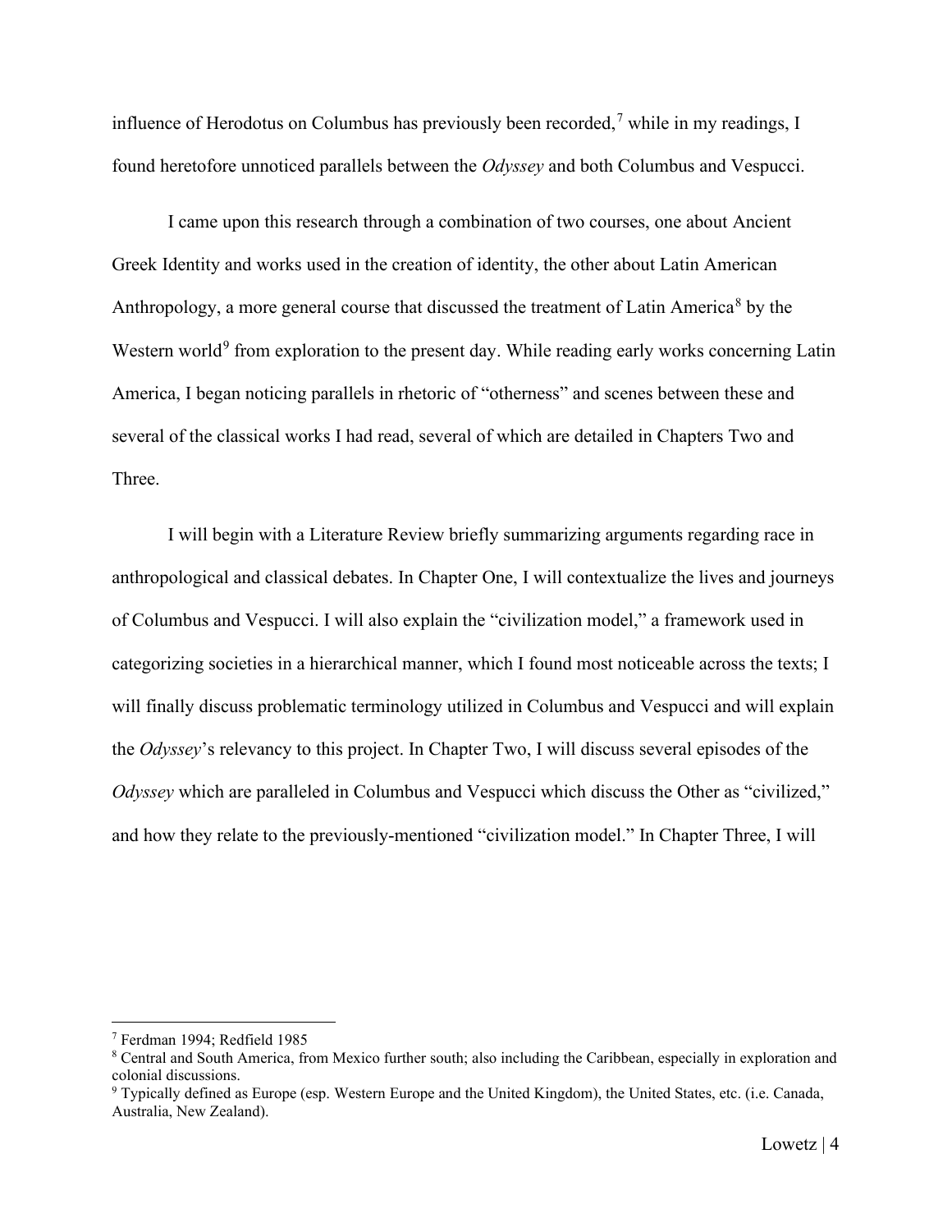influence of Herodotus on Columbus has previously been recorded,[7] while in my readings, I found heretofore unnoticed parallels between the *Odyssey* and both Columbus and Vespucci.

I came upon this research through a combination of two courses, one about Ancient Greek Identity and works used in the creation of identity, the other about Latin American Anthropology, a more general course that discussed the treatment of Latin America[8] by the Western world[9] from exploration to the present day. While reading early works concerning Latin America, I began noticing parallels in rhetoric of "otherness" and scenes between these and several of the classical works I had read, several of which are detailed in Chapters Two and Three.

I will begin with a Literature Review briefly summarizing arguments regarding race in anthropological and classical debates. In Chapter One, I will contextualize the lives and journeys of Columbus and Vespucci. I will also explain the "civilization model," a framework used in categorizing societies in a hierarchical manner, which I found most noticeable across the texts; I will finally discuss problematic terminology utilized in Columbus and Vespucci and will explain the *Odyssey*'s relevancy to this project. In Chapter Two, I will discuss several episodes of the *Odyssey* which are paralleled in Columbus and Vespucci which discuss the Other as "civilized," and how they relate to the previously-mentioned "civilization model." In Chapter Three, I will

---

[7] Ferdman 1994; Redfield 1985

[8] Central and South America, from Mexico further south; also including the Caribbean, especially in exploration and colonial discussions.

[9] Typically defined as Europe (esp. Western Europe and the United Kingdom), the United States, etc. (i.e. Canada, Australia, New Zealand).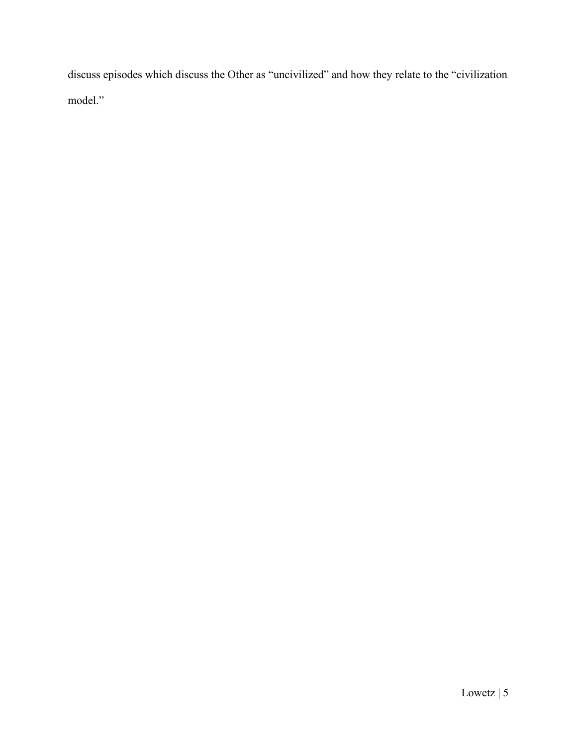discuss episodes which discuss the Other as “uncivilized” and how they relate to the “civilization model.”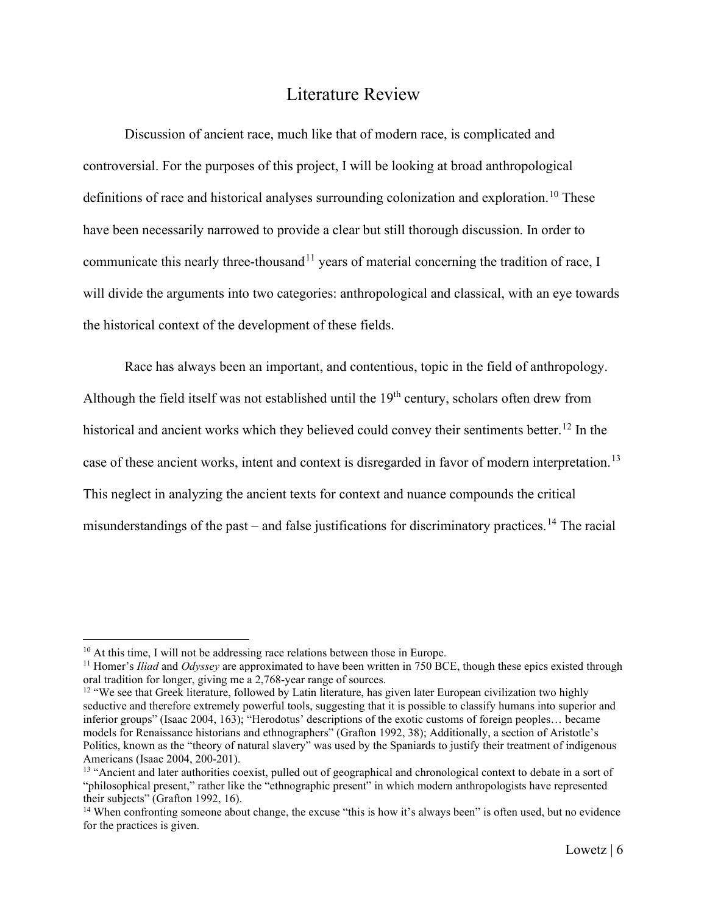# Literature Review

Discussion of ancient race, much like that of modern race, is complicated and controversial. For the purposes of this project, I will be looking at broad anthropological definitions of race and historical analyses surrounding colonization and exploration.[10] These have been necessarily narrowed to provide a clear but still thorough discussion. In order to communicate this nearly three-thousand[11] years of material concerning the tradition of race, I will divide the arguments into two categories: anthropological and classical, with an eye towards the historical context of the development of these fields.

Race has always been an important, and contentious, topic in the field of anthropology. Although the field itself was not established until the 19th century, scholars often drew from historical and ancient works which they believed could convey their sentiments better.[12] In the case of these ancient works, intent and context is disregarded in favor of modern interpretation.[13] This neglect in analyzing the ancient texts for context and nuance compounds the critical misunderstandings of the past – and false justifications for discriminatory practices.[14] The racial

---

[10] At this time, I will not be addressing race relations between those in Europe.

[11] Homer's *Iliad* and *Odyssey* are approximated to have been written in 750 BCE, though these epics existed through oral tradition for longer, giving me a 2,768-year range of sources.

[12] "We see that Greek literature, followed by Latin literature, has given later European civilization two highly seductive and therefore extremely powerful tools, suggesting that it is possible to classify humans into superior and inferior groups" (Isaac 2004, 163); "Herodotus' descriptions of the exotic customs of foreign peoples… became models for Renaissance historians and ethnographers" (Grafton 1992, 38); Additionally, a section of Aristotle's Politics, known as the "theory of natural slavery" was used by the Spaniards to justify their treatment of indigenous Americans (Isaac 2004, 200-201).

[13] "Ancient and later authorities coexist, pulled out of geographical and chronological context to debate in a sort of "philosophical present," rather like the "ethnographic present" in which modern anthropologists have represented their subjects" (Grafton 1992, 16).

[14] When confronting someone about change, the excuse "this is how it's always been" is often used, but no evidence for the practices is given.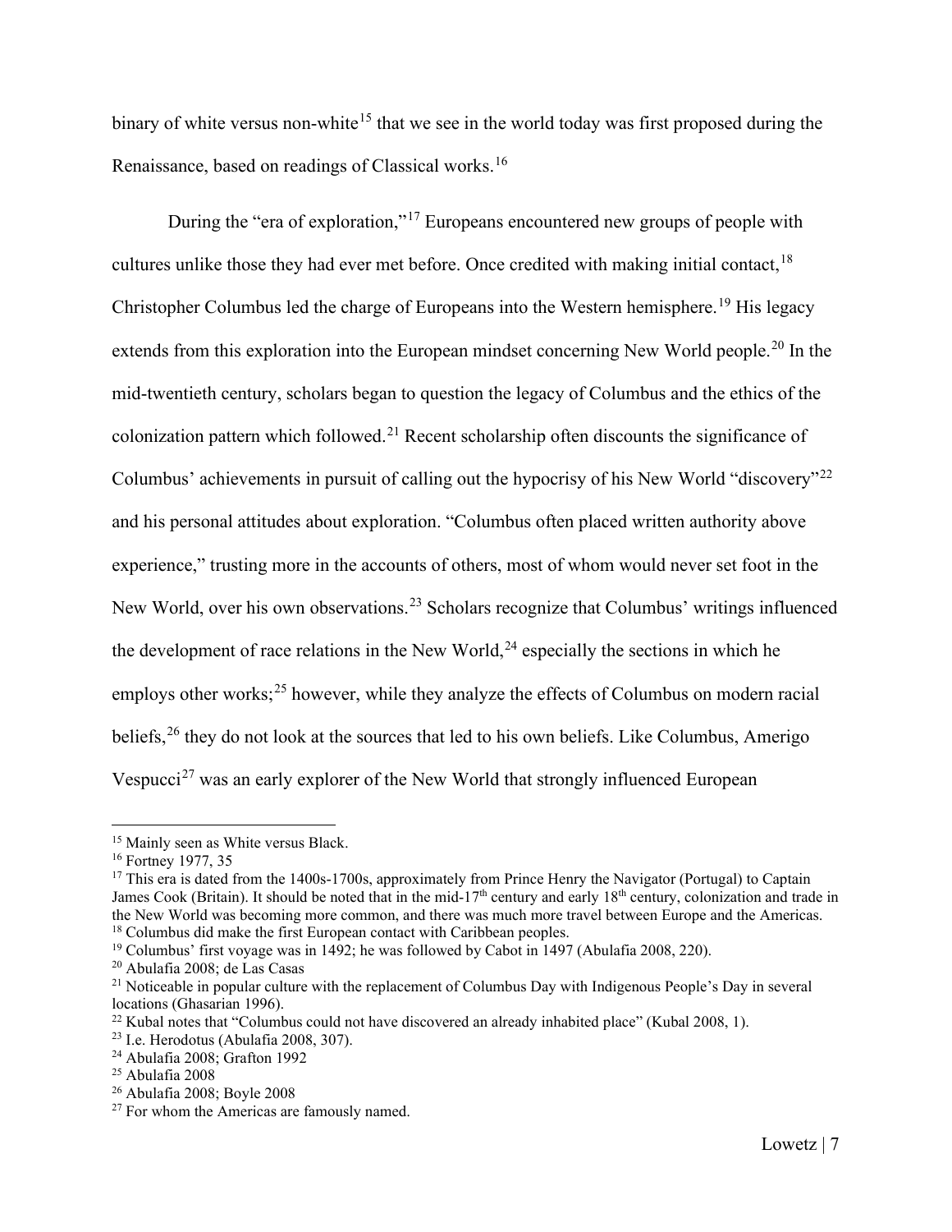binary of white versus non-white[15] that we see in the world today was first proposed during the Renaissance, based on readings of Classical works.[16]

During the "era of exploration,"[17] Europeans encountered new groups of people with cultures unlike those they had ever met before. Once credited with making initial contact,[18] Christopher Columbus led the charge of Europeans into the Western hemisphere.[19] His legacy extends from this exploration into the European mindset concerning New World people.[20] In the mid-twentieth century, scholars began to question the legacy of Columbus and the ethics of the colonization pattern which followed.[21] Recent scholarship often discounts the significance of Columbus' achievements in pursuit of calling out the hypocrisy of his New World "discovery"[22] and his personal attitudes about exploration. "Columbus often placed written authority above experience," trusting more in the accounts of others, most of whom would never set foot in the New World, over his own observations.[23] Scholars recognize that Columbus' writings influenced the development of race relations in the New World,[24] especially the sections in which he employs other works;[25] however, while they analyze the effects of Columbus on modern racial beliefs,[26] they do not look at the sources that led to his own beliefs. Like Columbus, Amerigo Vespucci[27] was an early explorer of the New World that strongly influenced European

---

[15] Mainly seen as White versus Black.

[16] Fortney 1977, 35

[17] This era is dated from the 1400s-1700s, approximately from Prince Henry the Navigator (Portugal) to Captain James Cook (Britain). It should be noted that in the mid-17th century and early 18th century, colonization and trade in the New World was becoming more common, and there was much more travel between Europe and the Americas.

[18] Columbus did make the first European contact with Caribbean peoples.

[19] Columbus' first voyage was in 1492; he was followed by Cabot in 1497 (Abulafia 2008, 220).

[20] Abulafia 2008; de Las Casas

[21] Noticeable in popular culture with the replacement of Columbus Day with Indigenous People's Day in several locations (Ghasarian 1996).

[22] Kubal notes that "Columbus could not have discovered an already inhabited place" (Kubal 2008, 1).

[23] I.e. Herodotus (Abulafia 2008, 307).

[24] Abulafia 2008; Grafton 1992

[25] Abulafia 2008

[26] Abulafia 2008; Boyle 2008

[27] For whom the Americas are famously named.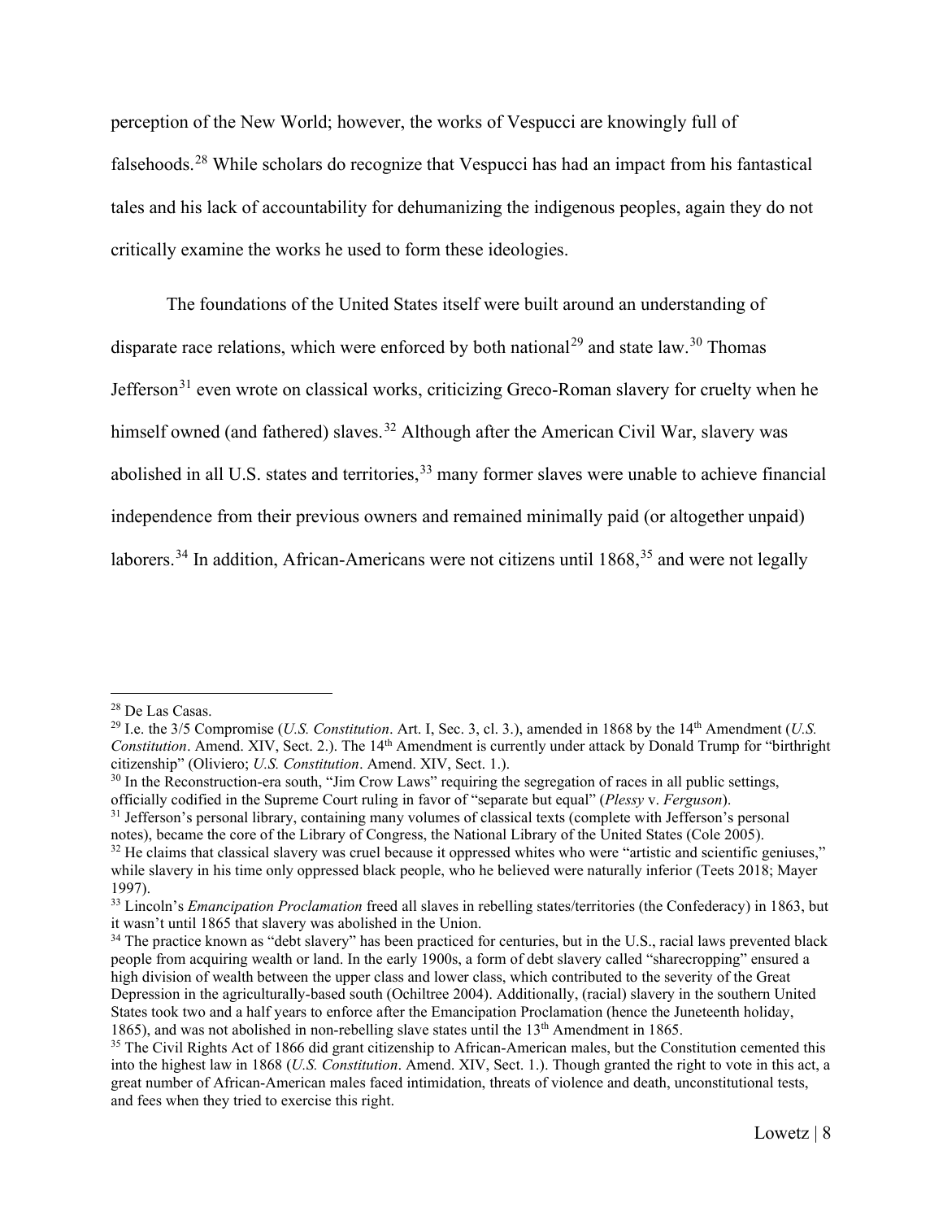perception of the New World; however, the works of Vespucci are knowingly full of falsehoods.[28] While scholars do recognize that Vespucci has had an impact from his fantastical tales and his lack of accountability for dehumanizing the indigenous peoples, again they do not critically examine the works he used to form these ideologies.

The foundations of the United States itself were built around an understanding of disparate race relations, which were enforced by both national[29] and state law.[30] Thomas Jefferson[31] even wrote on classical works, criticizing Greco-Roman slavery for cruelty when he himself owned (and fathered) slaves.[32] Although after the American Civil War, slavery was abolished in all U.S. states and territories,[33] many former slaves were unable to achieve financial independence from their previous owners and remained minimally paid (or altogether unpaid) laborers.[34] In addition, African-Americans were not citizens until 1868,[35] and were not legally

---

[28] De Las Casas.

[29] I.e. the 3/5 Compromise (*U.S. Constitution*. Art. I, Sec. 3, cl. 3.), amended in 1868 by the 14th Amendment (*U.S. Constitution*. Amend. XIV, Sect. 2.). The 14th Amendment is currently under attack by Donald Trump for "birthright citizenship" (Oliviero; *U.S. Constitution*. Amend. XIV, Sect. 1.).

[30] In the Reconstruction-era south, "Jim Crow Laws" requiring the segregation of races in all public settings, officially codified in the Supreme Court ruling in favor of "separate but equal" (*Plessy* v. *Ferguson*).

[31] Jefferson's personal library, containing many volumes of classical texts (complete with Jefferson's personal notes), became the core of the Library of Congress, the National Library of the United States (Cole 2005).

[32] He claims that classical slavery was cruel because it oppressed whites who were "artistic and scientific geniuses," while slavery in his time only oppressed black people, who he believed were naturally inferior (Teets 2018; Mayer 1997).

[33] Lincoln's *Emancipation Proclamation* freed all slaves in rebelling states/territories (the Confederacy) in 1863, but it wasn't until 1865 that slavery was abolished in the Union.

[34] The practice known as "debt slavery" has been practiced for centuries, but in the U.S., racial laws prevented black people from acquiring wealth or land. In the early 1900s, a form of debt slavery called "sharecropping" ensured a high division of wealth between the upper class and lower class, which contributed to the severity of the Great Depression in the agriculturally-based south (Ochiltree 2004). Additionally, (racial) slavery in the southern United States took two and a half years to enforce after the Emancipation Proclamation (hence the Juneteenth holiday, 1865), and was not abolished in non-rebelling slave states until the 13th Amendment in 1865.

[35] The Civil Rights Act of 1866 did grant citizenship to African-American males, but the Constitution cemented this into the highest law in 1868 (*U.S. Constitution*. Amend. XIV, Sect. 1.). Though granted the right to vote in this act, a great number of African-American males faced intimidation, threats of violence and death, unconstitutional tests, and fees when they tried to exercise this right.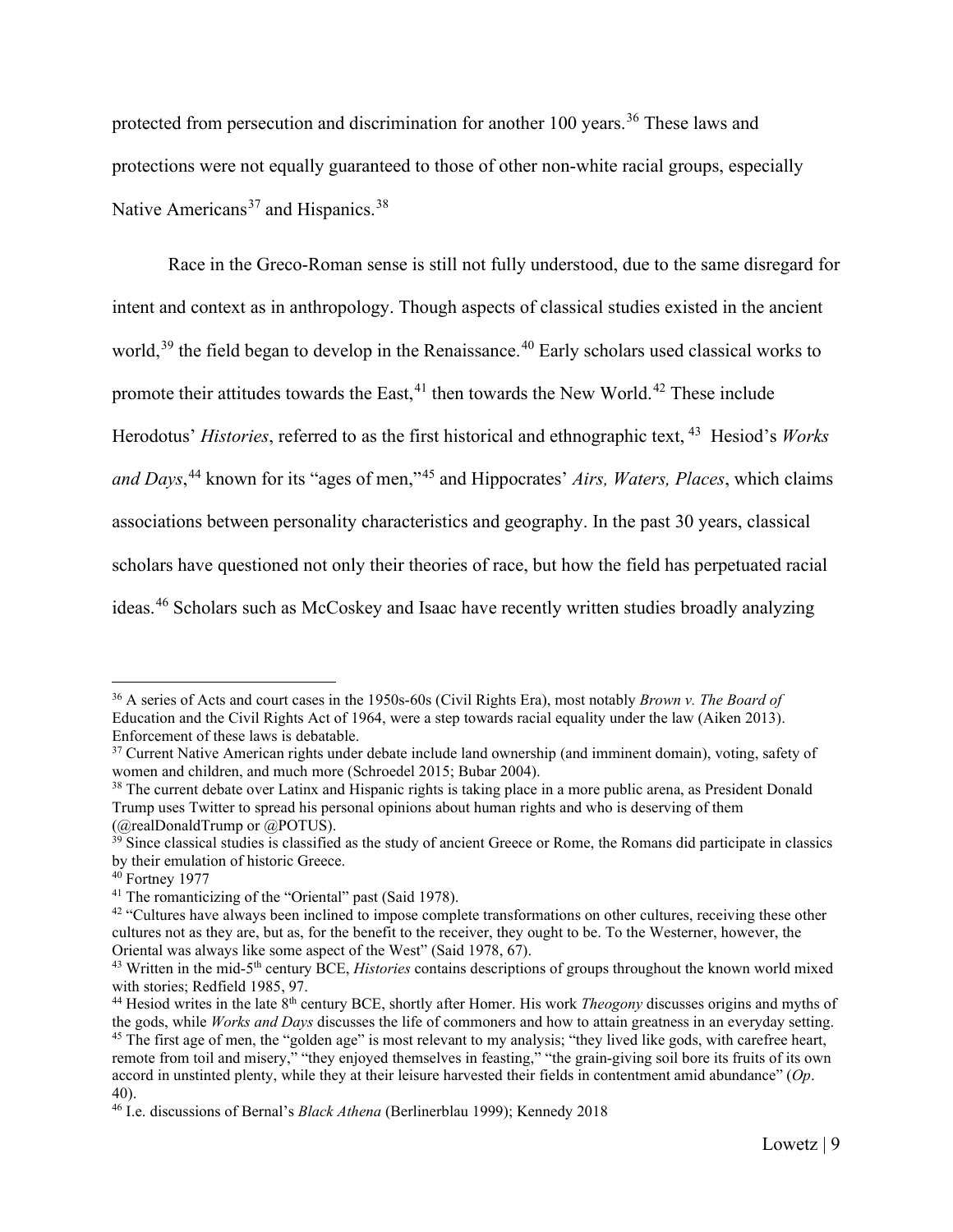protected from persecution and discrimination for another 100 years.[36] These laws and protections were not equally guaranteed to those of other non-white racial groups, especially Native Americans[37] and Hispanics.[38]

Race in the Greco-Roman sense is still not fully understood, due to the same disregard for intent and context as in anthropology. Though aspects of classical studies existed in the ancient world,[39] the field began to develop in the Renaissance.[40] Early scholars used classical works to promote their attitudes towards the East,[41] then towards the New World.[42] These include Herodotus' *Histories*, referred to as the first historical and ethnographic text, [43] Hesiod's *Works and Days*,[44] known for its "ages of men,"[45] and Hippocrates' *Airs, Waters, Places*, which claims associations between personality characteristics and geography. In the past 30 years, classical scholars have questioned not only their theories of race, but how the field has perpetuated racial ideas.[46] Scholars such as McCoskey and Isaac have recently written studies broadly analyzing

---

[36] A series of Acts and court cases in the 1950s-60s (Civil Rights Era), most notably *Brown v. The Board of* Education and the Civil Rights Act of 1964, were a step towards racial equality under the law (Aiken 2013). Enforcement of these laws is debatable.

[37] Current Native American rights under debate include land ownership (and imminent domain), voting, safety of women and children, and much more (Schroedel 2015; Bubar 2004).

[38] The current debate over Latinx and Hispanic rights is taking place in a more public arena, as President Donald Trump uses Twitter to spread his personal opinions about human rights and who is deserving of them (@realDonaldTrump or @POTUS).

[39] Since classical studies is classified as the study of ancient Greece or Rome, the Romans did participate in classics by their emulation of historic Greece.

[40] Fortney 1977

[41] The romanticizing of the "Oriental" past (Said 1978).

[42] "Cultures have always been inclined to impose complete transformations on other cultures, receiving these other cultures not as they are, but as, for the benefit to the receiver, they ought to be. To the Westerner, however, the Oriental was always like some aspect of the West" (Said 1978, 67).

[43] Written in the mid-5th century BCE, *Histories* contains descriptions of groups throughout the known world mixed with stories; Redfield 1985, 97.

[44] Hesiod writes in the late 8th century BCE, shortly after Homer. His work *Theogony* discusses origins and myths of the gods, while *Works and Days* discusses the life of commoners and how to attain greatness in an everyday setting.

[45] The first age of men, the "golden age" is most relevant to my analysis; "they lived like gods, with carefree heart, remote from toil and misery," "they enjoyed themselves in feasting," "the grain-giving soil bore its fruits of its own accord in unstinted plenty, while they at their leisure harvested their fields in contentment amid abundance" (*Op*. 40).

[46] I.e. discussions of Bernal's *Black Athena* (Berlinerblau 1999); Kennedy 2018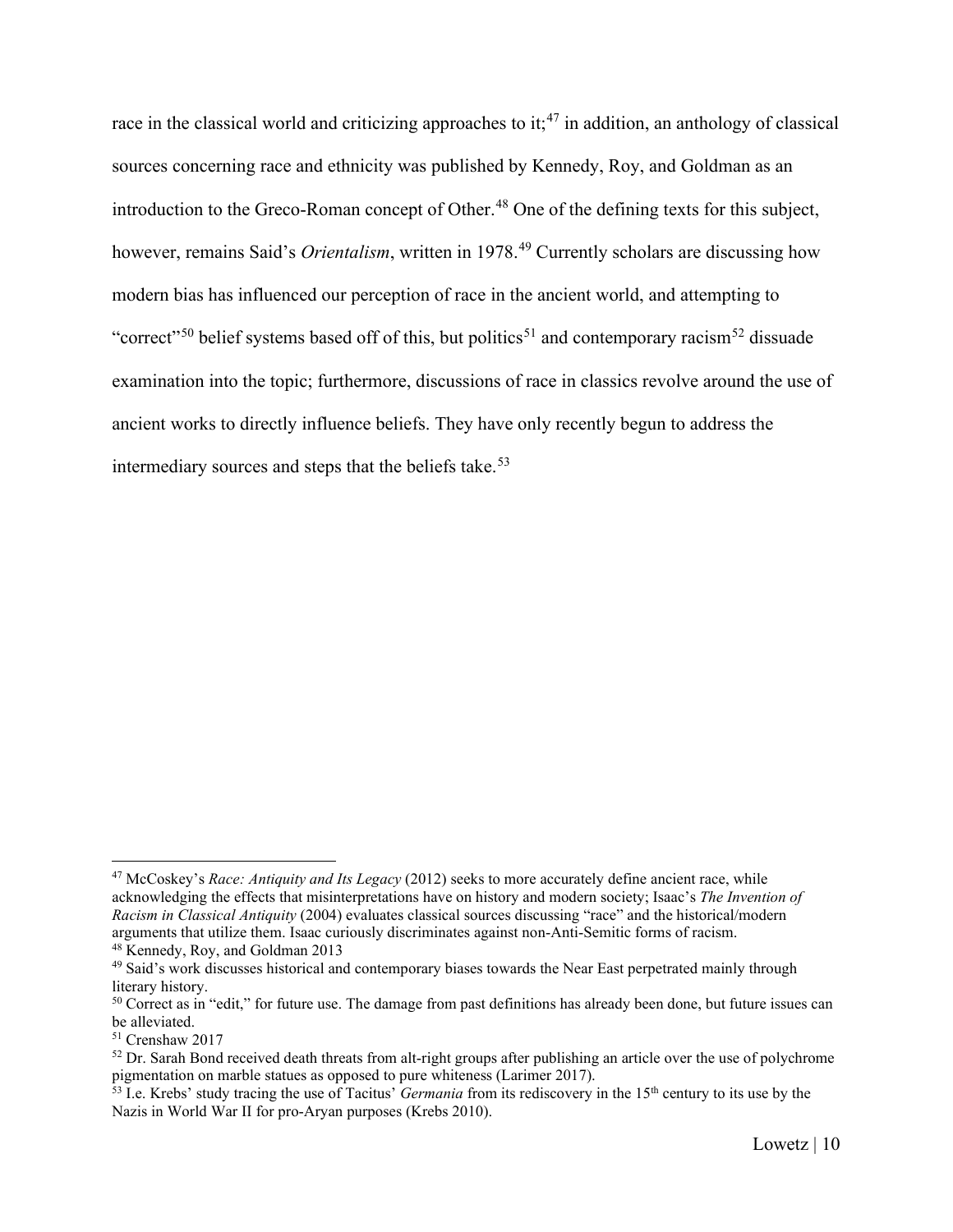race in the classical world and criticizing approaches to it;[47] in addition, an anthology of classical sources concerning race and ethnicity was published by Kennedy, Roy, and Goldman as an introduction to the Greco-Roman concept of Other.[48] One of the defining texts for this subject, however, remains Said's *Orientalism*, written in 1978.[49] Currently scholars are discussing how modern bias has influenced our perception of race in the ancient world, and attempting to "correct"[50] belief systems based off of this, but politics[51] and contemporary racism[52] dissuade examination into the topic; furthermore, discussions of race in classics revolve around the use of ancient works to directly influence beliefs. They have only recently begun to address the intermediary sources and steps that the beliefs take.[53]

---

[47] McCoskey's *Race: Antiquity and Its Legacy* (2012) seeks to more accurately define ancient race, while acknowledging the effects that misinterpretations have on history and modern society; Isaac's *The Invention of Racism in Classical Antiquity* (2004) evaluates classical sources discussing "race" and the historical/modern arguments that utilize them. Isaac curiously discriminates against non-Anti-Semitic forms of racism.

[48] Kennedy, Roy, and Goldman 2013

[49] Said's work discusses historical and contemporary biases towards the Near East perpetrated mainly through literary history.

[50] Correct as in "edit," for future use. The damage from past definitions has already been done, but future issues can be alleviated.

[51] Crenshaw 2017

[52] Dr. Sarah Bond received death threats from alt-right groups after publishing an article over the use of polychrome pigmentation on marble statues as opposed to pure whiteness (Larimer 2017).

[53] I.e. Krebs' study tracing the use of Tacitus' *Germania* from its rediscovery in the 15th century to its use by the Nazis in World War II for pro-Aryan purposes (Krebs 2010).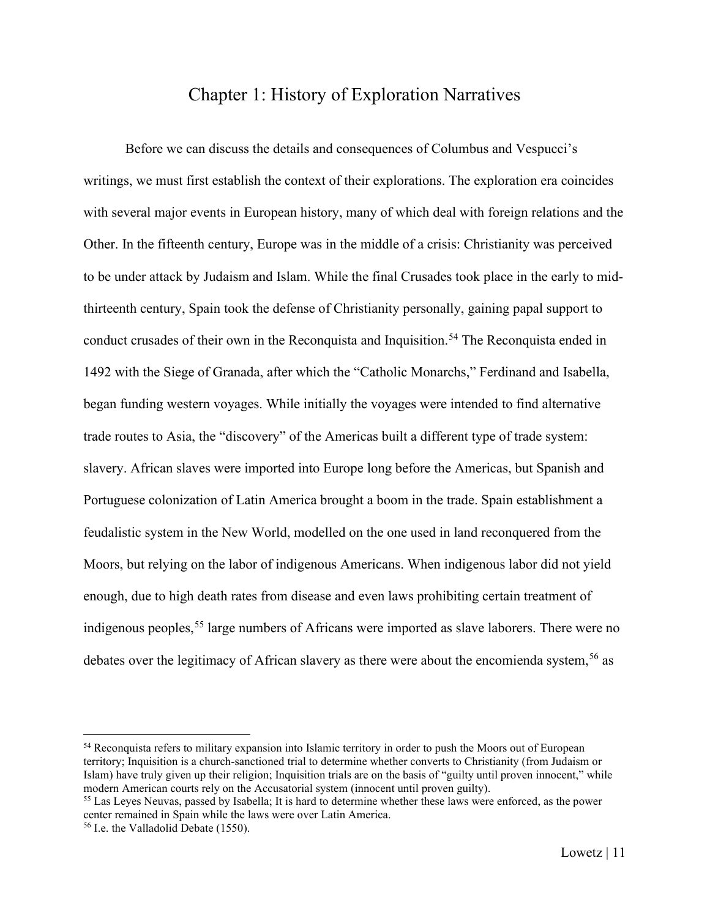# Chapter 1: History of Exploration Narratives

Before we can discuss the details and consequences of Columbus and Vespucci's writings, we must first establish the context of their explorations. The exploration era coincides with several major events in European history, many of which deal with foreign relations and the Other. In the fifteenth century, Europe was in the middle of a crisis: Christianity was perceived to be under attack by Judaism and Islam. While the final Crusades took place in the early to mid-thirteenth century, Spain took the defense of Christianity personally, gaining papal support to conduct crusades of their own in the Reconquista and Inquisition.[54] The Reconquista ended in 1492 with the Siege of Granada, after which the "Catholic Monarchs," Ferdinand and Isabella, began funding western voyages. While initially the voyages were intended to find alternative trade routes to Asia, the "discovery" of the Americas built a different type of trade system: slavery. African slaves were imported into Europe long before the Americas, but Spanish and Portuguese colonization of Latin America brought a boom in the trade. Spain establishment a feudalistic system in the New World, modelled on the one used in land reconquered from the Moors, but relying on the labor of indigenous Americans. When indigenous labor did not yield enough, due to high death rates from disease and even laws prohibiting certain treatment of indigenous peoples,[55] large numbers of Africans were imported as slave laborers. There were no debates over the legitimacy of African slavery as there were about the encomienda system,[56] as

---

[54] Reconquista refers to military expansion into Islamic territory in order to push the Moors out of European territory; Inquisition is a church-sanctioned trial to determine whether converts to Christianity (from Judaism or Islam) have truly given up their religion; Inquisition trials are on the basis of "guilty until proven innocent," while modern American courts rely on the Accusatorial system (innocent until proven guilty).

[55] Las Leyes Neuvas, passed by Isabella; It is hard to determine whether these laws were enforced, as the power center remained in Spain while the laws were over Latin America.

[56] I.e. the Valladolid Debate (1550).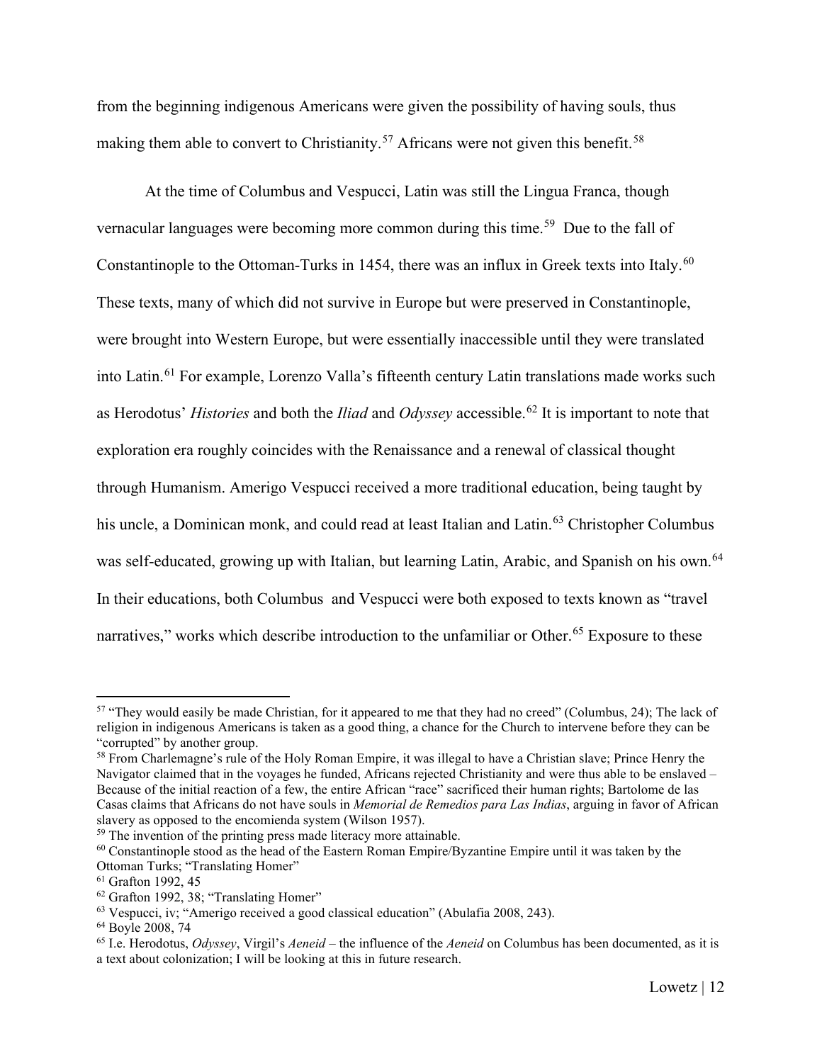from the beginning indigenous Americans were given the possibility of having souls, thus making them able to convert to Christianity.[57] Africans were not given this benefit.[58]

At the time of Columbus and Vespucci, Latin was still the Lingua Franca, though vernacular languages were becoming more common during this time.[59] Due to the fall of Constantinople to the Ottoman-Turks in 1454, there was an influx in Greek texts into Italy.[60] These texts, many of which did not survive in Europe but were preserved in Constantinople, were brought into Western Europe, but were essentially inaccessible until they were translated into Latin.[61] For example, Lorenzo Valla's fifteenth century Latin translations made works such as Herodotus' *Histories* and both the *Iliad* and *Odyssey* accessible.[62] It is important to note that exploration era roughly coincides with the Renaissance and a renewal of classical thought through Humanism. Amerigo Vespucci received a more traditional education, being taught by his uncle, a Dominican monk, and could read at least Italian and Latin.[63] Christopher Columbus was self-educated, growing up with Italian, but learning Latin, Arabic, and Spanish on his own.[64] In their educations, both Columbus and Vespucci were both exposed to texts known as "travel narratives," works which describe introduction to the unfamiliar or Other.[65] Exposure to these

---

[57] "They would easily be made Christian, for it appeared to me that they had no creed" (Columbus, 24); The lack of religion in indigenous Americans is taken as a good thing, a chance for the Church to intervene before they can be "corrupted" by another group.

[58] From Charlemagne's rule of the Holy Roman Empire, it was illegal to have a Christian slave; Prince Henry the Navigator claimed that in the voyages he funded, Africans rejected Christianity and were thus able to be enslaved – Because of the initial reaction of a few, the entire African "race" sacrificed their human rights; Bartolome de las Casas claims that Africans do not have souls in *Memorial de Remedios para Las Indias*, arguing in favor of African slavery as opposed to the encomienda system (Wilson 1957).

[59] The invention of the printing press made literacy more attainable.

[60] Constantinople stood as the head of the Eastern Roman Empire/Byzantine Empire until it was taken by the Ottoman Turks; "Translating Homer"

[61] Grafton 1992, 45

[62] Grafton 1992, 38; "Translating Homer"

[63] Vespucci, iv; "Amerigo received a good classical education" (Abulafia 2008, 243).

[64] Boyle 2008, 74

[65] I.e. Herodotus, *Odyssey*, Virgil's *Aeneid* – the influence of the *Aeneid* on Columbus has been documented, as it is a text about colonization; I will be looking at this in future research.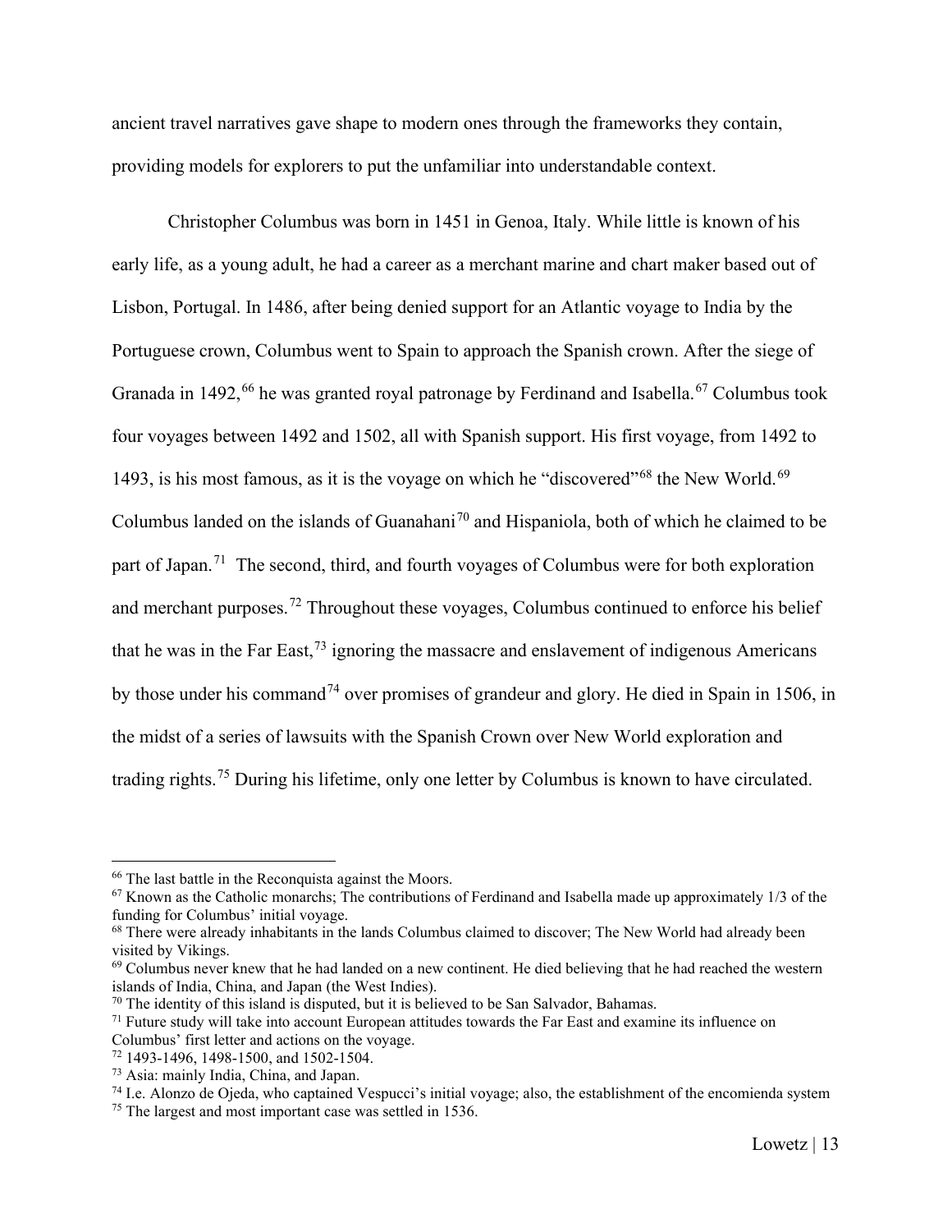ancient travel narratives gave shape to modern ones through the frameworks they contain, providing models for explorers to put the unfamiliar into understandable context.

Christopher Columbus was born in 1451 in Genoa, Italy. While little is known of his early life, as a young adult, he had a career as a merchant marine and chart maker based out of Lisbon, Portugal. In 1486, after being denied support for an Atlantic voyage to India by the Portuguese crown, Columbus went to Spain to approach the Spanish crown. After the siege of Granada in 1492,[66] he was granted royal patronage by Ferdinand and Isabella.[67] Columbus took four voyages between 1492 and 1502, all with Spanish support. His first voyage, from 1492 to 1493, is his most famous, as it is the voyage on which he "discovered"[68] the New World.[69] Columbus landed on the islands of Guanahani[70] and Hispaniola, both of which he claimed to be part of Japan.[71] The second, third, and fourth voyages of Columbus were for both exploration and merchant purposes.[72] Throughout these voyages, Columbus continued to enforce his belief that he was in the Far East,[73] ignoring the massacre and enslavement of indigenous Americans by those under his command[74] over promises of grandeur and glory. He died in Spain in 1506, in the midst of a series of lawsuits with the Spanish Crown over New World exploration and trading rights.[75] During his lifetime, only one letter by Columbus is known to have circulated.

---

[66] The last battle in the Reconquista against the Moors.

[67] Known as the Catholic monarchs; The contributions of Ferdinand and Isabella made up approximately 1/3 of the funding for Columbus' initial voyage.

[68] There were already inhabitants in the lands Columbus claimed to discover; The New World had already been visited by Vikings.

[69] Columbus never knew that he had landed on a new continent. He died believing that he had reached the western islands of India, China, and Japan (the West Indies).

[70] The identity of this island is disputed, but it is believed to be San Salvador, Bahamas.

[71] Future study will take into account European attitudes towards the Far East and examine its influence on Columbus' first letter and actions on the voyage.

[72] 1493-1496, 1498-1500, and 1502-1504.

[73] Asia: mainly India, China, and Japan.

[74] I.e. Alonzo de Ojeda, who captained Vespucci's initial voyage; also, the establishment of the encomienda system

[75] The largest and most important case was settled in 1536.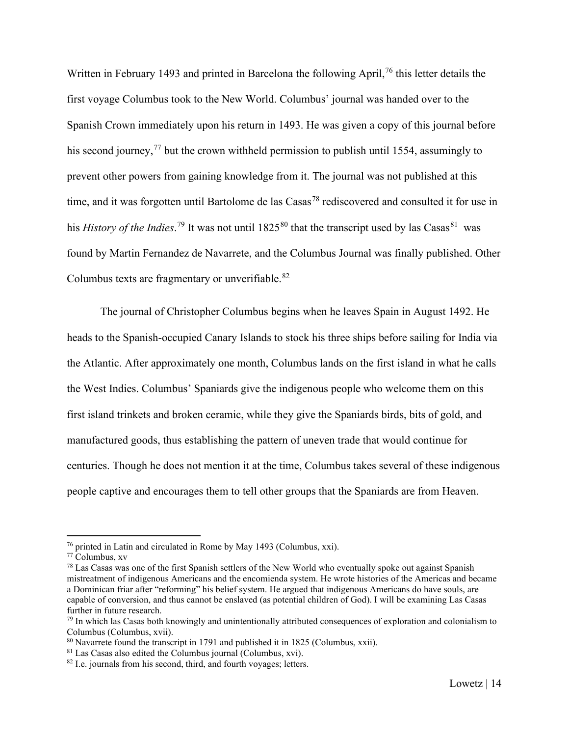Written in February 1493 and printed in Barcelona the following April,[76] this letter details the first voyage Columbus took to the New World. Columbus' journal was handed over to the Spanish Crown immediately upon his return in 1493. He was given a copy of this journal before his second journey,[77] but the crown withheld permission to publish until 1554, assumingly to prevent other powers from gaining knowledge from it. The journal was not published at this time, and it was forgotten until Bartolome de las Casas[78] rediscovered and consulted it for use in his *History of the Indies*.[79] It was not until 1825[80] that the transcript used by las Casas[81] was found by Martin Fernandez de Navarrete, and the Columbus Journal was finally published. Other Columbus texts are fragmentary or unverifiable.[82]

The journal of Christopher Columbus begins when he leaves Spain in August 1492. He heads to the Spanish-occupied Canary Islands to stock his three ships before sailing for India via the Atlantic. After approximately one month, Columbus lands on the first island in what he calls the West Indies. Columbus' Spaniards give the indigenous people who welcome them on this first island trinkets and broken ceramic, while they give the Spaniards birds, bits of gold, and manufactured goods, thus establishing the pattern of uneven trade that would continue for centuries. Though he does not mention it at the time, Columbus takes several of these indigenous people captive and encourages them to tell other groups that the Spaniards are from Heaven.

---

[76] printed in Latin and circulated in Rome by May 1493 (Columbus, xxi).

[77] Columbus, xv

[78] Las Casas was one of the first Spanish settlers of the New World who eventually spoke out against Spanish mistreatment of indigenous Americans and the encomienda system. He wrote histories of the Americas and became a Dominican friar after "reforming" his belief system. He argued that indigenous Americans do have souls, are capable of conversion, and thus cannot be enslaved (as potential children of God). I will be examining Las Casas further in future research.

[79] In which las Casas both knowingly and unintentionally attributed consequences of exploration and colonialism to Columbus (Columbus, xvii).

[80] Navarrete found the transcript in 1791 and published it in 1825 (Columbus, xxii).

[81] Las Casas also edited the Columbus journal (Columbus, xvi).

[82] I.e. journals from his second, third, and fourth voyages; letters.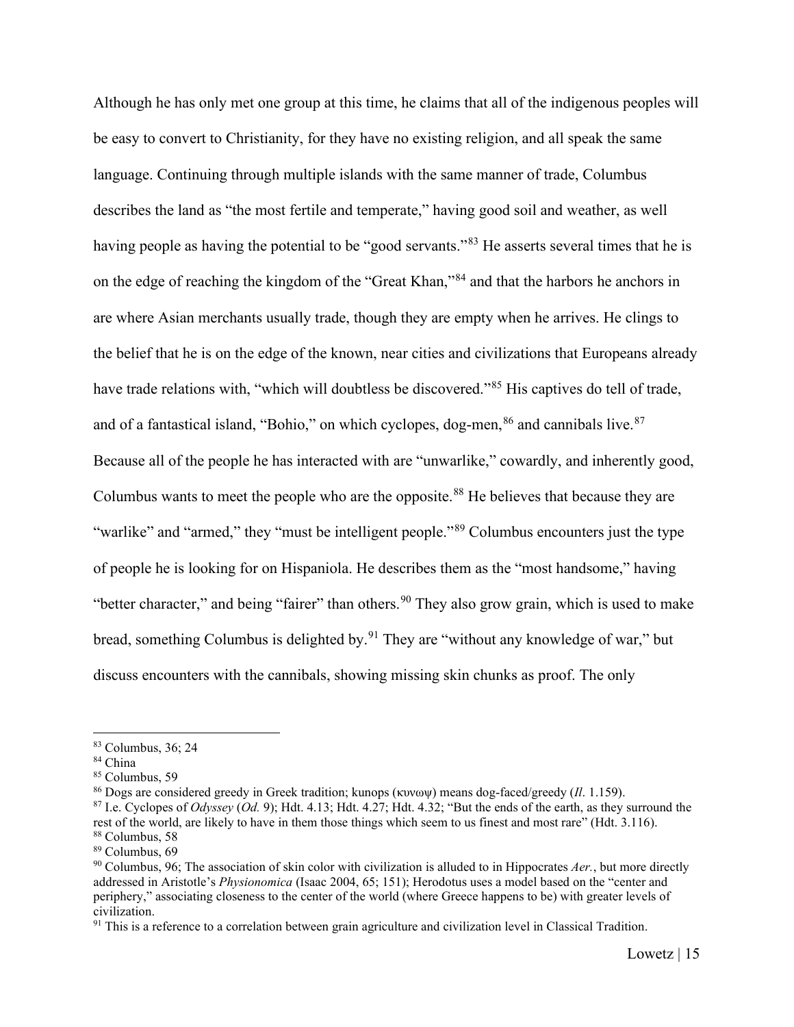Although he has only met one group at this time, he claims that all of the indigenous peoples will be easy to convert to Christianity, for they have no existing religion, and all speak the same language. Continuing through multiple islands with the same manner of trade, Columbus describes the land as "the most fertile and temperate," having good soil and weather, as well having people as having the potential to be "good servants."[83] He asserts several times that he is on the edge of reaching the kingdom of the "Great Khan,"[84] and that the harbors he anchors in are where Asian merchants usually trade, though they are empty when he arrives. He clings to the belief that he is on the edge of the known, near cities and civilizations that Europeans already have trade relations with, "which will doubtless be discovered."[85] His captives do tell of trade, and of a fantastical island, "Bohio," on which cyclopes, dog-men,[86] and cannibals live.[87] Because all of the people he has interacted with are "unwarlike," cowardly, and inherently good, Columbus wants to meet the people who are the opposite.[88] He believes that because they are "warlike" and "armed," they "must be intelligent people."[89] Columbus encounters just the type of people he is looking for on Hispaniola. He describes them as the "most handsome," having "better character," and being "fairer" than others.[90] They also grow grain, which is used to make bread, something Columbus is delighted by.[91] They are "without any knowledge of war," but discuss encounters with the cannibals, showing missing skin chunks as proof. The only

---

[83] Columbus, 36; 24

[84] China

[85] Columbus, 59

[86] Dogs are considered greedy in Greek tradition; kunops (κυνωψ) means dog-faced/greedy (*Il*. 1.159).

[87] I.e. Cyclopes of *Odyssey* (*Od.* 9); Hdt. 4.13; Hdt. 4.27; Hdt. 4.32; "But the ends of the earth, as they surround the rest of the world, are likely to have in them those things which seem to us finest and most rare" (Hdt. 3.116).

[88] Columbus, 58

[89] Columbus, 69

[90] Columbus, 96; The association of skin color with civilization is alluded to in Hippocrates *Aer.*, but more directly addressed in Aristotle's *Physionomica* (Isaac 2004, 65; 151); Herodotus uses a model based on the "center and periphery," associating closeness to the center of the world (where Greece happens to be) with greater levels of civilization.

[91] This is a reference to a correlation between grain agriculture and civilization level in Classical Tradition.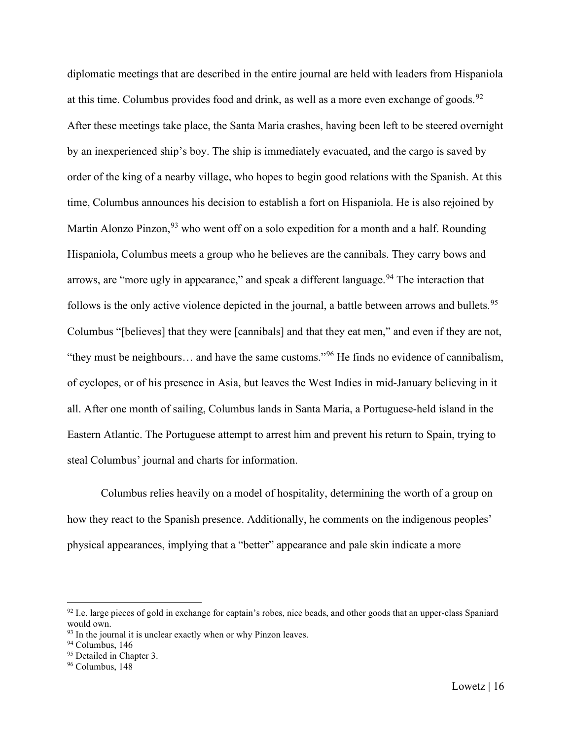diplomatic meetings that are described in the entire journal are held with leaders from Hispaniola at this time. Columbus provides food and drink, as well as a more even exchange of goods.[92] After these meetings take place, the Santa Maria crashes, having been left to be steered overnight by an inexperienced ship's boy. The ship is immediately evacuated, and the cargo is saved by order of the king of a nearby village, who hopes to begin good relations with the Spanish. At this time, Columbus announces his decision to establish a fort on Hispaniola. He is also rejoined by Martin Alonzo Pinzon,[93] who went off on a solo expedition for a month and a half. Rounding Hispaniola, Columbus meets a group who he believes are the cannibals. They carry bows and arrows, are "more ugly in appearance," and speak a different language.[94] The interaction that follows is the only active violence depicted in the journal, a battle between arrows and bullets.[95] Columbus "[believes] that they were [cannibals] and that they eat men," and even if they are not, "they must be neighbours… and have the same customs."[96] He finds no evidence of cannibalism, of cyclopes, or of his presence in Asia, but leaves the West Indies in mid-January believing in it all. After one month of sailing, Columbus lands in Santa Maria, a Portuguese-held island in the Eastern Atlantic. The Portuguese attempt to arrest him and prevent his return to Spain, trying to steal Columbus' journal and charts for information.

Columbus relies heavily on a model of hospitality, determining the worth of a group on how they react to the Spanish presence. Additionally, he comments on the indigenous peoples' physical appearances, implying that a "better" appearance and pale skin indicate a more

---

[92] I.e. large pieces of gold in exchange for captain's robes, nice beads, and other goods that an upper-class Spaniard would own.

[93] In the journal it is unclear exactly when or why Pinzon leaves.

[94] Columbus, 146

[95] Detailed in Chapter 3.

[96] Columbus, 148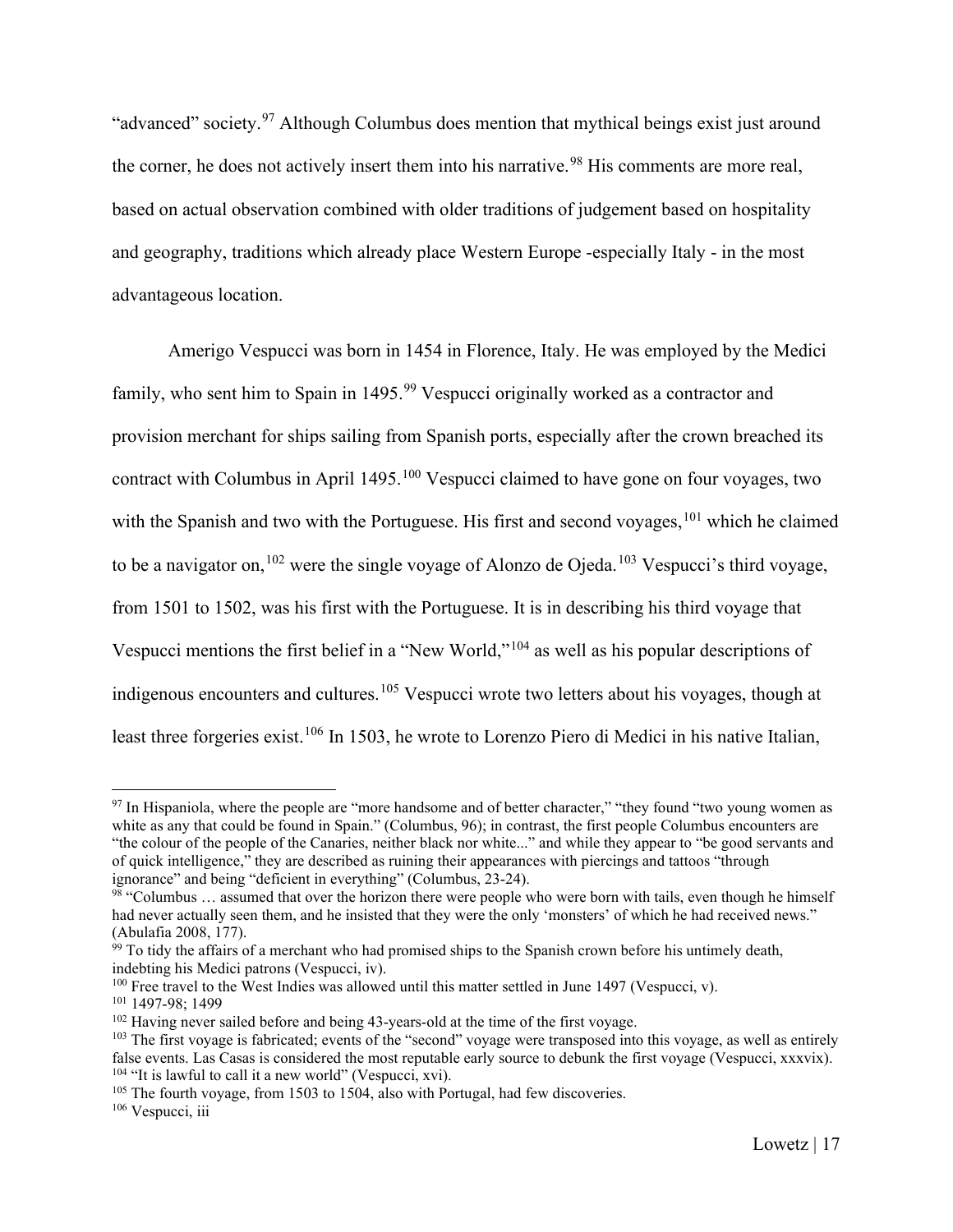"advanced" society.[97] Although Columbus does mention that mythical beings exist just around the corner, he does not actively insert them into his narrative.[98] His comments are more real, based on actual observation combined with older traditions of judgement based on hospitality and geography, traditions which already place Western Europe -especially Italy - in the most advantageous location.

Amerigo Vespucci was born in 1454 in Florence, Italy. He was employed by the Medici family, who sent him to Spain in 1495.[99] Vespucci originally worked as a contractor and provision merchant for ships sailing from Spanish ports, especially after the crown breached its contract with Columbus in April 1495.[100] Vespucci claimed to have gone on four voyages, two with the Spanish and two with the Portuguese. His first and second voyages,[101] which he claimed to be a navigator on,[102] were the single voyage of Alonzo de Ojeda.[103] Vespucci's third voyage, from 1501 to 1502, was his first with the Portuguese. It is in describing his third voyage that Vespucci mentions the first belief in a "New World,"[104] as well as his popular descriptions of indigenous encounters and cultures.[105] Vespucci wrote two letters about his voyages, though at least three forgeries exist.[106] In 1503, he wrote to Lorenzo Piero di Medici in his native Italian,

---

[97] In Hispaniola, where the people are "more handsome and of better character," "they found "two young women as white as any that could be found in Spain." (Columbus, 96); in contrast, the first people Columbus encounters are "the colour of the people of the Canaries, neither black nor white..." and while they appear to "be good servants and of quick intelligence," they are described as ruining their appearances with piercings and tattoos "through ignorance" and being "deficient in everything" (Columbus, 23-24).

[98] "Columbus … assumed that over the horizon there were people who were born with tails, even though he himself had never actually seen them, and he insisted that they were the only 'monsters' of which he had received news." (Abulafia 2008, 177).

[99] To tidy the affairs of a merchant who had promised ships to the Spanish crown before his untimely death, indebting his Medici patrons (Vespucci, iv).

[100] Free travel to the West Indies was allowed until this matter settled in June 1497 (Vespucci, v).

[101] 1497-98; 1499

[102] Having never sailed before and being 43-years-old at the time of the first voyage.

[103] The first voyage is fabricated; events of the "second" voyage were transposed into this voyage, as well as entirely false events. Las Casas is considered the most reputable early source to debunk the first voyage (Vespucci, xxxvix).

[104] "It is lawful to call it a new world" (Vespucci, xvi).

[105] The fourth voyage, from 1503 to 1504, also with Portugal, had few discoveries.

[106] Vespucci, iii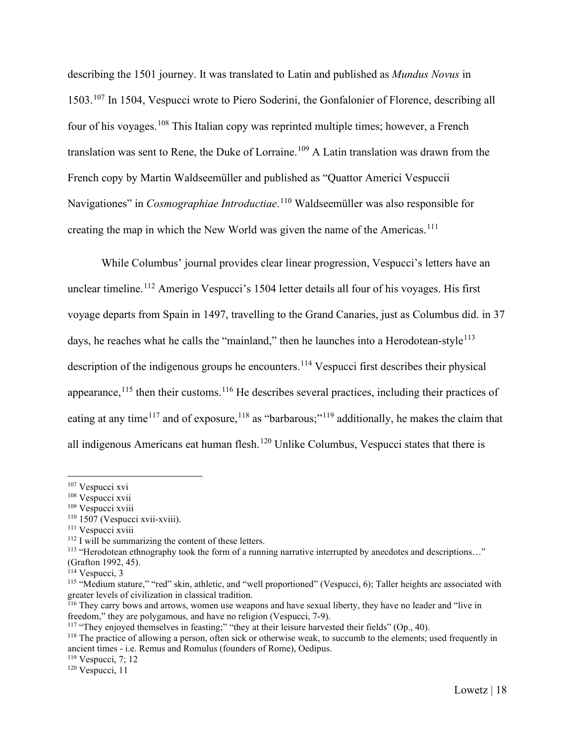describing the 1501 journey. It was translated to Latin and published as *Mundus Novus* in 1503.[107] In 1504, Vespucci wrote to Piero Soderini, the Gonfalonier of Florence, describing all four of his voyages.[108] This Italian copy was reprinted multiple times; however, a French translation was sent to Rene, the Duke of Lorraine.[109] A Latin translation was drawn from the French copy by Martin Waldseemüller and published as "Quattor Americi Vespuccii Navigationes" in *Cosmographiae Introductiae*.[110] Waldseemüller was also responsible for creating the map in which the New World was given the name of the Americas.[111]

While Columbus' journal provides clear linear progression, Vespucci's letters have an unclear timeline.[112] Amerigo Vespucci's 1504 letter details all four of his voyages. His first voyage departs from Spain in 1497, travelling to the Grand Canaries, just as Columbus did. in 37 days, he reaches what he calls the "mainland," then he launches into a Herodotean-style[113] description of the indigenous groups he encounters.[114] Vespucci first describes their physical appearance,[115] then their customs.[116] He describes several practices, including their practices of eating at any time[117] and of exposure,[118] as "barbarous;"[119] additionally, he makes the claim that all indigenous Americans eat human flesh.[120] Unlike Columbus, Vespucci states that there is

---

[107] Vespucci xvi

[108] Vespucci xvii

[109] Vespucci xviii

[110] 1507 (Vespucci xvii-xviii).

[111] Vespucci xviii

[112] I will be summarizing the content of these letters.

[113] "Herodotean ethnography took the form of a running narrative interrupted by anecdotes and descriptions…" (Grafton 1992, 45).

[114] Vespucci, 3

[115] "Medium stature," "red" skin, athletic, and "well proportioned" (Vespucci, 6); Taller heights are associated with greater levels of civilization in classical tradition.

[116] They carry bows and arrows, women use weapons and have sexual liberty, they have no leader and "live in freedom," they are polygamous, and have no religion (Vespucci, 7-9).

[117] "They enjoyed themselves in feasting;" "they at their leisure harvested their fields" (Op., 40).

[118] The practice of allowing a person, often sick or otherwise weak, to succumb to the elements; used frequently in ancient times - i.e. Remus and Romulus (founders of Rome), Oedipus.

[119] Vespucci, 7; 12

[120] Vespucci, 11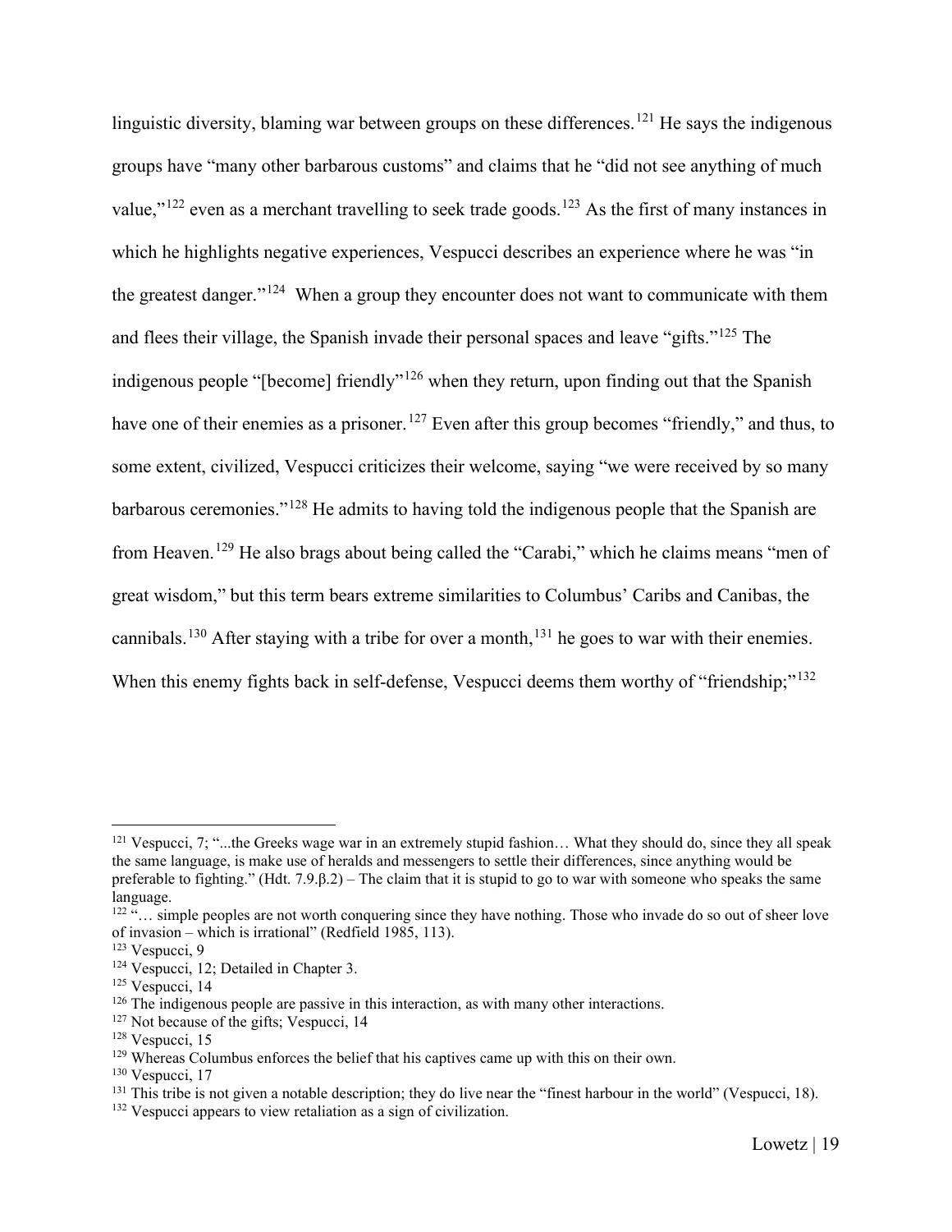linguistic diversity, blaming war between groups on these differences.[121] He says the indigenous groups have "many other barbarous customs" and claims that he "did not see anything of much value,"[122] even as a merchant travelling to seek trade goods.[123] As the first of many instances in which he highlights negative experiences, Vespucci describes an experience where he was "in the greatest danger."[124] When a group they encounter does not want to communicate with them and flees their village, the Spanish invade their personal spaces and leave "gifts."[125] The indigenous people "[become] friendly"[126] when they return, upon finding out that the Spanish have one of their enemies as a prisoner.[127] Even after this group becomes "friendly," and thus, to some extent, civilized, Vespucci criticizes their welcome, saying "we were received by so many barbarous ceremonies."[128] He admits to having told the indigenous people that the Spanish are from Heaven.[129] He also brags about being called the "Carabi," which he claims means "men of great wisdom," but this term bears extreme similarities to Columbus' Caribs and Canibas, the cannibals.[130] After staying with a tribe for over a month,[131] he goes to war with their enemies. When this enemy fights back in self-defense, Vespucci deems them worthy of "friendship;"[132]

---

[121] Vespucci, 7; "...the Greeks wage war in an extremely stupid fashion… What they should do, since they all speak the same language, is make use of heralds and messengers to settle their differences, since anything would be preferable to fighting." (Hdt. 7.9.β.2) – The claim that it is stupid to go to war with someone who speaks the same language.

[122] "… simple peoples are not worth conquering since they have nothing. Those who invade do so out of sheer love of invasion – which is irrational" (Redfield 1985, 113).

[123] Vespucci, 9

[124] Vespucci, 12; Detailed in Chapter 3.

[125] Vespucci, 14

[126] The indigenous people are passive in this interaction, as with many other interactions.

[127] Not because of the gifts; Vespucci, 14

[128] Vespucci, 15

[129] Whereas Columbus enforces the belief that his captives came up with this on their own.

[130] Vespucci, 17

[131] This tribe is not given a notable description; they do live near the "finest harbour in the world" (Vespucci, 18).

[132] Vespucci appears to view retaliation as a sign of civilization.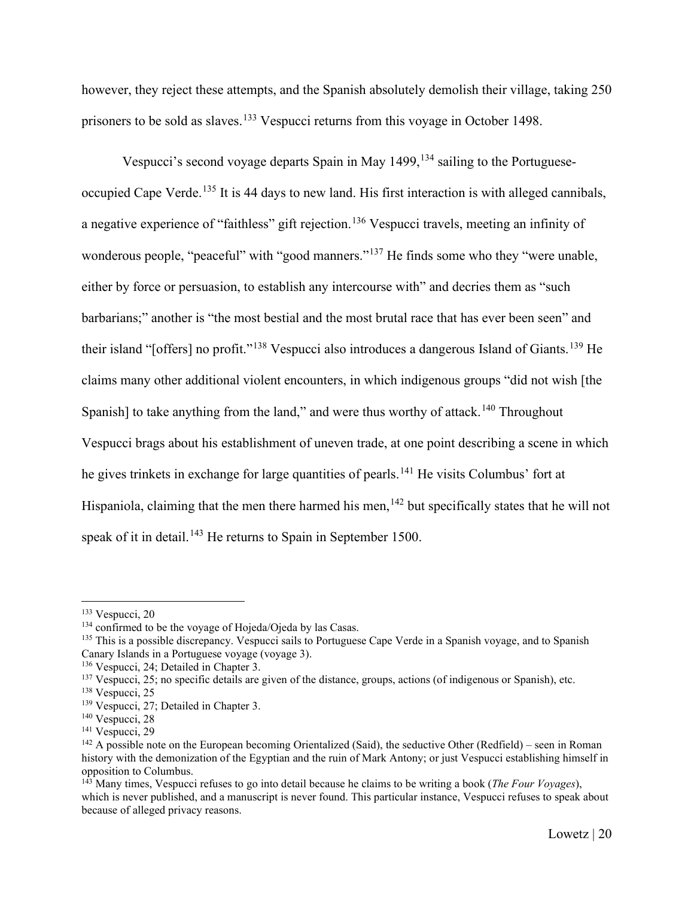however, they reject these attempts, and the Spanish absolutely demolish their village, taking 250 prisoners to be sold as slaves.[133] Vespucci returns from this voyage in October 1498.

Vespucci's second voyage departs Spain in May 1499,[134] sailing to the Portuguese-occupied Cape Verde.[135] It is 44 days to new land. His first interaction is with alleged cannibals, a negative experience of "faithless" gift rejection.[136] Vespucci travels, meeting an infinity of wonderous people, "peaceful" with "good manners."[137] He finds some who they "were unable, either by force or persuasion, to establish any intercourse with" and decries them as "such barbarians;" another is "the most bestial and the most brutal race that has ever been seen" and their island "[offers] no profit."[138] Vespucci also introduces a dangerous Island of Giants.[139] He claims many other additional violent encounters, in which indigenous groups "did not wish [the Spanish] to take anything from the land," and were thus worthy of attack.[140] Throughout Vespucci brags about his establishment of uneven trade, at one point describing a scene in which he gives trinkets in exchange for large quantities of pearls.[141] He visits Columbus' fort at Hispaniola, claiming that the men there harmed his men,[142] but specifically states that he will not speak of it in detail.[143] He returns to Spain in September 1500.

---

[133] Vespucci, 20

[134] confirmed to be the voyage of Hojeda/Ojeda by las Casas.

[135] This is a possible discrepancy. Vespucci sails to Portuguese Cape Verde in a Spanish voyage, and to Spanish Canary Islands in a Portuguese voyage (voyage 3).

[136] Vespucci, 24; Detailed in Chapter 3.

[137] Vespucci, 25; no specific details are given of the distance, groups, actions (of indigenous or Spanish), etc.

[138] Vespucci, 25

[139] Vespucci, 27; Detailed in Chapter 3.

[140] Vespucci, 28

[141] Vespucci, 29

[142] A possible note on the European becoming Orientalized (Said), the seductive Other (Redfield) – seen in Roman history with the demonization of the Egyptian and the ruin of Mark Antony; or just Vespucci establishing himself in opposition to Columbus.

[143] Many times, Vespucci refuses to go into detail because he claims to be writing a book (*The Four Voyages*), which is never published, and a manuscript is never found. This particular instance, Vespucci refuses to speak about because of alleged privacy reasons.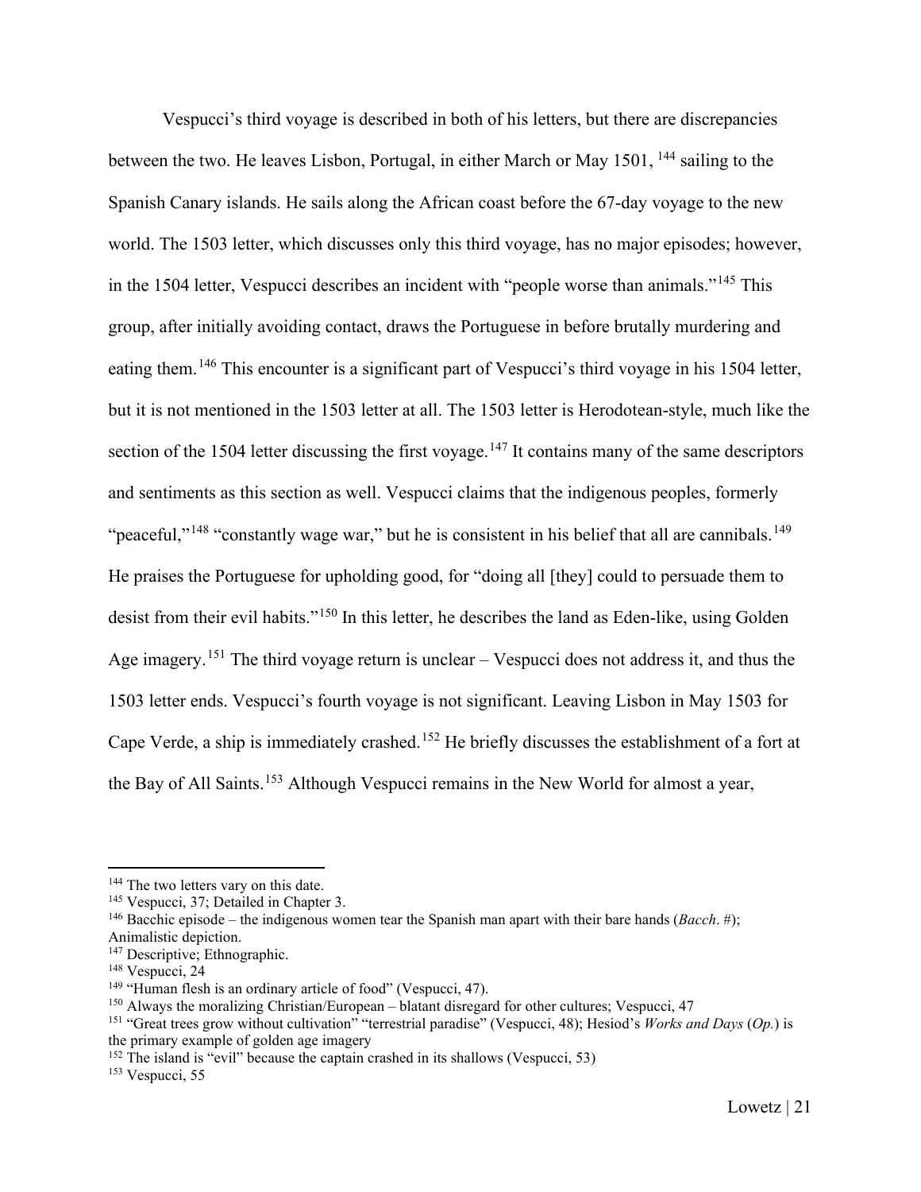Vespucci's third voyage is described in both of his letters, but there are discrepancies between the two. He leaves Lisbon, Portugal, in either March or May 1501, [144] sailing to the Spanish Canary islands. He sails along the African coast before the 67-day voyage to the new world. The 1503 letter, which discusses only this third voyage, has no major episodes; however, in the 1504 letter, Vespucci describes an incident with "people worse than animals."[145] This group, after initially avoiding contact, draws the Portuguese in before brutally murdering and eating them.[146] This encounter is a significant part of Vespucci's third voyage in his 1504 letter, but it is not mentioned in the 1503 letter at all. The 1503 letter is Herodotean-style, much like the section of the 1504 letter discussing the first voyage.[147] It contains many of the same descriptors and sentiments as this section as well. Vespucci claims that the indigenous peoples, formerly "peaceful,"[148] "constantly wage war," but he is consistent in his belief that all are cannibals.[149] He praises the Portuguese for upholding good, for "doing all [they] could to persuade them to desist from their evil habits."[150] In this letter, he describes the land as Eden-like, using Golden Age imagery.[151] The third voyage return is unclear – Vespucci does not address it, and thus the 1503 letter ends. Vespucci's fourth voyage is not significant. Leaving Lisbon in May 1503 for Cape Verde, a ship is immediately crashed.[152] He briefly discusses the establishment of a fort at the Bay of All Saints.[153] Although Vespucci remains in the New World for almost a year,

---

[144] The two letters vary on this date.

[145] Vespucci, 37; Detailed in Chapter 3.

[146] Bacchic episode – the indigenous women tear the Spanish man apart with their bare hands (*Bacch*. #); Animalistic depiction.

[147] Descriptive; Ethnographic.

[148] Vespucci, 24

[149] "Human flesh is an ordinary article of food" (Vespucci, 47).

[150] Always the moralizing Christian/European – blatant disregard for other cultures; Vespucci, 47

[151] "Great trees grow without cultivation" "terrestrial paradise" (Vespucci, 48); Hesiod's *Works and Days* (*Op.*) is the primary example of golden age imagery

[152] The island is "evil" because the captain crashed in its shallows (Vespucci, 53)

[153] Vespucci, 55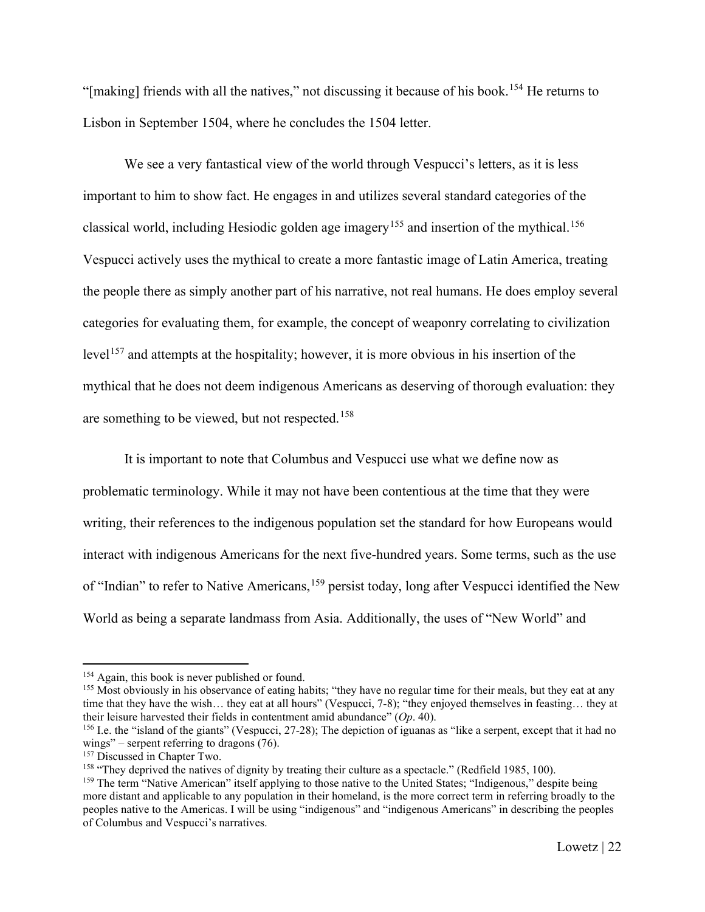"[making] friends with all the natives," not discussing it because of his book.[154] He returns to Lisbon in September 1504, where he concludes the 1504 letter.

We see a very fantastical view of the world through Vespucci's letters, as it is less important to him to show fact. He engages in and utilizes several standard categories of the classical world, including Hesiodic golden age imagery[155] and insertion of the mythical.[156] Vespucci actively uses the mythical to create a more fantastic image of Latin America, treating the people there as simply another part of his narrative, not real humans. He does employ several categories for evaluating them, for example, the concept of weaponry correlating to civilization level[157] and attempts at the hospitality; however, it is more obvious in his insertion of the mythical that he does not deem indigenous Americans as deserving of thorough evaluation: they are something to be viewed, but not respected.[158]

It is important to note that Columbus and Vespucci use what we define now as problematic terminology. While it may not have been contentious at the time that they were writing, their references to the indigenous population set the standard for how Europeans would interact with indigenous Americans for the next five-hundred years. Some terms, such as the use of "Indian" to refer to Native Americans,[159] persist today, long after Vespucci identified the New World as being a separate landmass from Asia. Additionally, the uses of "New World" and

---

[154] Again, this book is never published or found.

[155] Most obviously in his observance of eating habits; "they have no regular time for their meals, but they eat at any time that they have the wish… they eat at all hours" (Vespucci, 7-8); "they enjoyed themselves in feasting… they at their leisure harvested their fields in contentment amid abundance" (*Op*. 40).

[156] I.e. the "island of the giants" (Vespucci, 27-28); The depiction of iguanas as "like a serpent, except that it had no wings" – serpent referring to dragons (76).

[157] Discussed in Chapter Two.

[158] "They deprived the natives of dignity by treating their culture as a spectacle." (Redfield 1985, 100).

[159] The term "Native American" itself applying to those native to the United States; "Indigenous," despite being more distant and applicable to any population in their homeland, is the more correct term in referring broadly to the peoples native to the Americas. I will be using "indigenous" and "indigenous Americans" in describing the peoples of Columbus and Vespucci's narratives.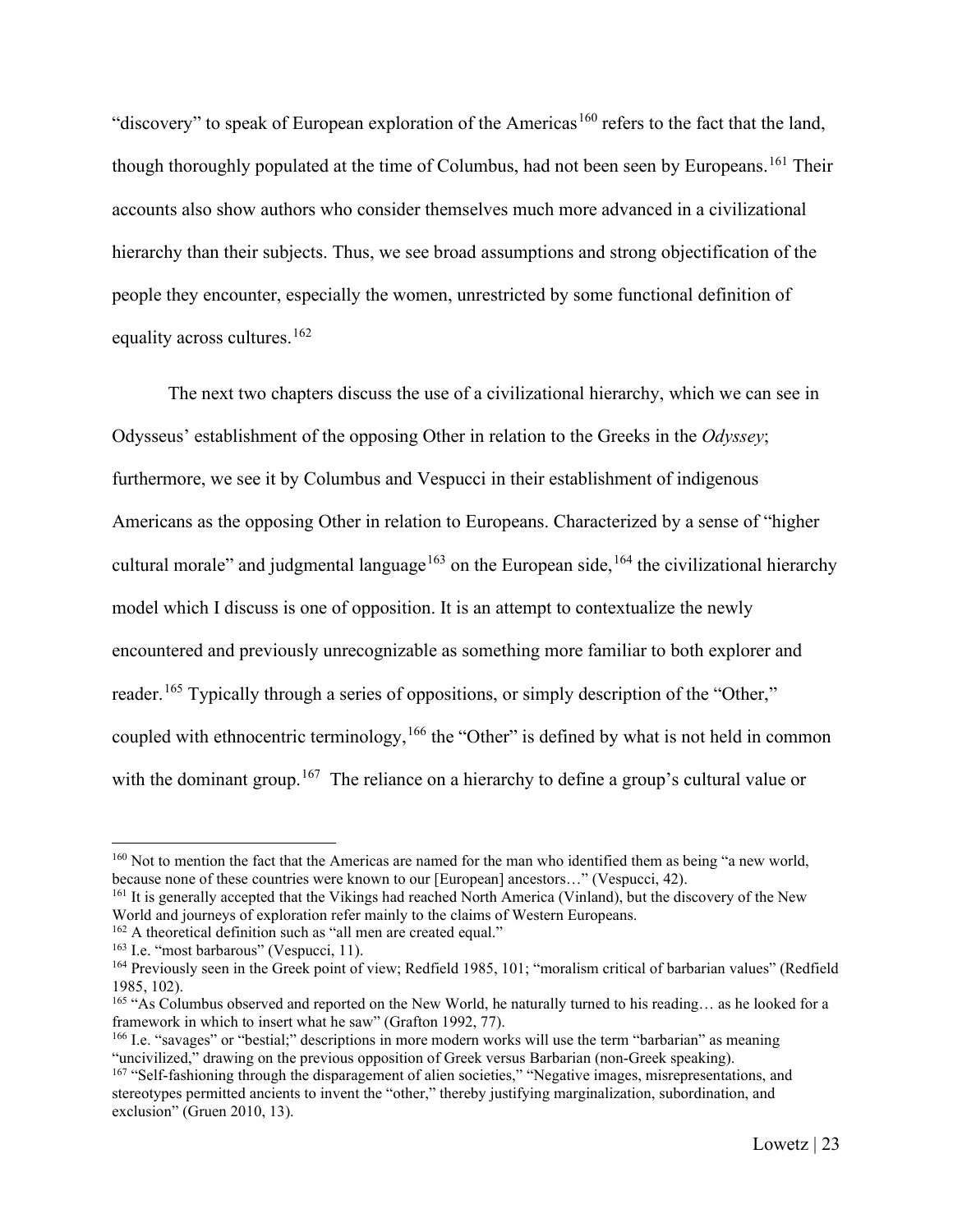"discovery" to speak of European exploration of the Americas[160] refers to the fact that the land, though thoroughly populated at the time of Columbus, had not been seen by Europeans.[161] Their accounts also show authors who consider themselves much more advanced in a civilizational hierarchy than their subjects. Thus, we see broad assumptions and strong objectification of the people they encounter, especially the women, unrestricted by some functional definition of equality across cultures.[162]

The next two chapters discuss the use of a civilizational hierarchy, which we can see in Odysseus' establishment of the opposing Other in relation to the Greeks in the *Odyssey*; furthermore, we see it by Columbus and Vespucci in their establishment of indigenous Americans as the opposing Other in relation to Europeans. Characterized by a sense of "higher cultural morale" and judgmental language[163] on the European side,[164] the civilizational hierarchy model which I discuss is one of opposition. It is an attempt to contextualize the newly encountered and previously unrecognizable as something more familiar to both explorer and reader.[165] Typically through a series of oppositions, or simply description of the "Other," coupled with ethnocentric terminology,[166] the "Other" is defined by what is not held in common with the dominant group.[167] The reliance on a hierarchy to define a group's cultural value or

---

[160] Not to mention the fact that the Americas are named for the man who identified them as being "a new world, because none of these countries were known to our [European] ancestors…" (Vespucci, 42).

[161] It is generally accepted that the Vikings had reached North America (Vinland), but the discovery of the New World and journeys of exploration refer mainly to the claims of Western Europeans.

[162] A theoretical definition such as "all men are created equal."

[163] I.e. "most barbarous" (Vespucci, 11).

[164] Previously seen in the Greek point of view; Redfield 1985, 101; "moralism critical of barbarian values" (Redfield 1985, 102).

[165] "As Columbus observed and reported on the New World, he naturally turned to his reading… as he looked for a framework in which to insert what he saw" (Grafton 1992, 77).

[166] I.e. "savages" or "bestial;" descriptions in more modern works will use the term "barbarian" as meaning "uncivilized," drawing on the previous opposition of Greek versus Barbarian (non-Greek speaking).

[167] "Self-fashioning through the disparagement of alien societies," "Negative images, misrepresentations, and stereotypes permitted ancients to invent the "other," thereby justifying marginalization, subordination, and exclusion" (Gruen 2010, 13).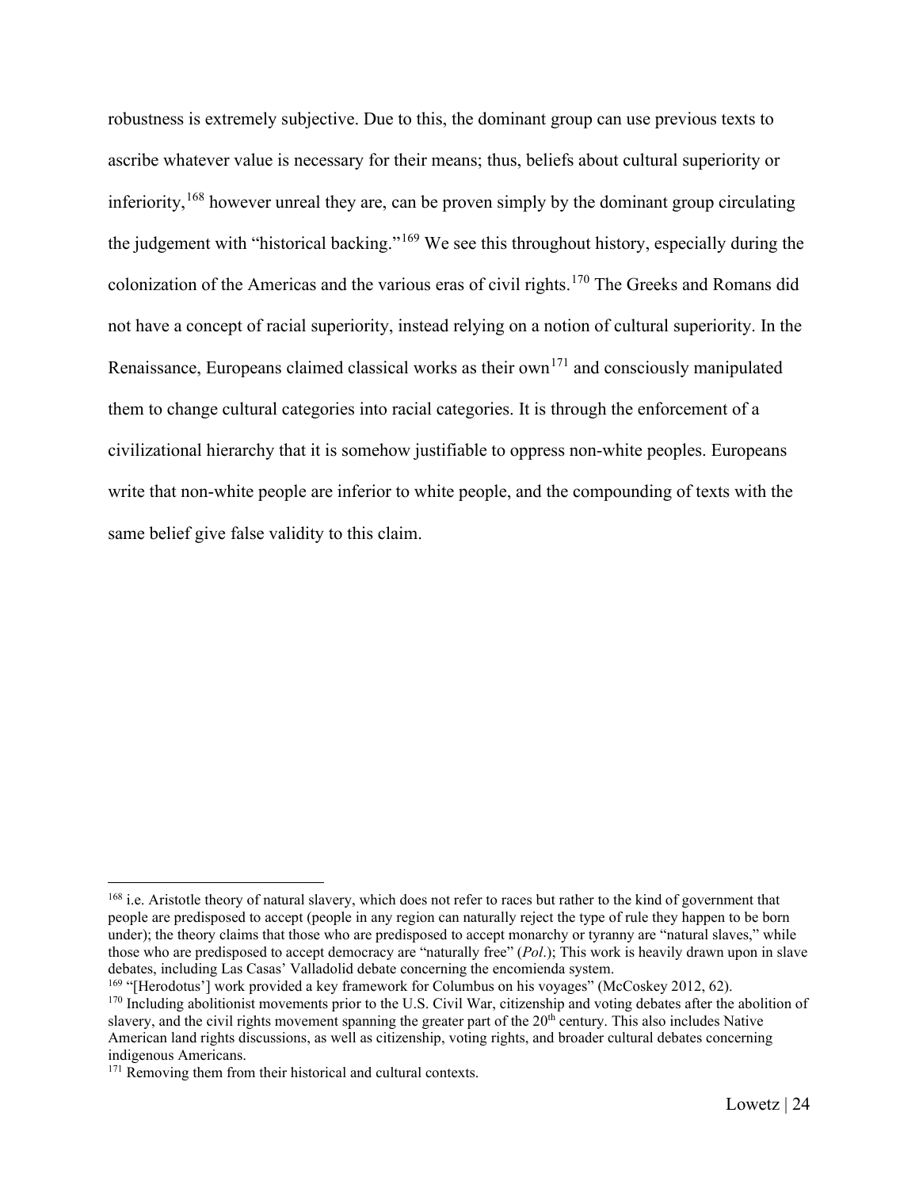robustness is extremely subjective. Due to this, the dominant group can use previous texts to ascribe whatever value is necessary for their means; thus, beliefs about cultural superiority or inferiority,[168] however unreal they are, can be proven simply by the dominant group circulating the judgement with "historical backing."[169] We see this throughout history, especially during the colonization of the Americas and the various eras of civil rights.[170] The Greeks and Romans did not have a concept of racial superiority, instead relying on a notion of cultural superiority. In the Renaissance, Europeans claimed classical works as their own[171] and consciously manipulated them to change cultural categories into racial categories. It is through the enforcement of a civilizational hierarchy that it is somehow justifiable to oppress non-white peoples. Europeans write that non-white people are inferior to white people, and the compounding of texts with the same belief give false validity to this claim.

---

[168] i.e. Aristotle theory of natural slavery, which does not refer to races but rather to the kind of government that people are predisposed to accept (people in any region can naturally reject the type of rule they happen to be born under); the theory claims that those who are predisposed to accept monarchy or tyranny are "natural slaves," while those who are predisposed to accept democracy are "naturally free" (*Pol*.); This work is heavily drawn upon in slave debates, including Las Casas' Valladolid debate concerning the encomienda system.

[169] "[Herodotus'] work provided a key framework for Columbus on his voyages" (McCoskey 2012, 62).

[170] Including abolitionist movements prior to the U.S. Civil War, citizenship and voting debates after the abolition of slavery, and the civil rights movement spanning the greater part of the 20th century. This also includes Native American land rights discussions, as well as citizenship, voting rights, and broader cultural debates concerning indigenous Americans.

[171] Removing them from their historical and cultural contexts.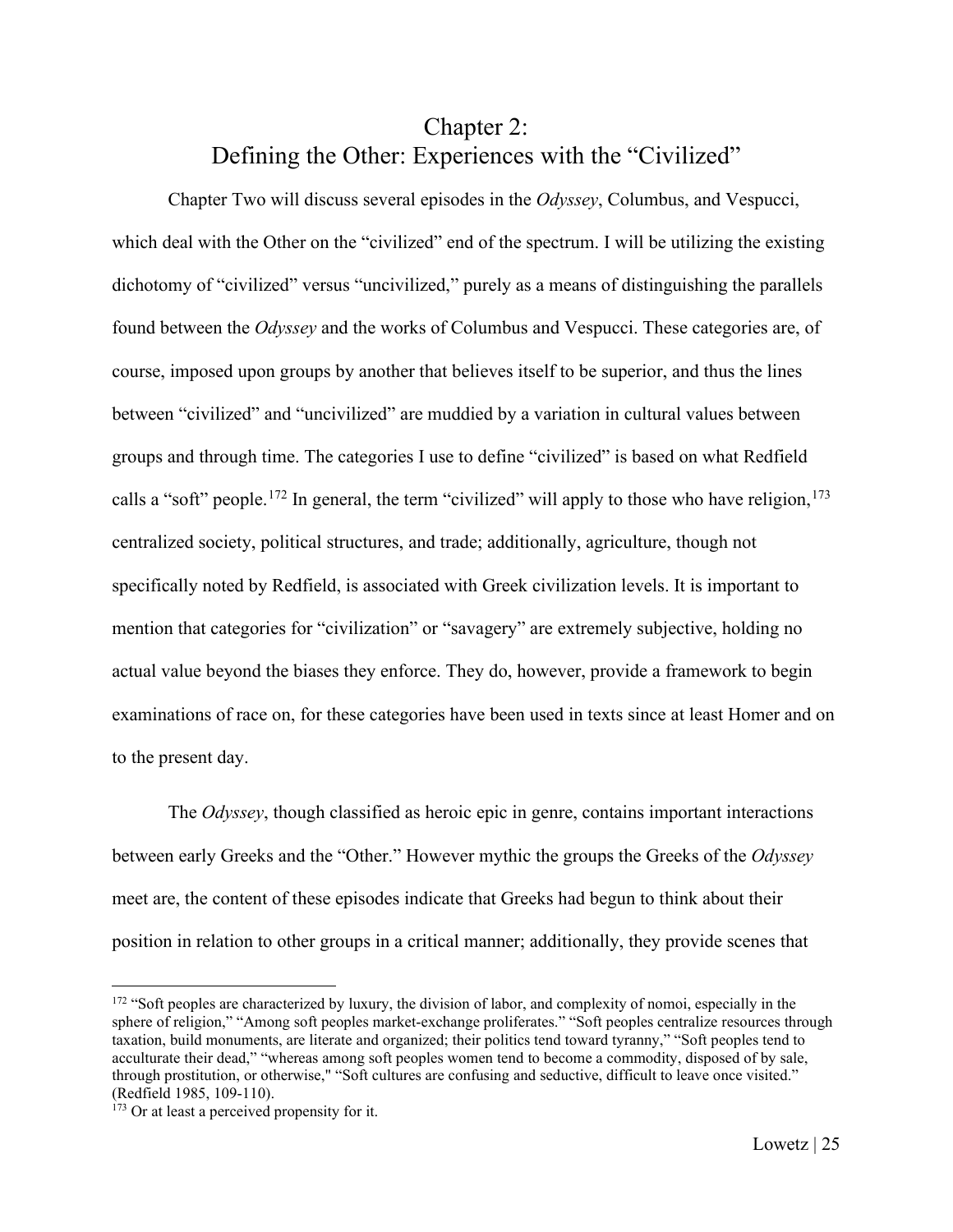# Chapter 2: Defining the Other: Experiences with the "Civilized"

Chapter Two will discuss several episodes in the *Odyssey*, Columbus, and Vespucci, which deal with the Other on the "civilized" end of the spectrum. I will be utilizing the existing dichotomy of "civilized" versus "uncivilized," purely as a means of distinguishing the parallels found between the *Odyssey* and the works of Columbus and Vespucci. These categories are, of course, imposed upon groups by another that believes itself to be superior, and thus the lines between "civilized" and "uncivilized" are muddied by a variation in cultural values between groups and through time. The categories I use to define "civilized" is based on what Redfield calls a "soft" people.[172] In general, the term "civilized" will apply to those who have religion,[173] centralized society, political structures, and trade; additionally, agriculture, though not specifically noted by Redfield, is associated with Greek civilization levels. It is important to mention that categories for "civilization" or "savagery" are extremely subjective, holding no actual value beyond the biases they enforce. They do, however, provide a framework to begin examinations of race on, for these categories have been used in texts since at least Homer and on to the present day.

The *Odyssey*, though classified as heroic epic in genre, contains important interactions between early Greeks and the "Other." However mythic the groups the Greeks of the *Odyssey* meet are, the content of these episodes indicate that Greeks had begun to think about their position in relation to other groups in a critical manner; additionally, they provide scenes that

---

[172] "Soft peoples are characterized by luxury, the division of labor, and complexity of nomoi, especially in the sphere of religion," "Among soft peoples market-exchange proliferates." "Soft peoples centralize resources through taxation, build monuments, are literate and organized; their politics tend toward tyranny," "Soft peoples tend to acculturate their dead," "whereas among soft peoples women tend to become a commodity, disposed of by sale, through prostitution, or otherwise," "Soft cultures are confusing and seductive, difficult to leave once visited." (Redfield 1985, 109-110).

[173] Or at least a perceived propensity for it.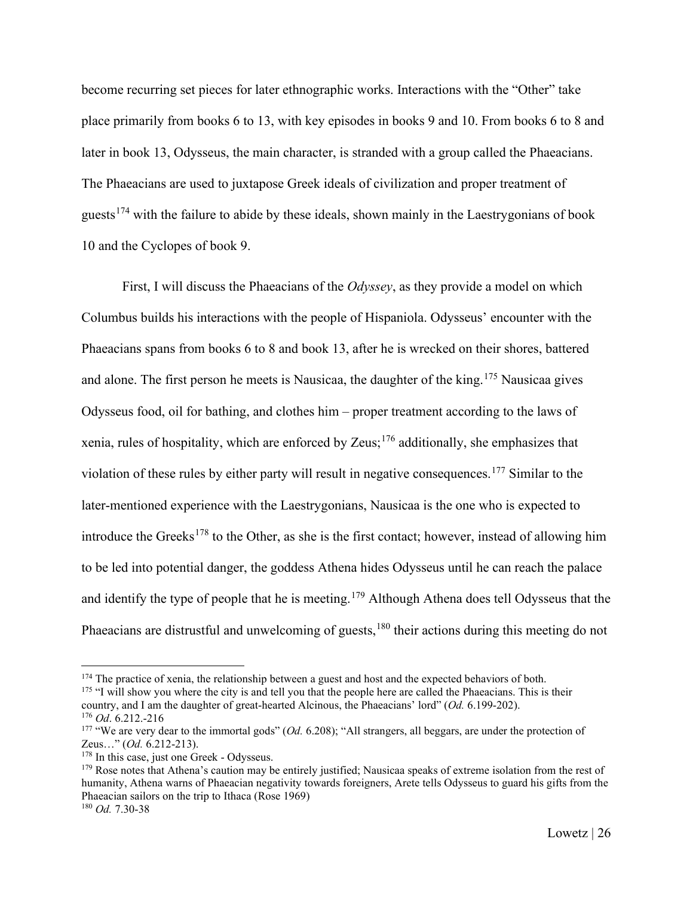become recurring set pieces for later ethnographic works. Interactions with the "Other" take place primarily from books 6 to 13, with key episodes in books 9 and 10. From books 6 to 8 and later in book 13, Odysseus, the main character, is stranded with a group called the Phaeacians. The Phaeacians are used to juxtapose Greek ideals of civilization and proper treatment of guests[174] with the failure to abide by these ideals, shown mainly in the Laestrygonians of book 10 and the Cyclopes of book 9.

First, I will discuss the Phaeacians of the *Odyssey*, as they provide a model on which Columbus builds his interactions with the people of Hispaniola. Odysseus' encounter with the Phaeacians spans from books 6 to 8 and book 13, after he is wrecked on their shores, battered and alone. The first person he meets is Nausicaa, the daughter of the king.[175] Nausicaa gives Odysseus food, oil for bathing, and clothes him – proper treatment according to the laws of xenia, rules of hospitality, which are enforced by Zeus;[176] additionally, she emphasizes that violation of these rules by either party will result in negative consequences.[177] Similar to the later-mentioned experience with the Laestrygonians, Nausicaa is the one who is expected to introduce the Greeks[178] to the Other, as she is the first contact; however, instead of allowing him to be led into potential danger, the goddess Athena hides Odysseus until he can reach the palace and identify the type of people that he is meeting.[179] Although Athena does tell Odysseus that the Phaeacians are distrustful and unwelcoming of guests,[180] their actions during this meeting do not

---

[174] The practice of xenia, the relationship between a guest and host and the expected behaviors of both.

[175] "I will show you where the city is and tell you that the people here are called the Phaeacians. This is their country, and I am the daughter of great-hearted Alcinous, the Phaeacians' lord" (*Od.* 6.199-202).

[176] *Od*. 6.212.-216

[177] "We are very dear to the immortal gods" (*Od.* 6.208); "All strangers, all beggars, are under the protection of Zeus…" (*Od.* 6.212-213).

[178] In this case, just one Greek - Odysseus.

[179] Rose notes that Athena's caution may be entirely justified; Nausicaa speaks of extreme isolation from the rest of humanity, Athena warns of Phaeacian negativity towards foreigners, Arete tells Odysseus to guard his gifts from the Phaeacian sailors on the trip to Ithaca (Rose 1969)

[180] *Od.* 7.30-38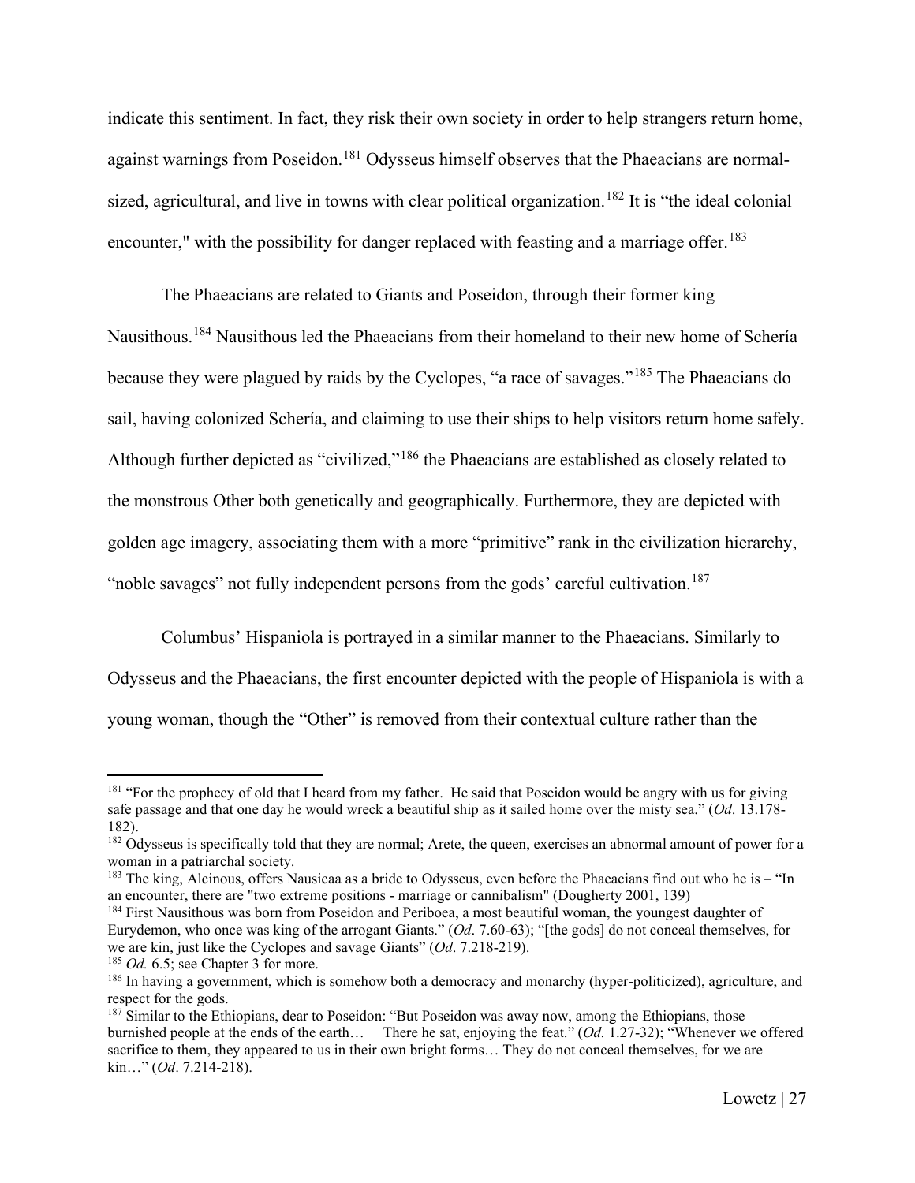indicate this sentiment. In fact, they risk their own society in order to help strangers return home, against warnings from Poseidon.[181] Odysseus himself observes that the Phaeacians are normal-sized, agricultural, and live in towns with clear political organization.[182] It is "the ideal colonial encounter," with the possibility for danger replaced with feasting and a marriage offer.[183]

The Phaeacians are related to Giants and Poseidon, through their former king Nausithous.[184] Nausithous led the Phaeacians from their homeland to their new home of Schería because they were plagued by raids by the Cyclopes, "a race of savages."[185] The Phaeacians do sail, having colonized Schería, and claiming to use their ships to help visitors return home safely. Although further depicted as "civilized,"[186] the Phaeacians are established as closely related to the monstrous Other both genetically and geographically. Furthermore, they are depicted with golden age imagery, associating them with a more "primitive" rank in the civilization hierarchy, "noble savages" not fully independent persons from the gods' careful cultivation.[187]

Columbus' Hispaniola is portrayed in a similar manner to the Phaeacians. Similarly to Odysseus and the Phaeacians, the first encounter depicted with the people of Hispaniola is with a young woman, though the "Other" is removed from their contextual culture rather than the

---

[181] "For the prophecy of old that I heard from my father. He said that Poseidon would be angry with us for giving safe passage and that one day he would wreck a beautiful ship as it sailed home over the misty sea." (*Od*. 13.178-182).

[182] Odysseus is specifically told that they are normal; Arete, the queen, exercises an abnormal amount of power for a woman in a patriarchal society.

[183] The king, Alcinous, offers Nausicaa as a bride to Odysseus, even before the Phaeacians find out who he is – "In an encounter, there are "two extreme positions - marriage or cannibalism" (Dougherty 2001, 139)

[184] First Nausithous was born from Poseidon and Periboea, a most beautiful woman, the youngest daughter of Eurydemon, who once was king of the arrogant Giants." (*Od*. 7.60-63); "[the gods] do not conceal themselves, for we are kin, just like the Cyclopes and savage Giants" (*Od*. 7.218-219).

[185] *Od.* 6.5; see Chapter 3 for more.

[186] In having a government, which is somehow both a democracy and monarchy (hyper-politicized), agriculture, and respect for the gods.

[187] Similar to the Ethiopians, dear to Poseidon: "But Poseidon was away now, among the Ethiopians, those burnished people at the ends of the earth… There he sat, enjoying the feat." (*Od.* 1.27-32); "Whenever we offered sacrifice to them, they appeared to us in their own bright forms… They do not conceal themselves, for we are kin…" (*Od*. 7.214-218).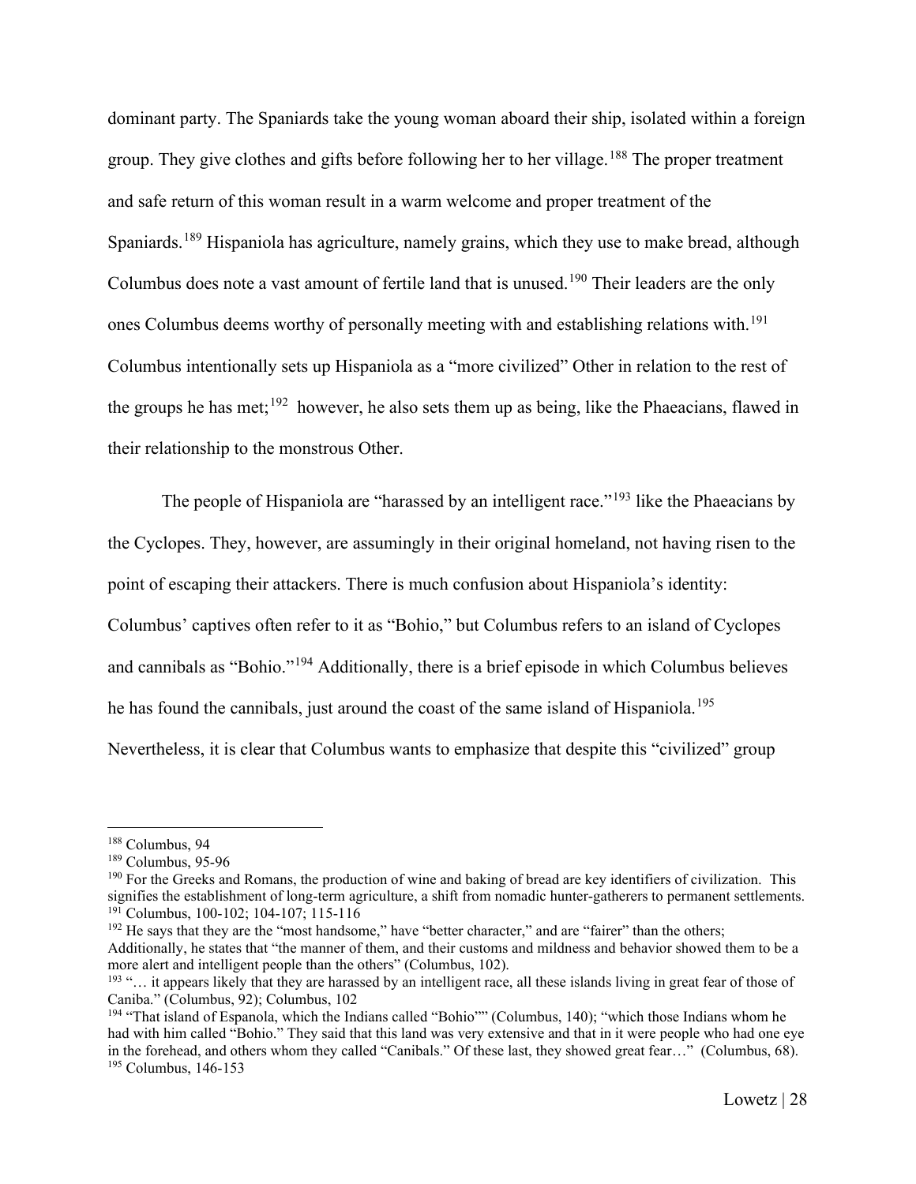dominant party. The Spaniards take the young woman aboard their ship, isolated within a foreign group. They give clothes and gifts before following her to her village.[188] The proper treatment and safe return of this woman result in a warm welcome and proper treatment of the Spaniards.[189] Hispaniola has agriculture, namely grains, which they use to make bread, although Columbus does note a vast amount of fertile land that is unused.[190] Their leaders are the only ones Columbus deems worthy of personally meeting with and establishing relations with.[191] Columbus intentionally sets up Hispaniola as a "more civilized" Other in relation to the rest of the groups he has met;[192] however, he also sets them up as being, like the Phaeacians, flawed in their relationship to the monstrous Other.

The people of Hispaniola are "harassed by an intelligent race."[193] like the Phaeacians by the Cyclopes. They, however, are assumingly in their original homeland, not having risen to the point of escaping their attackers. There is much confusion about Hispaniola's identity: Columbus' captives often refer to it as "Bohio," but Columbus refers to an island of Cyclopes and cannibals as "Bohio."[194] Additionally, there is a brief episode in which Columbus believes he has found the cannibals, just around the coast of the same island of Hispaniola.[195] Nevertheless, it is clear that Columbus wants to emphasize that despite this "civilized" group

---

[188] Columbus, 94

[189] Columbus, 95-96

[190] For the Greeks and Romans, the production of wine and baking of bread are key identifiers of civilization. This signifies the establishment of long-term agriculture, a shift from nomadic hunter-gatherers to permanent settlements.

[191] Columbus, 100-102; 104-107; 115-116

[192] He says that they are the "most handsome," have "better character," and are "fairer" than the others; Additionally, he states that "the manner of them, and their customs and mildness and behavior showed them to be a more alert and intelligent people than the others" (Columbus, 102).

[193] "… it appears likely that they are harassed by an intelligent race, all these islands living in great fear of those of Caniba." (Columbus, 92); Columbus, 102

[194] "That island of Espanola, which the Indians called "Bohio"" (Columbus, 140); "which those Indians whom he had with him called "Bohio." They said that this land was very extensive and that in it were people who had one eye in the forehead, and others whom they called "Canibals." Of these last, they showed great fear…" (Columbus, 68).

[195] Columbus, 146-153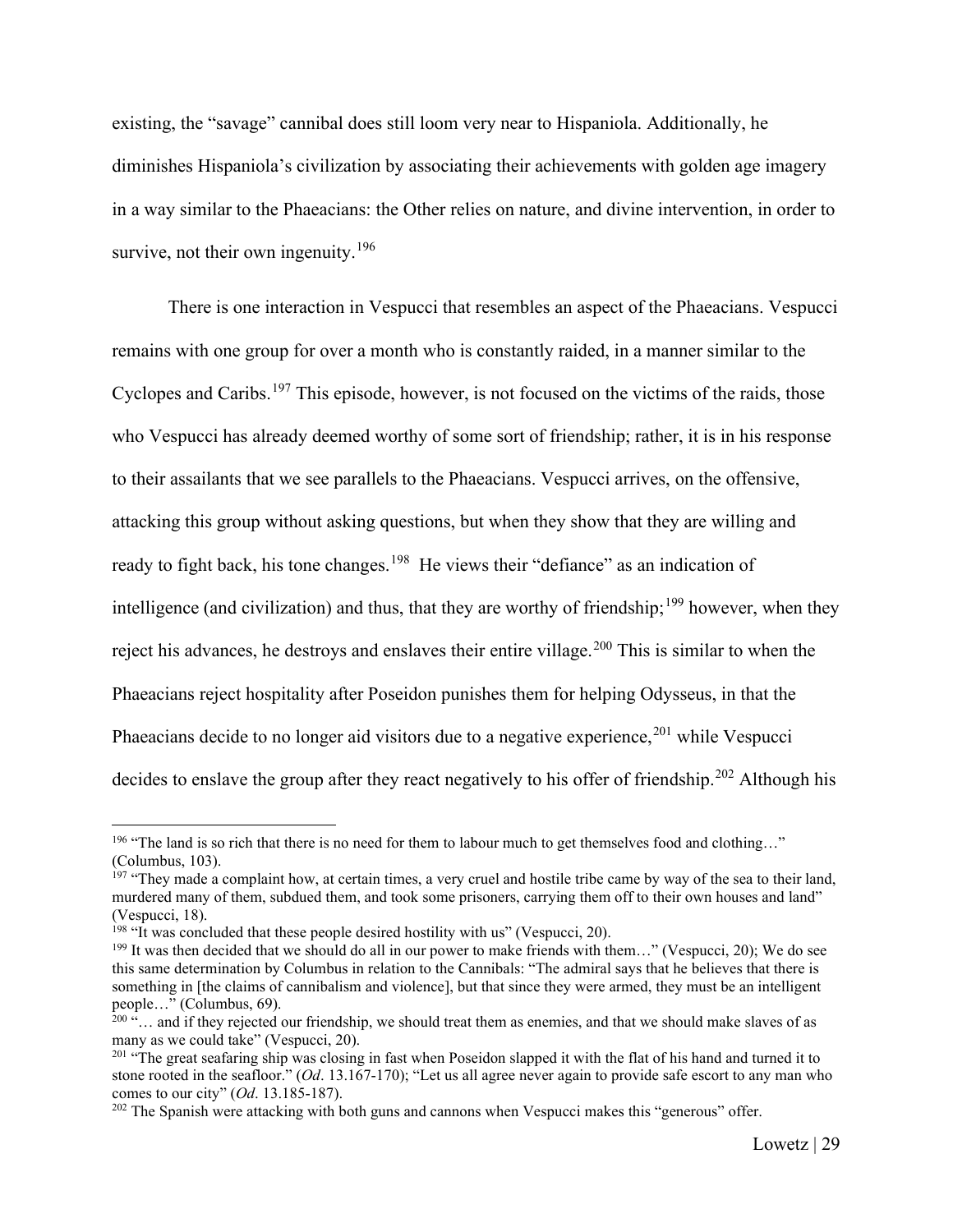existing, the "savage" cannibal does still loom very near to Hispaniola. Additionally, he diminishes Hispaniola's civilization by associating their achievements with golden age imagery in a way similar to the Phaeacians: the Other relies on nature, and divine intervention, in order to survive, not their own ingenuity.[196]

There is one interaction in Vespucci that resembles an aspect of the Phaeacians. Vespucci remains with one group for over a month who is constantly raided, in a manner similar to the Cyclopes and Caribs.[197] This episode, however, is not focused on the victims of the raids, those who Vespucci has already deemed worthy of some sort of friendship; rather, it is in his response to their assailants that we see parallels to the Phaeacians. Vespucci arrives, on the offensive, attacking this group without asking questions, but when they show that they are willing and ready to fight back, his tone changes.[198] He views their "defiance" as an indication of intelligence (and civilization) and thus, that they are worthy of friendship;[199] however, when they reject his advances, he destroys and enslaves their entire village.[200] This is similar to when the Phaeacians reject hospitality after Poseidon punishes them for helping Odysseus, in that the Phaeacians decide to no longer aid visitors due to a negative experience,[201] while Vespucci decides to enslave the group after they react negatively to his offer of friendship.[202] Although his

---

[196] "The land is so rich that there is no need for them to labour much to get themselves food and clothing…" (Columbus, 103).

[197] "They made a complaint how, at certain times, a very cruel and hostile tribe came by way of the sea to their land, murdered many of them, subdued them, and took some prisoners, carrying them off to their own houses and land" (Vespucci, 18).

[198] "It was concluded that these people desired hostility with us" (Vespucci, 20).

[199] It was then decided that we should do all in our power to make friends with them…" (Vespucci, 20); We do see this same determination by Columbus in relation to the Cannibals: "The admiral says that he believes that there is something in [the claims of cannibalism and violence], but that since they were armed, they must be an intelligent people…" (Columbus, 69).

[200] "… and if they rejected our friendship, we should treat them as enemies, and that we should make slaves of as many as we could take" (Vespucci, 20).

[201] "The great seafaring ship was closing in fast when Poseidon slapped it with the flat of his hand and turned it to stone rooted in the seafloor." (*Od*. 13.167-170); "Let us all agree never again to provide safe escort to any man who comes to our city" (*Od*. 13.185-187).

[202] The Spanish were attacking with both guns and cannons when Vespucci makes this "generous" offer.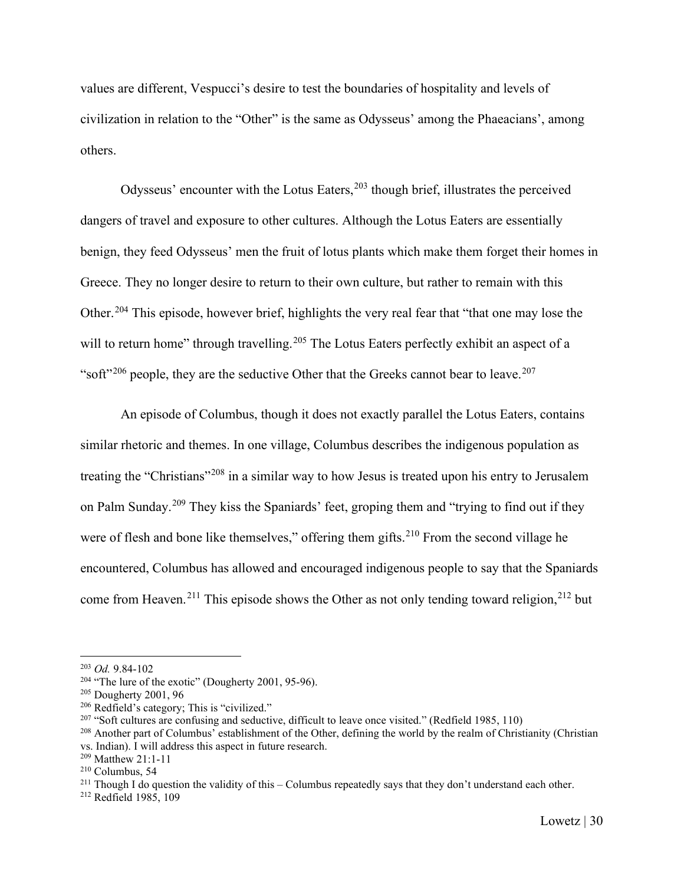values are different, Vespucci's desire to test the boundaries of hospitality and levels of civilization in relation to the "Other" is the same as Odysseus' among the Phaeacians', among others.

Odysseus' encounter with the Lotus Eaters,[203] though brief, illustrates the perceived dangers of travel and exposure to other cultures. Although the Lotus Eaters are essentially benign, they feed Odysseus' men the fruit of lotus plants which make them forget their homes in Greece. They no longer desire to return to their own culture, but rather to remain with this Other.[204] This episode, however brief, highlights the very real fear that "that one may lose the will to return home" through travelling.[205] The Lotus Eaters perfectly exhibit an aspect of a "soft"[206] people, they are the seductive Other that the Greeks cannot bear to leave.[207]

An episode of Columbus, though it does not exactly parallel the Lotus Eaters, contains similar rhetoric and themes. In one village, Columbus describes the indigenous population as treating the "Christians"[208] in a similar way to how Jesus is treated upon his entry to Jerusalem on Palm Sunday.[209] They kiss the Spaniards' feet, groping them and "trying to find out if they were of flesh and bone like themselves," offering them gifts.[210] From the second village he encountered, Columbus has allowed and encouraged indigenous people to say that the Spaniards come from Heaven.[211] This episode shows the Other as not only tending toward religion,[212] but

---

[203] *Od.* 9.84-102

[204] "The lure of the exotic" (Dougherty 2001, 95-96).

[205] Dougherty 2001, 96

[206] Redfield's category; This is "civilized."

[207] "Soft cultures are confusing and seductive, difficult to leave once visited." (Redfield 1985, 110)

[208] Another part of Columbus' establishment of the Other, defining the world by the realm of Christianity (Christian vs. Indian). I will address this aspect in future research.

[209] Matthew 21:1-11

[210] Columbus, 54

[211] Though I do question the validity of this – Columbus repeatedly says that they don't understand each other.

[212] Redfield 1985, 109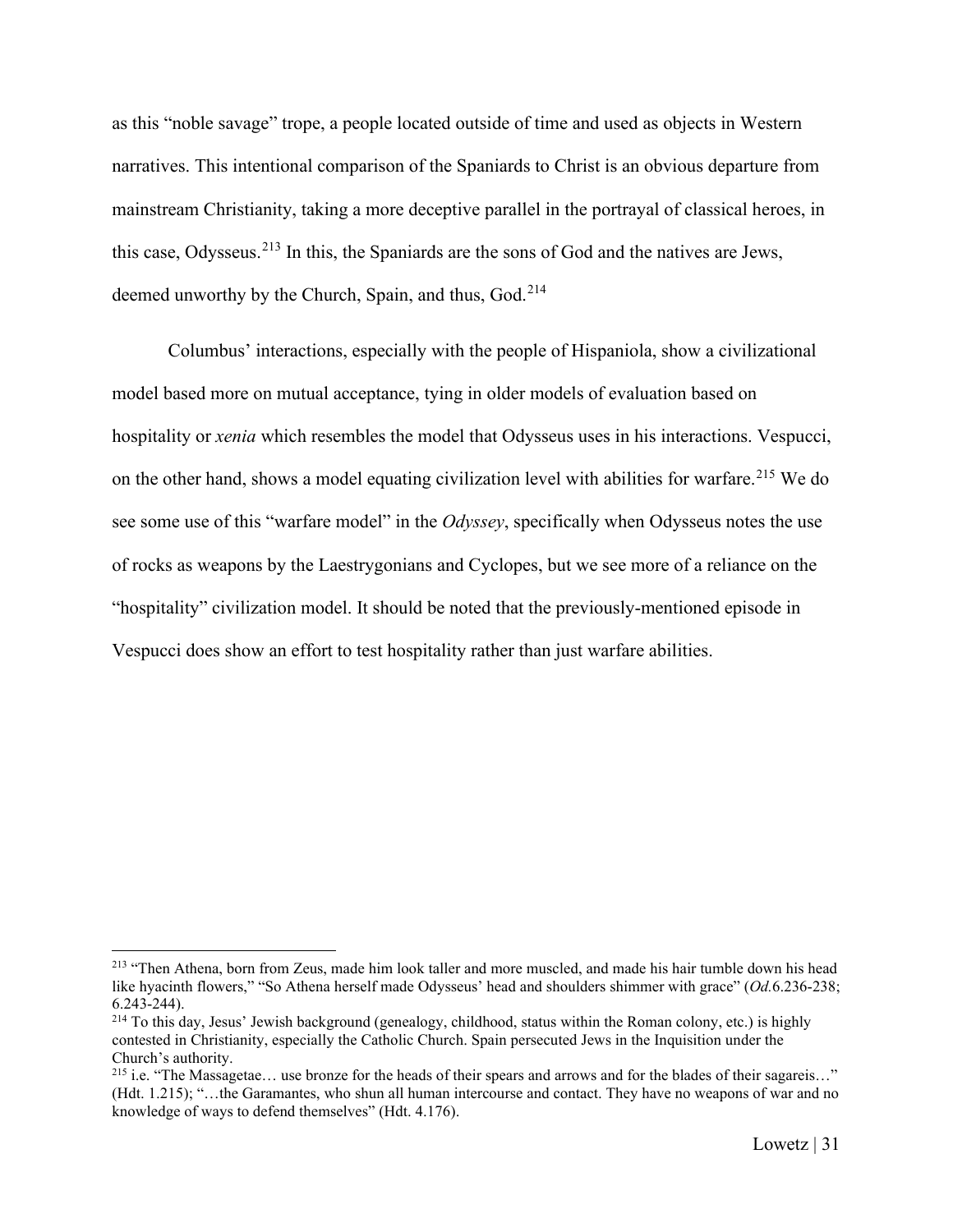as this “noble savage” trope, a people located outside of time and used as objects in Western narratives. This intentional comparison of the Spaniards to Christ is an obvious departure from mainstream Christianity, taking a more deceptive parallel in the portrayal of classical heroes, in this case, Odysseus.[213] In this, the Spaniards are the sons of God and the natives are Jews, deemed unworthy by the Church, Spain, and thus, God.[214]

Columbus’ interactions, especially with the people of Hispaniola, show a civilizational model based more on mutual acceptance, tying in older models of evaluation based on hospitality or *xenia* which resembles the model that Odysseus uses in his interactions. Vespucci, on the other hand, shows a model equating civilization level with abilities for warfare.[215] We do see some use of this “warfare model” in the *Odyssey*, specifically when Odysseus notes the use of rocks as weapons by the Laestrygonians and Cyclopes, but we see more of a reliance on the “hospitality” civilization model. It should be noted that the previously-mentioned episode in Vespucci does show an effort to test hospitality rather than just warfare abilities.

---

[213] “Then Athena, born from Zeus, made him look taller and more muscled, and made his hair tumble down his head like hyacinth flowers,” “So Athena herself made Odysseus’ head and shoulders shimmer with grace” (*Od.*6.236-238; 6.243-244).

[214] To this day, Jesus’ Jewish background (genealogy, childhood, status within the Roman colony, etc.) is highly contested in Christianity, especially the Catholic Church. Spain persecuted Jews in the Inquisition under the Church’s authority.

[215] i.e. “The Massagetae… use bronze for the heads of their spears and arrows and for the blades of their sagareis…” (Hdt. 1.215); “…the Garamantes, who shun all human intercourse and contact. They have no weapons of war and no knowledge of ways to defend themselves” (Hdt. 4.176).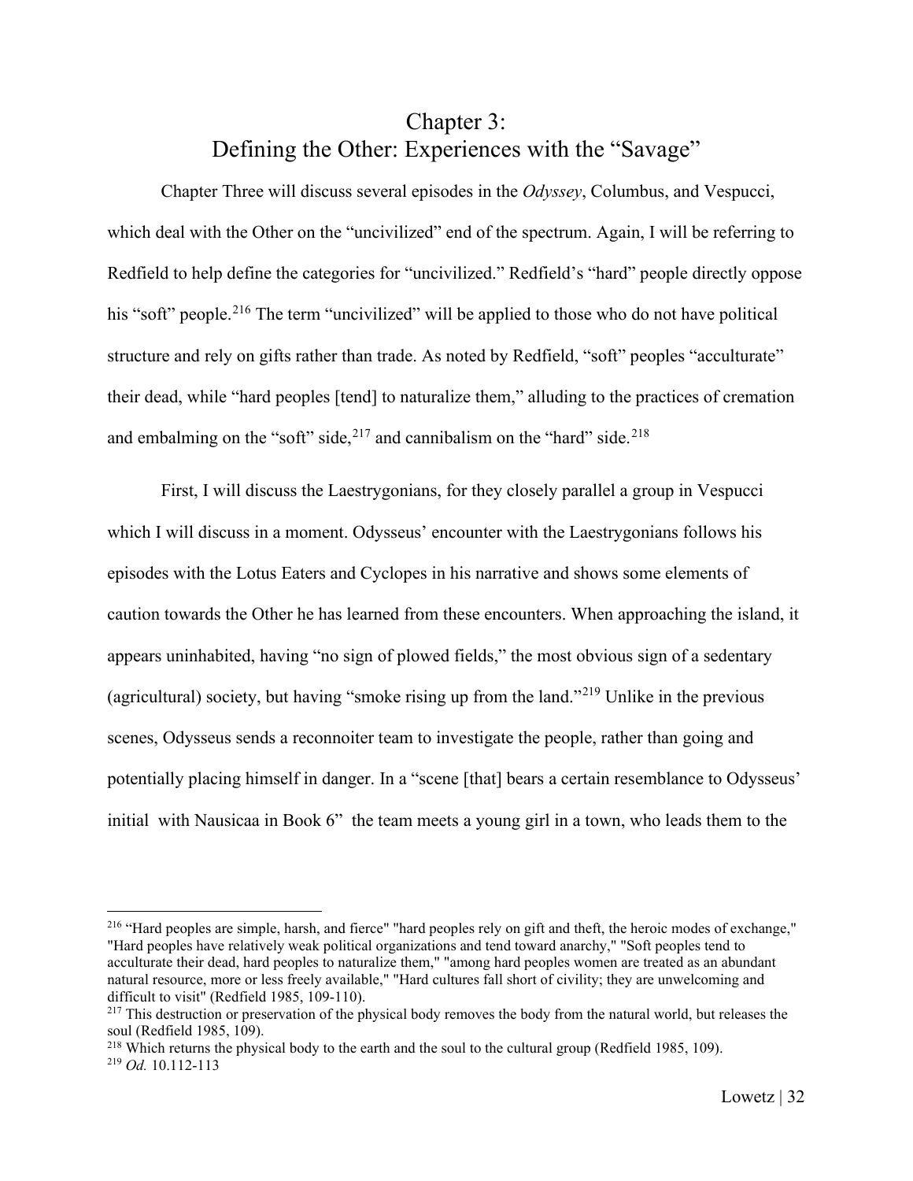# Chapter 3: Defining the Other: Experiences with the "Savage"

Chapter Three will discuss several episodes in the *Odyssey*, Columbus, and Vespucci, which deal with the Other on the "uncivilized" end of the spectrum. Again, I will be referring to Redfield to help define the categories for "uncivilized." Redfield's "hard" people directly oppose his "soft" people.[216] The term "uncivilized" will be applied to those who do not have political structure and rely on gifts rather than trade. As noted by Redfield, "soft" peoples "acculturate" their dead, while "hard peoples [tend] to naturalize them," alluding to the practices of cremation and embalming on the "soft" side,[217] and cannibalism on the "hard" side.[218]

First, I will discuss the Laestrygonians, for they closely parallel a group in Vespucci which I will discuss in a moment. Odysseus' encounter with the Laestrygonians follows his episodes with the Lotus Eaters and Cyclopes in his narrative and shows some elements of caution towards the Other he has learned from these encounters. When approaching the island, it appears uninhabited, having "no sign of plowed fields," the most obvious sign of a sedentary (agricultural) society, but having "smoke rising up from the land."[219] Unlike in the previous scenes, Odysseus sends a reconnoiter team to investigate the people, rather than going and potentially placing himself in danger. In a "scene [that] bears a certain resemblance to Odysseus' initial with Nausicaa in Book 6" the team meets a young girl in a town, who leads them to the

---

[216] "Hard peoples are simple, harsh, and fierce" "hard peoples rely on gift and theft, the heroic modes of exchange," "Hard peoples have relatively weak political organizations and tend toward anarchy," "Soft peoples tend to acculturate their dead, hard peoples to naturalize them," "among hard peoples women are treated as an abundant natural resource, more or less freely available," "Hard cultures fall short of civility; they are unwelcoming and difficult to visit" (Redfield 1985, 109-110).

[217] This destruction or preservation of the physical body removes the body from the natural world, but releases the soul (Redfield 1985, 109).

[218] Which returns the physical body to the earth and the soul to the cultural group (Redfield 1985, 109).

[219] *Od.* 10.112-113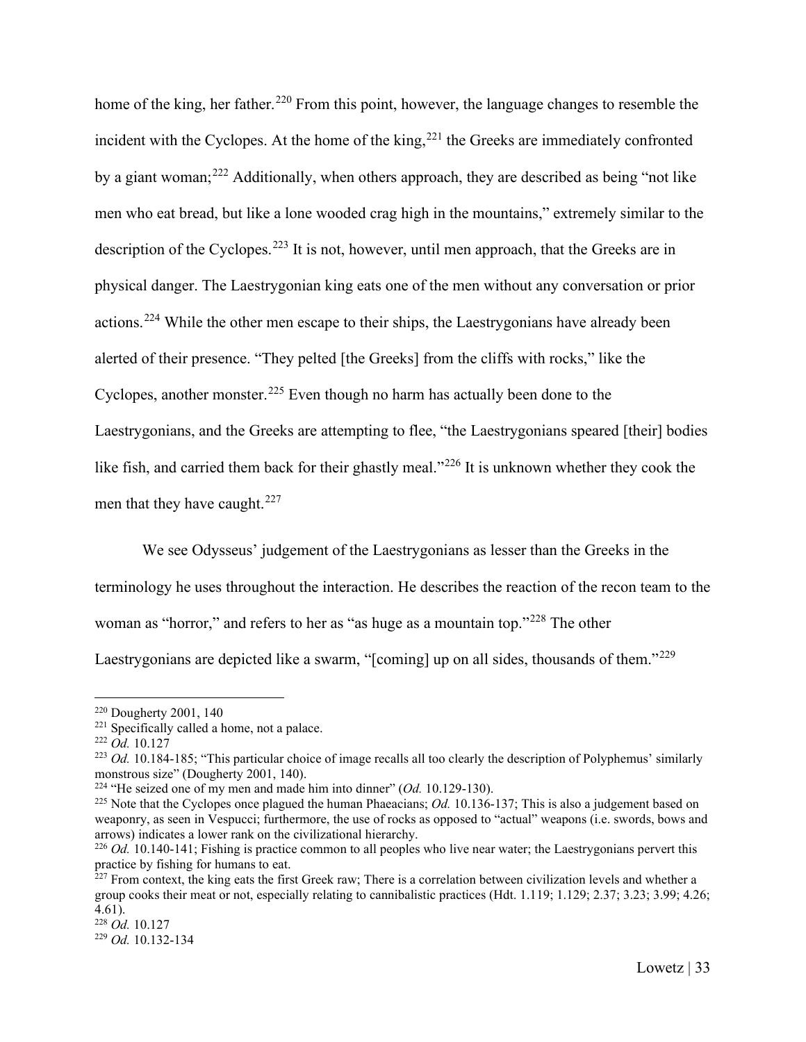home of the king, her father.[220] From this point, however, the language changes to resemble the incident with the Cyclopes. At the home of the king,[221] the Greeks are immediately confronted by a giant woman;[222] Additionally, when others approach, they are described as being "not like men who eat bread, but like a lone wooded crag high in the mountains," extremely similar to the description of the Cyclopes.[223] It is not, however, until men approach, that the Greeks are in physical danger. The Laestrygonian king eats one of the men without any conversation or prior actions.[224] While the other men escape to their ships, the Laestrygonians have already been alerted of their presence. "They pelted [the Greeks] from the cliffs with rocks," like the Cyclopes, another monster.[225] Even though no harm has actually been done to the Laestrygonians, and the Greeks are attempting to flee, "the Laestrygonians speared [their] bodies like fish, and carried them back for their ghastly meal."[226] It is unknown whether they cook the men that they have caught.[227]

We see Odysseus' judgement of the Laestrygonians as lesser than the Greeks in the terminology he uses throughout the interaction. He describes the reaction of the recon team to the woman as "horror," and refers to her as "as huge as a mountain top."[228] The other Laestrygonians are depicted like a swarm, "[coming] up on all sides, thousands of them."[229]

---

[220] Dougherty 2001, 140

[221] Specifically called a home, not a palace.

[222] *Od.* 10.127

[223] *Od.* 10.184-185; "This particular choice of image recalls all too clearly the description of Polyphemus' similarly monstrous size" (Dougherty 2001, 140).

[224] "He seized one of my men and made him into dinner" (*Od.* 10.129-130).

[225] Note that the Cyclopes once plagued the human Phaeacians; *Od.* 10.136-137; This is also a judgement based on weaponry, as seen in Vespucci; furthermore, the use of rocks as opposed to "actual" weapons (i.e. swords, bows and arrows) indicates a lower rank on the civilizational hierarchy.

[226] *Od.* 10.140-141; Fishing is practice common to all peoples who live near water; the Laestrygonians pervert this practice by fishing for humans to eat.

[227] From context, the king eats the first Greek raw; There is a correlation between civilization levels and whether a group cooks their meat or not, especially relating to cannibalistic practices (Hdt. 1.119; 1.129; 2.37; 3.23; 3.99; 4.26; 4.61).

[228] *Od.* 10.127

[229] *Od.* 10.132-134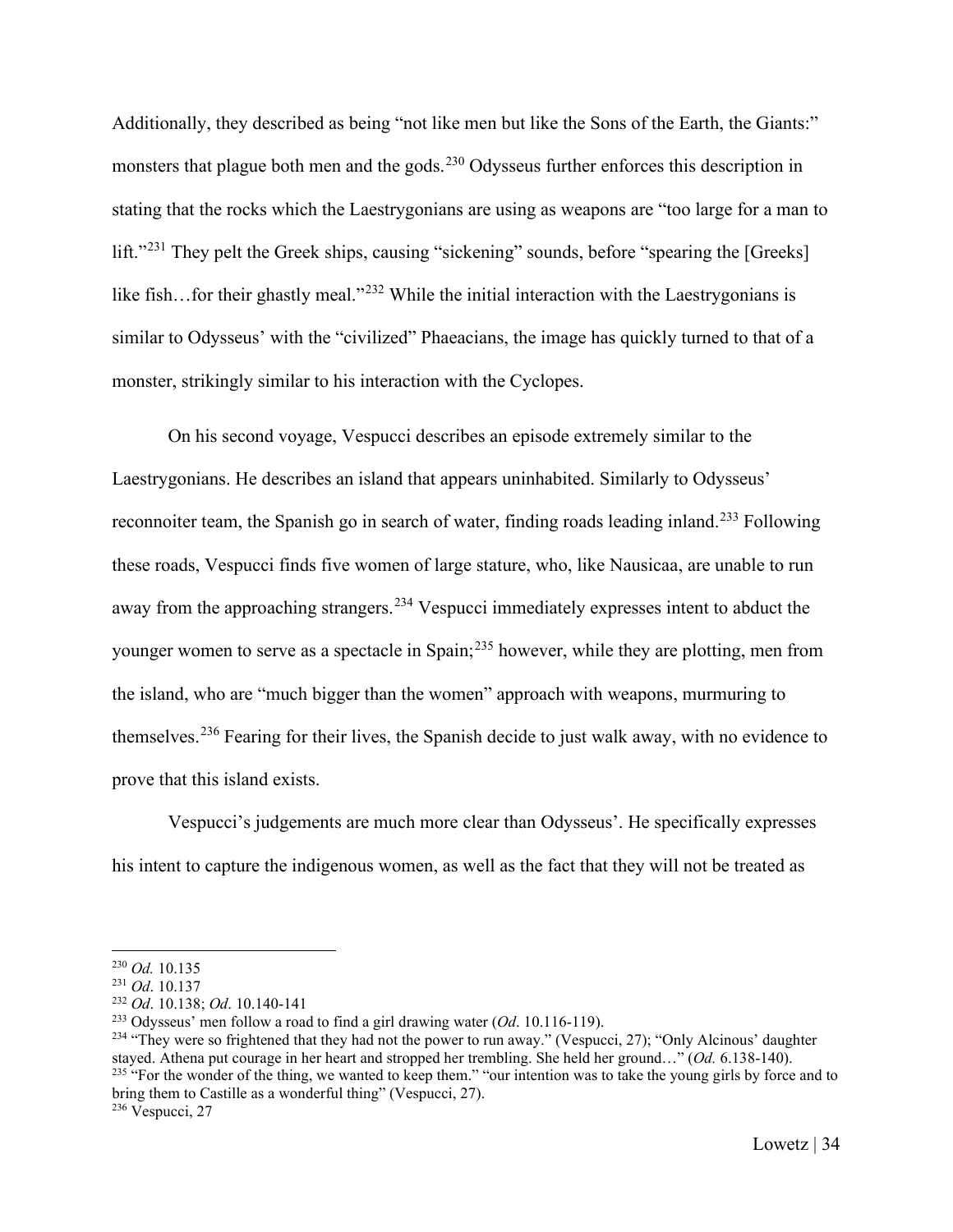Additionally, they described as being "not like men but like the Sons of the Earth, the Giants:" monsters that plague both men and the gods.[230] Odysseus further enforces this description in stating that the rocks which the Laestrygonians are using as weapons are "too large for a man to lift."[231] They pelt the Greek ships, causing "sickening" sounds, before "spearing the [Greeks] like fish…for their ghastly meal."[232] While the initial interaction with the Laestrygonians is similar to Odysseus' with the "civilized" Phaeacians, the image has quickly turned to that of a monster, strikingly similar to his interaction with the Cyclopes.

On his second voyage, Vespucci describes an episode extremely similar to the Laestrygonians. He describes an island that appears uninhabited. Similarly to Odysseus' reconnoiter team, the Spanish go in search of water, finding roads leading inland.[233] Following these roads, Vespucci finds five women of large stature, who, like Nausicaa, are unable to run away from the approaching strangers.[234] Vespucci immediately expresses intent to abduct the younger women to serve as a spectacle in Spain;[235] however, while they are plotting, men from the island, who are "much bigger than the women" approach with weapons, murmuring to themselves.[236] Fearing for their lives, the Spanish decide to just walk away, with no evidence to prove that this island exists.

Vespucci's judgements are much more clear than Odysseus'. He specifically expresses his intent to capture the indigenous women, as well as the fact that they will not be treated as

---

[230] *Od.* 10.135

[231] *Od*. 10.137

[232] *Od*. 10.138; *Od*. 10.140-141

[233] Odysseus' men follow a road to find a girl drawing water (*Od*. 10.116-119).

[234] "They were so frightened that they had not the power to run away." (Vespucci, 27); "Only Alcinous' daughter stayed. Athena put courage in her heart and stropped her trembling. She held her ground…" (*Od.* 6.138-140).

[235] "For the wonder of the thing, we wanted to keep them." "our intention was to take the young girls by force and to bring them to Castille as a wonderful thing" (Vespucci, 27).

[236] Vespucci, 27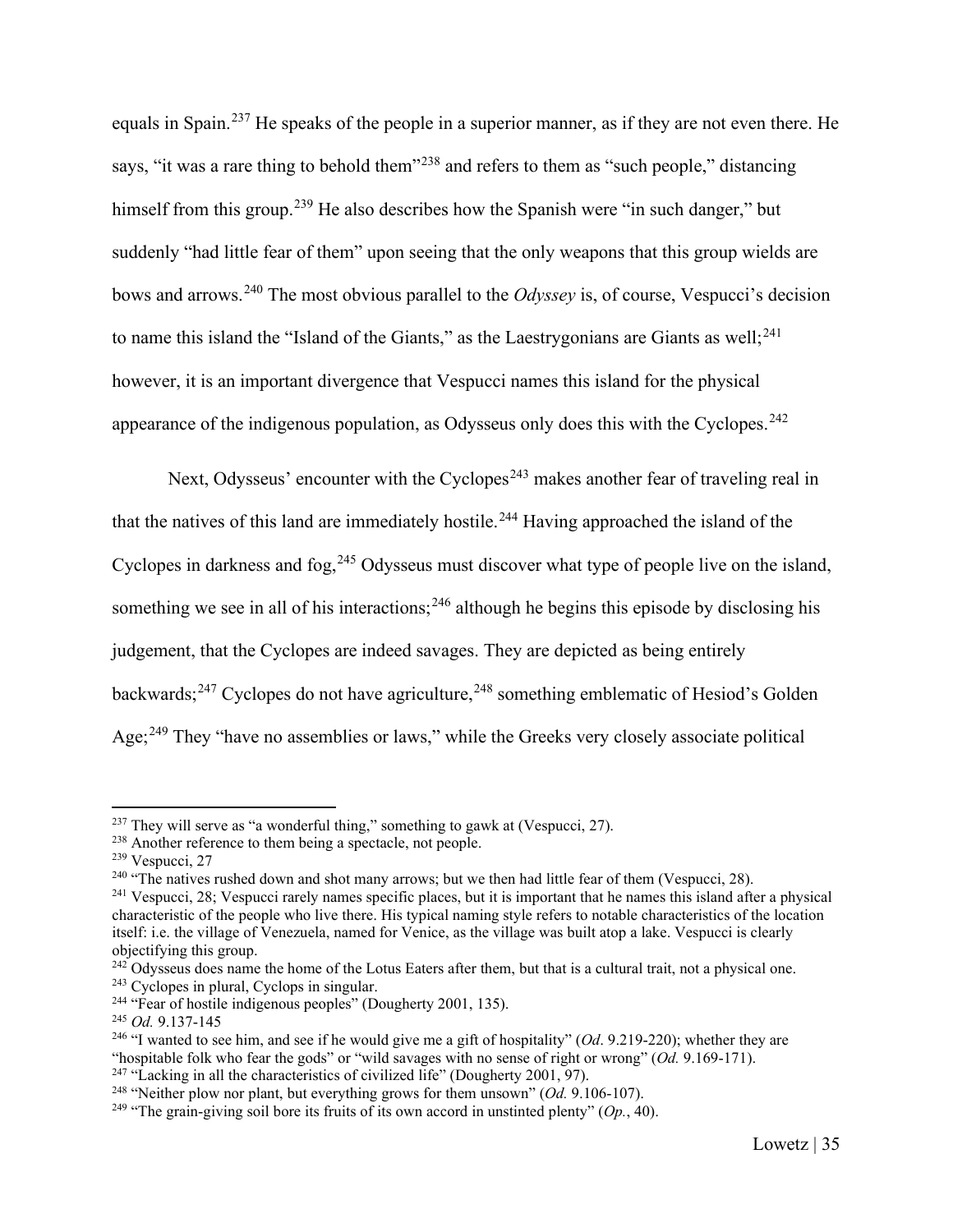equals in Spain.[237] He speaks of the people in a superior manner, as if they are not even there. He says, "it was a rare thing to behold them"[238] and refers to them as "such people," distancing himself from this group.[239] He also describes how the Spanish were "in such danger," but suddenly "had little fear of them" upon seeing that the only weapons that this group wields are bows and arrows.[240] The most obvious parallel to the *Odyssey* is, of course, Vespucci's decision to name this island the "Island of the Giants," as the Laestrygonians are Giants as well;[241] however, it is an important divergence that Vespucci names this island for the physical appearance of the indigenous population, as Odysseus only does this with the Cyclopes.[242]

Next, Odysseus' encounter with the Cyclopes[243] makes another fear of traveling real in that the natives of this land are immediately hostile.[244] Having approached the island of the Cyclopes in darkness and fog,[245] Odysseus must discover what type of people live on the island, something we see in all of his interactions;[246] although he begins this episode by disclosing his judgement, that the Cyclopes are indeed savages. They are depicted as being entirely backwards;[247] Cyclopes do not have agriculture,[248] something emblematic of Hesiod's Golden Age;[249] They "have no assemblies or laws," while the Greeks very closely associate political

---

[237] They will serve as "a wonderful thing," something to gawk at (Vespucci, 27).

[238] Another reference to them being a spectacle, not people.

[239] Vespucci, 27

[240] "The natives rushed down and shot many arrows; but we then had little fear of them (Vespucci, 28).

[241] Vespucci, 28; Vespucci rarely names specific places, but it is important that he names this island after a physical characteristic of the people who live there. His typical naming style refers to notable characteristics of the location itself: i.e. the village of Venezuela, named for Venice, as the village was built atop a lake. Vespucci is clearly objectifying this group.

[242] Odysseus does name the home of the Lotus Eaters after them, but that is a cultural trait, not a physical one.

[243] Cyclopes in plural, Cyclops in singular.

[244] "Fear of hostile indigenous peoples" (Dougherty 2001, 135).

[245] *Od.* 9.137-145

[246] "I wanted to see him, and see if he would give me a gift of hospitality" (*Od*. 9.219-220); whether they are "hospitable folk who fear the gods" or "wild savages with no sense of right or wrong" (*Od.* 9.169-171).

[247] "Lacking in all the characteristics of civilized life" (Dougherty 2001, 97).

[248] "Neither plow nor plant, but everything grows for them unsown" (*Od*. 9.106-107).

[249] "The grain-giving soil bore its fruits of its own accord in unstinted plenty" (*Op.*, 40).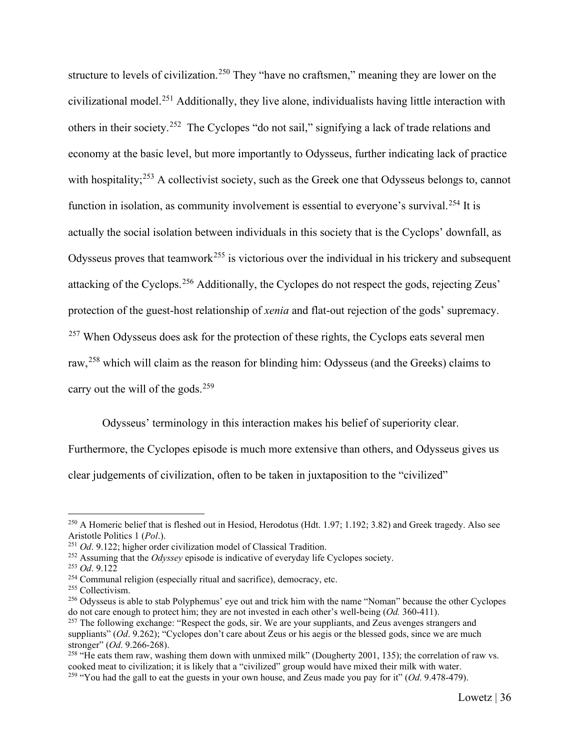structure to levels of civilization.[250] They "have no craftsmen," meaning they are lower on the civilizational model.[251] Additionally, they live alone, individualists having little interaction with others in their society.[252] The Cyclopes "do not sail," signifying a lack of trade relations and economy at the basic level, but more importantly to Odysseus, further indicating lack of practice with hospitality;[253] A collectivist society, such as the Greek one that Odysseus belongs to, cannot function in isolation, as community involvement is essential to everyone's survival.[254] It is actually the social isolation between individuals in this society that is the Cyclops' downfall, as Odysseus proves that teamwork[255] is victorious over the individual in his trickery and subsequent attacking of the Cyclops.[256] Additionally, the Cyclopes do not respect the gods, rejecting Zeus' protection of the guest-host relationship of *xenia* and flat-out rejection of the gods' supremacy. [257] When Odysseus does ask for the protection of these rights, the Cyclops eats several men raw,[258] which will claim as the reason for blinding him: Odysseus (and the Greeks) claims to carry out the will of the gods.[259]

Odysseus' terminology in this interaction makes his belief of superiority clear. Furthermore, the Cyclopes episode is much more extensive than others, and Odysseus gives us clear judgements of civilization, often to be taken in juxtaposition to the "civilized"

---

[250] A Homeric belief that is fleshed out in Hesiod, Herodotus (Hdt. 1.97; 1.192; 3.82) and Greek tragedy. Also see Aristotle Politics 1 (*Pol*.).

[251] *Od*. 9.122; higher order civilization model of Classical Tradition.

[252] Assuming that the *Odyssey* episode is indicative of everyday life Cyclopes society.

[253] *Od*. 9.122

[254] Communal religion (especially ritual and sacrifice), democracy, etc.

[255] Collectivism.

[256] Odysseus is able to stab Polyphemus' eye out and trick him with the name "Noman" because the other Cyclopes do not care enough to protect him; they are not invested in each other's well-being (*Od.* 360-411).

[257] The following exchange: "Respect the gods, sir. We are your suppliants, and Zeus avenges strangers and suppliants" (*Od*. 9.262); "Cyclopes don't care about Zeus or his aegis or the blessed gods, since we are much stronger" (*Od*. 9.266-268).

[258] "He eats them raw, washing them down with unmixed milk" (Dougherty 2001, 135); the correlation of raw vs. cooked meat to civilization; it is likely that a "civilized" group would have mixed their milk with water.

[259] "You had the gall to eat the guests in your own house, and Zeus made you pay for it" (*Od*. 9.478-479).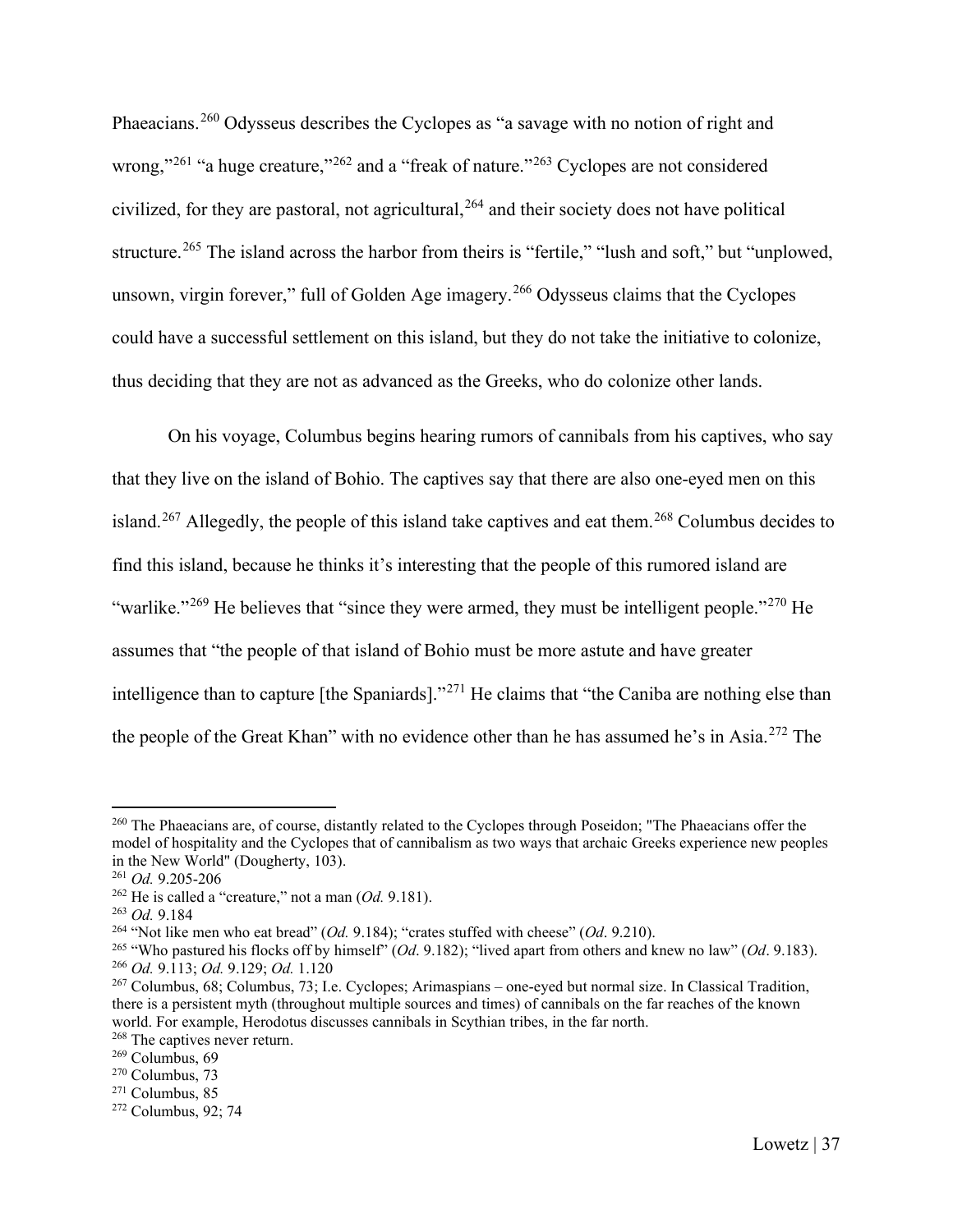Phaeacians.[260] Odysseus describes the Cyclopes as "a savage with no notion of right and wrong,"[261] "a huge creature,"[262] and a "freak of nature."[263] Cyclopes are not considered civilized, for they are pastoral, not agricultural,[264] and their society does not have political structure.[265] The island across the harbor from theirs is "fertile," "lush and soft," but "unplowed, unsown, virgin forever," full of Golden Age imagery.[266] Odysseus claims that the Cyclopes could have a successful settlement on this island, but they do not take the initiative to colonize, thus deciding that they are not as advanced as the Greeks, who do colonize other lands.

On his voyage, Columbus begins hearing rumors of cannibals from his captives, who say that they live on the island of Bohio. The captives say that there are also one-eyed men on this island.[267] Allegedly, the people of this island take captives and eat them.[268] Columbus decides to find this island, because he thinks it's interesting that the people of this rumored island are "warlike."[269] He believes that "since they were armed, they must be intelligent people."[270] He assumes that "the people of that island of Bohio must be more astute and have greater intelligence than to capture [the Spaniards]."[271] He claims that "the Caniba are nothing else than the people of the Great Khan" with no evidence other than he has assumed he's in Asia.[272] The

---

[260] The Phaeacians are, of course, distantly related to the Cyclopes through Poseidon; "The Phaeacians offer the model of hospitality and the Cyclopes that of cannibalism as two ways that archaic Greeks experience new peoples in the New World" (Dougherty, 103).

[261] *Od.* 9.205-206

[262] He is called a "creature," not a man (*Od.* 9.181).

[263] *Od.* 9.184

[264] "Not like men who eat bread" (*Od.* 9.184); "crates stuffed with cheese" (*Od*. 9.210).

[265] "Who pastured his flocks off by himself" (*Od*. 9.182); "lived apart from others and knew no law" (*Od*. 9.183).

[266] *Od.* 9.113; *Od.* 9.129; *Od.* 1.120

[267] Columbus, 68; Columbus, 73; I.e. Cyclopes; Arimaspians – one-eyed but normal size. In Classical Tradition, there is a persistent myth (throughout multiple sources and times) of cannibals on the far reaches of the known world. For example, Herodotus discusses cannibals in Scythian tribes, in the far north.

[268] The captives never return.

[269] Columbus, 69

[270] Columbus, 73

[271] Columbus, 85

[272] Columbus, 92; 74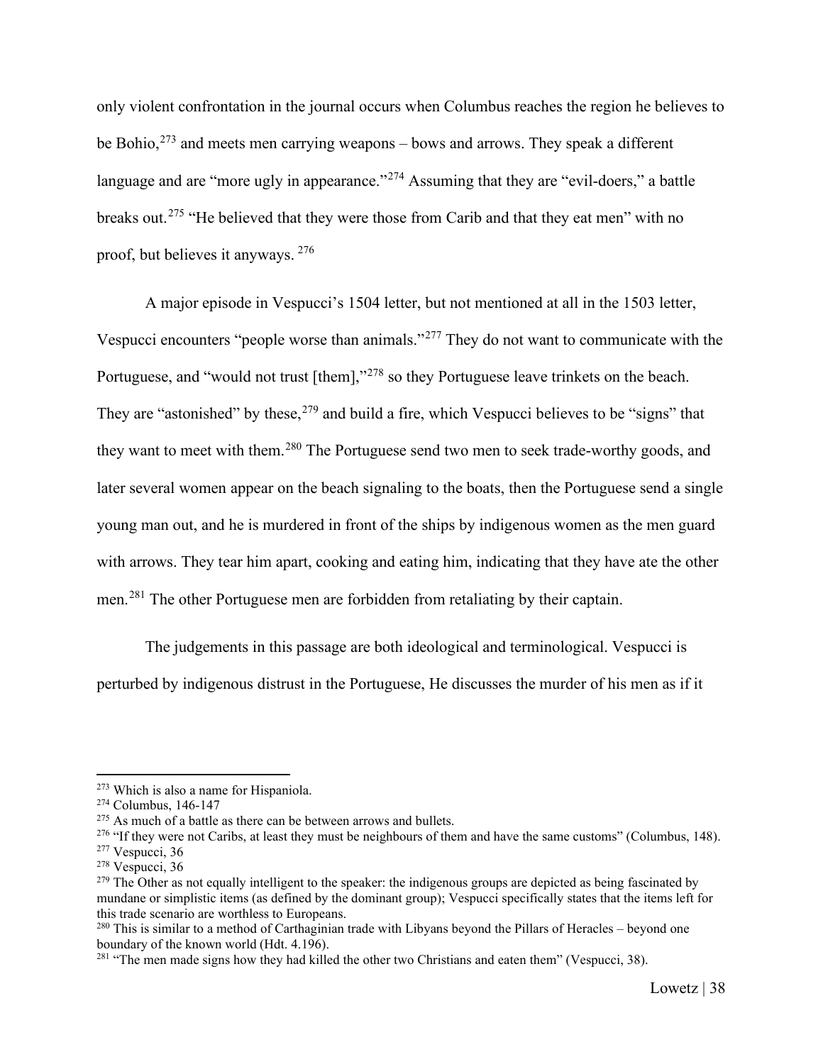only violent confrontation in the journal occurs when Columbus reaches the region he believes to be Bohio,[273] and meets men carrying weapons – bows and arrows. They speak a different language and are "more ugly in appearance."[274] Assuming that they are "evil-doers," a battle breaks out.[275] "He believed that they were those from Carib and that they eat men" with no proof, but believes it anyways. [276]

A major episode in Vespucci's 1504 letter, but not mentioned at all in the 1503 letter, Vespucci encounters "people worse than animals."[277] They do not want to communicate with the Portuguese, and "would not trust [them],"[278] so they Portuguese leave trinkets on the beach. They are "astonished" by these,[279] and build a fire, which Vespucci believes to be "signs" that they want to meet with them.[280] The Portuguese send two men to seek trade-worthy goods, and later several women appear on the beach signaling to the boats, then the Portuguese send a single young man out, and he is murdered in front of the ships by indigenous women as the men guard with arrows. They tear him apart, cooking and eating him, indicating that they have ate the other men.[281] The other Portuguese men are forbidden from retaliating by their captain.

The judgements in this passage are both ideological and terminological. Vespucci is perturbed by indigenous distrust in the Portuguese, He discusses the murder of his men as if it

---

[273] Which is also a name for Hispaniola.

[274] Columbus, 146-147

[275] As much of a battle as there can be between arrows and bullets.

[276] "If they were not Caribs, at least they must be neighbours of them and have the same customs" (Columbus, 148).

[277] Vespucci, 36

[278] Vespucci, 36

[279] The Other as not equally intelligent to the speaker: the indigenous groups are depicted as being fascinated by mundane or simplistic items (as defined by the dominant group); Vespucci specifically states that the items left for this trade scenario are worthless to Europeans.

[280] This is similar to a method of Carthaginian trade with Libyans beyond the Pillars of Heracles – beyond one boundary of the known world (Hdt. 4.196).

[281] "The men made signs how they had killed the other two Christians and eaten them" (Vespucci, 38).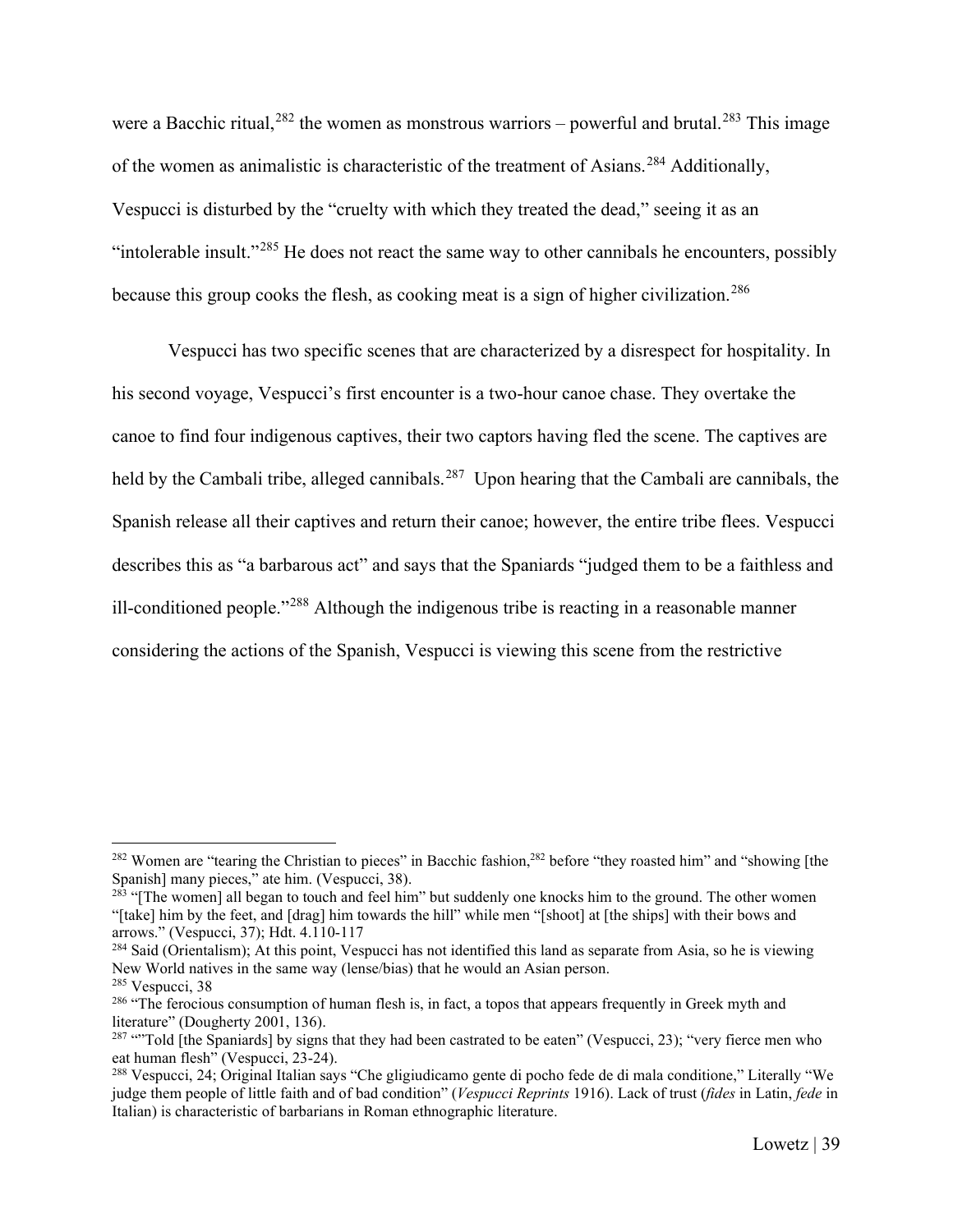were a Bacchic ritual,[282] the women as monstrous warriors – powerful and brutal.[283] This image of the women as animalistic is characteristic of the treatment of Asians.[284] Additionally, Vespucci is disturbed by the "cruelty with which they treated the dead," seeing it as an "intolerable insult."[285] He does not react the same way to other cannibals he encounters, possibly because this group cooks the flesh, as cooking meat is a sign of higher civilization.[286]

Vespucci has two specific scenes that are characterized by a disrespect for hospitality. In his second voyage, Vespucci's first encounter is a two-hour canoe chase. They overtake the canoe to find four indigenous captives, their two captors having fled the scene. The captives are held by the Cambali tribe, alleged cannibals.[287] Upon hearing that the Cambali are cannibals, the Spanish release all their captives and return their canoe; however, the entire tribe flees. Vespucci describes this as "a barbarous act" and says that the Spaniards "judged them to be a faithless and ill-conditioned people."[288] Although the indigenous tribe is reacting in a reasonable manner considering the actions of the Spanish, Vespucci is viewing this scene from the restrictive

---

[282] Women are "tearing the Christian to pieces" in Bacchic fashion,[282] before "they roasted him" and "showing [the Spanish] many pieces," ate him. (Vespucci, 38).

[283] "[The women] all began to touch and feel him" but suddenly one knocks him to the ground. The other women "[take] him by the feet, and [drag] him towards the hill" while men "[shoot] at [the ships] with their bows and arrows." (Vespucci, 37); Hdt. 4.110-117

[284] Said (Orientalism); At this point, Vespucci has not identified this land as separate from Asia, so he is viewing New World natives in the same way (lense/bias) that he would an Asian person.

[285] Vespucci, 38

[286] "The ferocious consumption of human flesh is, in fact, a topos that appears frequently in Greek myth and literature" (Dougherty 2001, 136).

[287] ""Told [the Spaniards] by signs that they had been castrated to be eaten" (Vespucci, 23); "very fierce men who eat human flesh" (Vespucci, 23-24).

[288] Vespucci, 24; Original Italian says "Che gligiudicamo gente di pocho fede de di mala conditione," Literally "We judge them people of little faith and of bad condition" (*Vespucci Reprints* 1916). Lack of trust (*fides* in Latin, *fede* in Italian) is characteristic of barbarians in Roman ethnographic literature.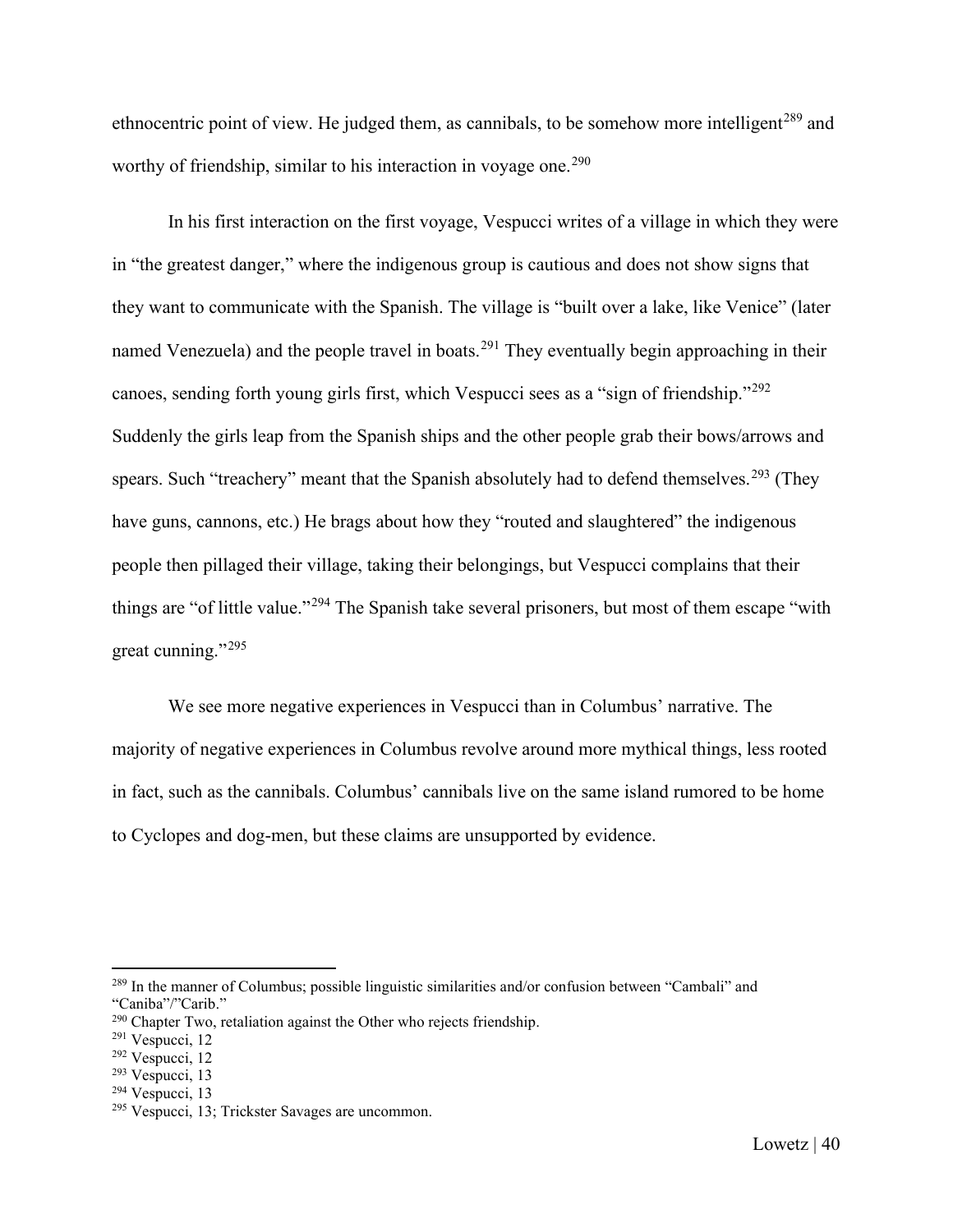ethnocentric point of view. He judged them, as cannibals, to be somehow more intelligent[289] and worthy of friendship, similar to his interaction in voyage one.[290]

In his first interaction on the first voyage, Vespucci writes of a village in which they were in "the greatest danger," where the indigenous group is cautious and does not show signs that they want to communicate with the Spanish. The village is "built over a lake, like Venice" (later named Venezuela) and the people travel in boats.[291] They eventually begin approaching in their canoes, sending forth young girls first, which Vespucci sees as a "sign of friendship."[292] Suddenly the girls leap from the Spanish ships and the other people grab their bows/arrows and spears. Such "treachery" meant that the Spanish absolutely had to defend themselves.[293] (They have guns, cannons, etc.) He brags about how they "routed and slaughtered" the indigenous people then pillaged their village, taking their belongings, but Vespucci complains that their things are "of little value."[294] The Spanish take several prisoners, but most of them escape "with great cunning."[295]

We see more negative experiences in Vespucci than in Columbus' narrative. The majority of negative experiences in Columbus revolve around more mythical things, less rooted in fact, such as the cannibals. Columbus' cannibals live on the same island rumored to be home to Cyclopes and dog-men, but these claims are unsupported by evidence.

---

[289] In the manner of Columbus; possible linguistic similarities and/or confusion between "Cambali" and "Caniba"/"Carib."

[290] Chapter Two, retaliation against the Other who rejects friendship.

[291] Vespucci, 12

[292] Vespucci, 12

[293] Vespucci, 13

[294] Vespucci, 13

[295] Vespucci, 13; Trickster Savages are uncommon.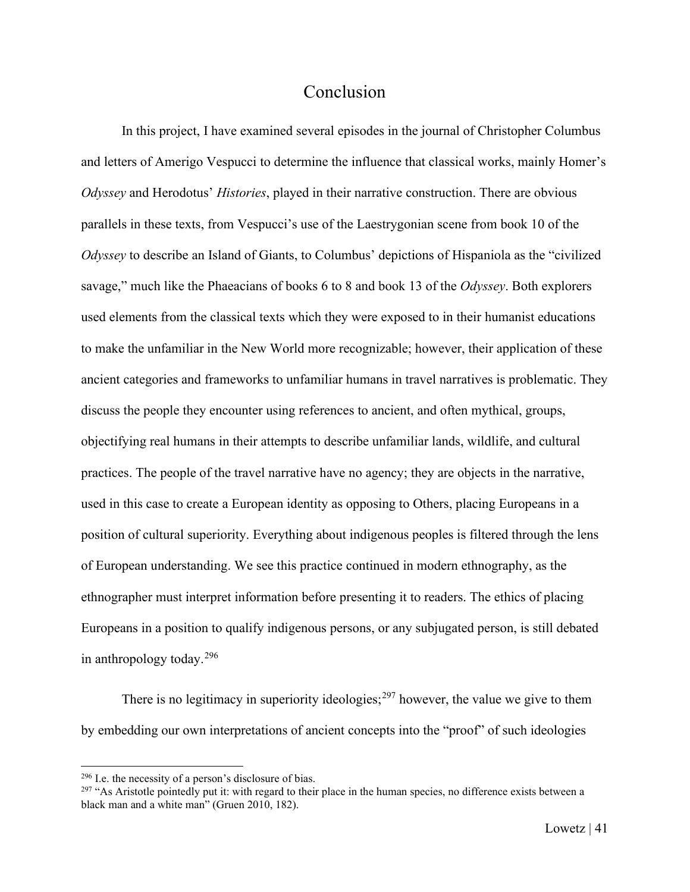# Conclusion

In this project, I have examined several episodes in the journal of Christopher Columbus and letters of Amerigo Vespucci to determine the influence that classical works, mainly Homer's *Odyssey* and Herodotus' *Histories*, played in their narrative construction. There are obvious parallels in these texts, from Vespucci's use of the Laestrygonian scene from book 10 of the *Odyssey* to describe an Island of Giants, to Columbus' depictions of Hispaniola as the "civilized savage," much like the Phaeacians of books 6 to 8 and book 13 of the *Odyssey*. Both explorers used elements from the classical texts which they were exposed to in their humanist educations to make the unfamiliar in the New World more recognizable; however, their application of these ancient categories and frameworks to unfamiliar humans in travel narratives is problematic. They discuss the people they encounter using references to ancient, and often mythical, groups, objectifying real humans in their attempts to describe unfamiliar lands, wildlife, and cultural practices. The people of the travel narrative have no agency; they are objects in the narrative, used in this case to create a European identity as opposing to Others, placing Europeans in a position of cultural superiority. Everything about indigenous peoples is filtered through the lens of European understanding. We see this practice continued in modern ethnography, as the ethnographer must interpret information before presenting it to readers. The ethics of placing Europeans in a position to qualify indigenous persons, or any subjugated person, is still debated in anthropology today.[296]

There is no legitimacy in superiority ideologies;[297] however, the value we give to them by embedding our own interpretations of ancient concepts into the "proof" of such ideologies

[296] I.e. the necessity of a person's disclosure of bias.

[297] "As Aristotle pointedly put it: with regard to their place in the human species, no difference exists between a black man and a white man" (Gruen 2010, 182).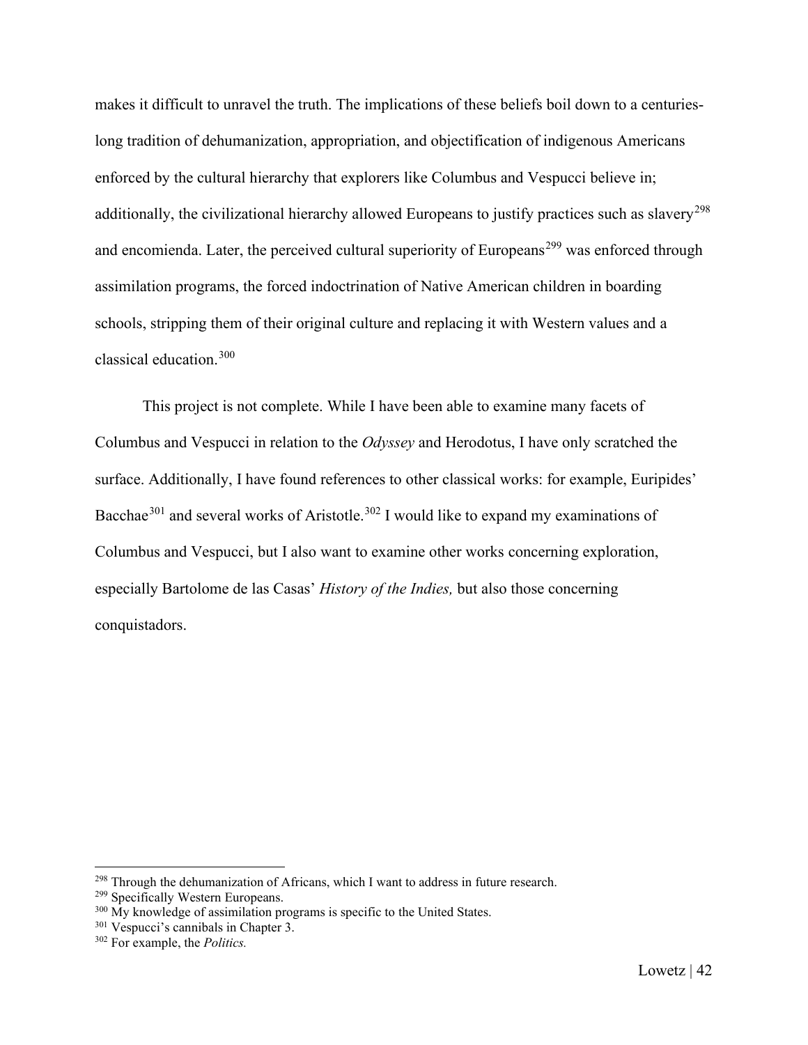makes it difficult to unravel the truth. The implications of these beliefs boil down to a centuries-long tradition of dehumanization, appropriation, and objectification of indigenous Americans enforced by the cultural hierarchy that explorers like Columbus and Vespucci believe in; additionally, the civilizational hierarchy allowed Europeans to justify practices such as slavery[298] and encomienda. Later, the perceived cultural superiority of Europeans[299] was enforced through assimilation programs, the forced indoctrination of Native American children in boarding schools, stripping them of their original culture and replacing it with Western values and a classical education.[300]

This project is not complete. While I have been able to examine many facets of Columbus and Vespucci in relation to the *Odyssey* and Herodotus, I have only scratched the surface. Additionally, I have found references to other classical works: for example, Euripides' Bacchae[301] and several works of Aristotle.[302] I would like to expand my examinations of Columbus and Vespucci, but I also want to examine other works concerning exploration, especially Bartolome de las Casas' *History of the Indies,* but also those concerning conquistadors.

---

[298] Through the dehumanization of Africans, which I want to address in future research.

[299] Specifically Western Europeans.

[300] My knowledge of assimilation programs is specific to the United States.

[301] Vespucci's cannibals in Chapter 3.

[302] For example, the *Politics.*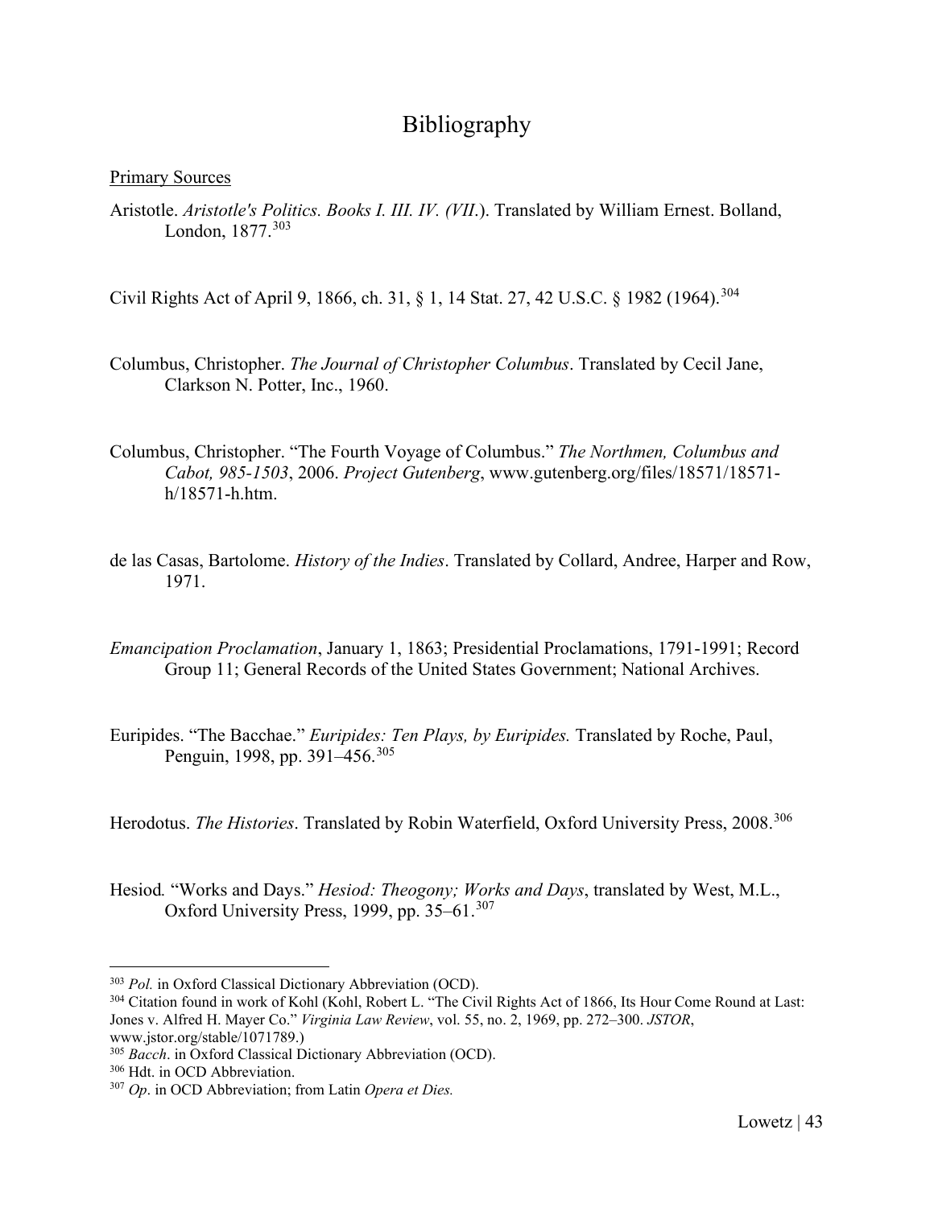# Bibliography

Primary Sources

Aristotle. *Aristotle's Politics. Books I. III. IV. (VII.*). Translated by William Ernest. Bolland, London, 1877.[303]

Civil Rights Act of April 9, 1866, ch. 31, § 1, 14 Stat. 27, 42 U.S.C. § 1982 (1964).[304]

Columbus, Christopher. *The Journal of Christopher Columbus*. Translated by Cecil Jane, Clarkson N. Potter, Inc., 1960.

Columbus, Christopher. "The Fourth Voyage of Columbus." *The Northmen, Columbus and Cabot, 985-1503*, 2006. *Project Gutenberg*, www.gutenberg.org/files/18571/18571-h/18571-h.htm.

de las Casas, Bartolome. *History of the Indies*. Translated by Collard, Andree, Harper and Row, 1971.

*Emancipation Proclamation*, January 1, 1863; Presidential Proclamations, 1791-1991; Record Group 11; General Records of the United States Government; National Archives.

Euripides. "The Bacchae." *Euripides: Ten Plays, by Euripides.* Translated by Roche, Paul, Penguin, 1998, pp. 391–456.[305]

Herodotus. *The Histories*. Translated by Robin Waterfield, Oxford University Press, 2008.[306]

Hesiod. "Works and Days." *Hesiod: Theogony; Works and Days*, translated by West, M.L., Oxford University Press, 1999, pp. 35–61.[307]

---

[303] *Pol.* in Oxford Classical Dictionary Abbreviation (OCD).

[304] Citation found in work of Kohl (Kohl, Robert L. "The Civil Rights Act of 1866, Its Hour Come Round at Last: Jones v. Alfred H. Mayer Co." *Virginia Law Review*, vol. 55, no. 2, 1969, pp. 272–300. *JSTOR*, www.jstor.org/stable/1071789.)

[305] *Bacch*. in Oxford Classical Dictionary Abbreviation (OCD).

[306] Hdt. in OCD Abbreviation.

[307] *Op*. in OCD Abbreviation; from Latin *Opera et Dies.*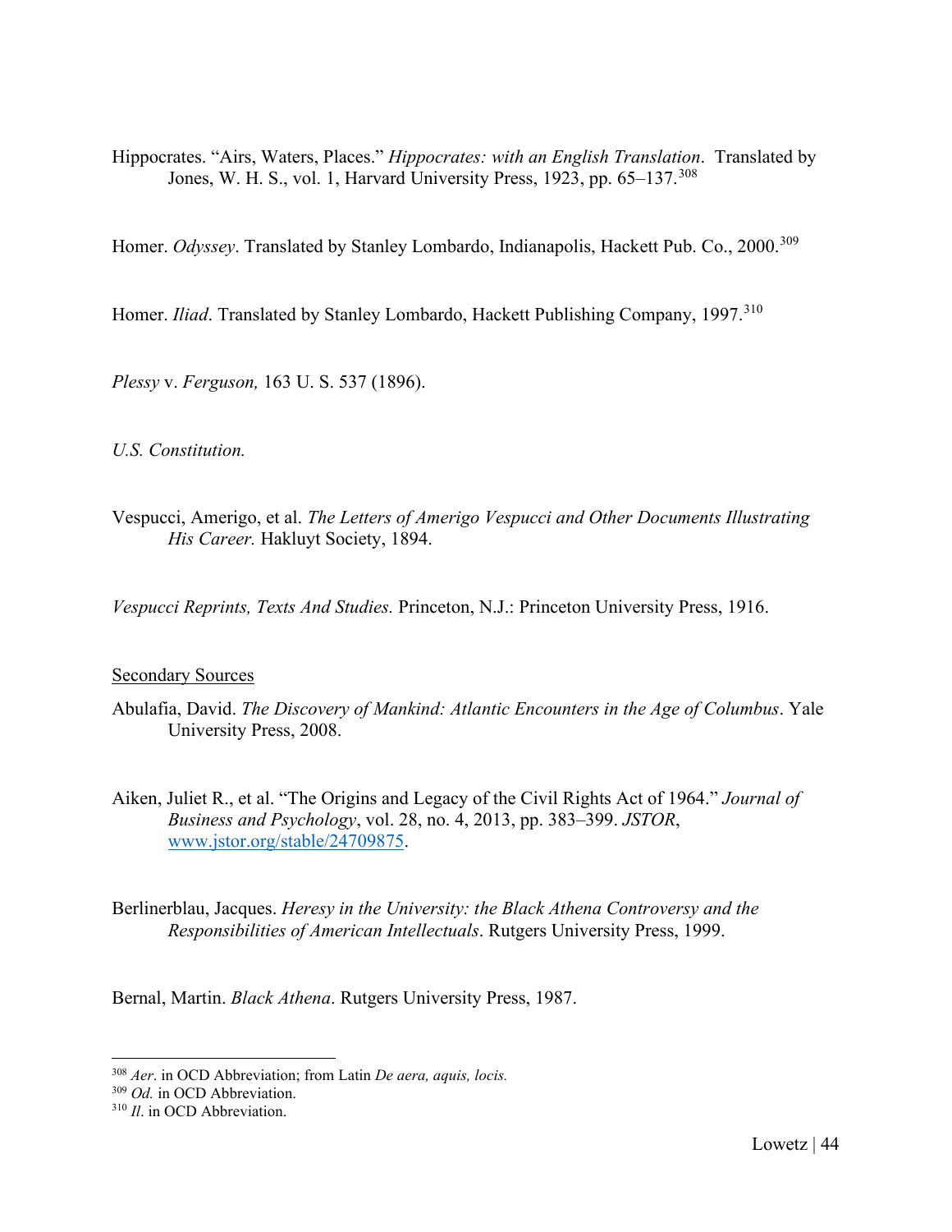Hippocrates. "Airs, Waters, Places." *Hippocrates: with an English Translation*. Translated by Jones, W. H. S., vol. 1, Harvard University Press, 1923, pp. 65–137.[308]

Homer. *Odyssey*. Translated by Stanley Lombardo, Indianapolis, Hackett Pub. Co., 2000.[309]

Homer. *Iliad*. Translated by Stanley Lombardo, Hackett Publishing Company, 1997.[310]

*Plessy* v. *Ferguson,* 163 U. S. 537 (1896).

*U.S. Constitution.*

Vespucci, Amerigo, et al. *The Letters of Amerigo Vespucci and Other Documents Illustrating His Career.* Hakluyt Society, 1894.

*Vespucci Reprints, Texts And Studies.* Princeton, N.J.: Princeton University Press, 1916.

Secondary Sources

Abulafia, David. *The Discovery of Mankind: Atlantic Encounters in the Age of Columbus*. Yale University Press, 2008.

Aiken, Juliet R., et al. "The Origins and Legacy of the Civil Rights Act of 1964." *Journal of Business and Psychology*, vol. 28, no. 4, 2013, pp. 383–399. *JSTOR*, www.jstor.org/stable/24709875.

Berlinerblau, Jacques. *Heresy in the University: the Black Athena Controversy and the Responsibilities of American Intellectuals*. Rutgers University Press, 1999.

Bernal, Martin. *Black Athena*. Rutgers University Press, 1987.

---

[308] *Aer*. in OCD Abbreviation; from Latin *De aera, aquis, locis.*

[309] *Od.* in OCD Abbreviation.

[310] *Il*. in OCD Abbreviation.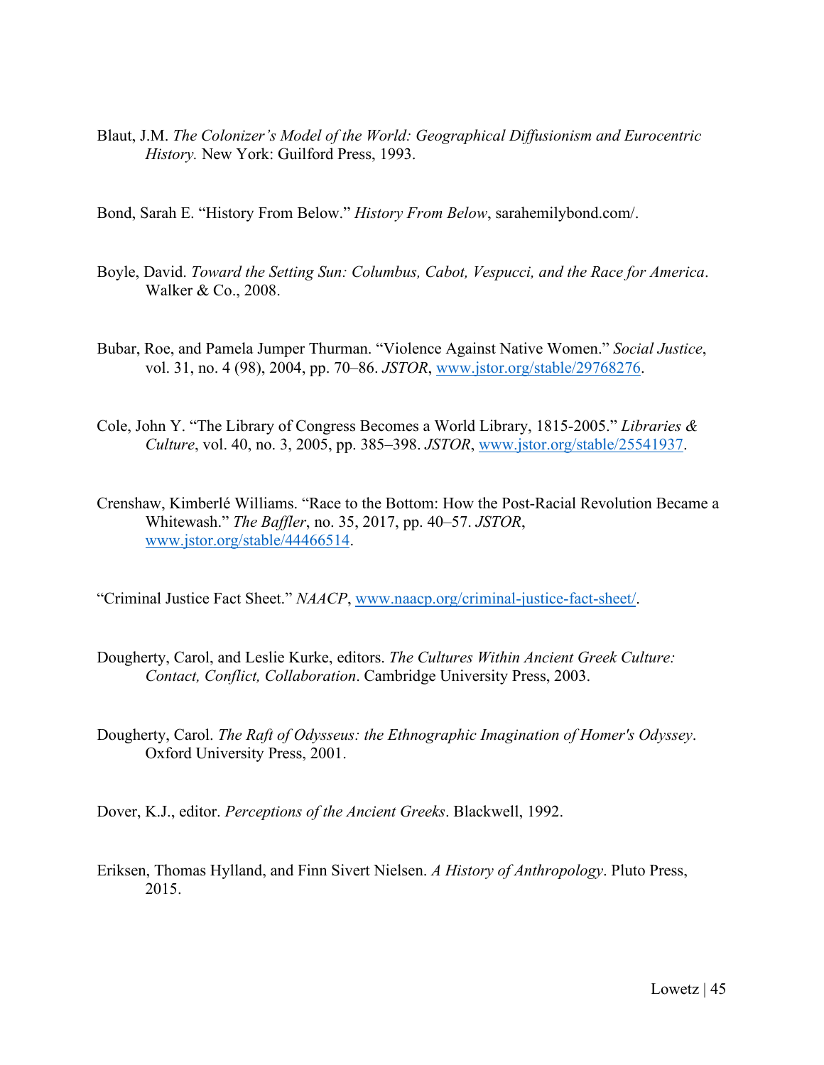Blaut, J.M. *The Colonizer's Model of the World: Geographical Diffusionism and Eurocentric History.* New York: Guilford Press, 1993.

Bond, Sarah E. "History From Below." *History From Below*, sarahemilybond.com/.

Boyle, David. *Toward the Setting Sun: Columbus, Cabot, Vespucci, and the Race for America*. Walker & Co., 2008.

Bubar, Roe, and Pamela Jumper Thurman. "Violence Against Native Women." *Social Justice*, vol. 31, no. 4 (98), 2004, pp. 70–86. *JSTOR*, www.jstor.org/stable/29768276.

Cole, John Y. "The Library of Congress Becomes a World Library, 1815-2005." *Libraries & Culture*, vol. 40, no. 3, 2005, pp. 385–398. *JSTOR*, www.jstor.org/stable/25541937.

Crenshaw, Kimberlé Williams. "Race to the Bottom: How the Post-Racial Revolution Became a Whitewash." *The Baffler*, no. 35, 2017, pp. 40–57. *JSTOR*, www.jstor.org/stable/44466514.

"Criminal Justice Fact Sheet." *NAACP*, www.naacp.org/criminal-justice-fact-sheet/.

Dougherty, Carol, and Leslie Kurke, editors. *The Cultures Within Ancient Greek Culture: Contact, Conflict, Collaboration*. Cambridge University Press, 2003.

Dougherty, Carol. *The Raft of Odysseus: the Ethnographic Imagination of Homer's Odyssey*. Oxford University Press, 2001.

Dover, K.J., editor. *Perceptions of the Ancient Greeks*. Blackwell, 1992.

Eriksen, Thomas Hylland, and Finn Sivert Nielsen. *A History of Anthropology*. Pluto Press, 2015.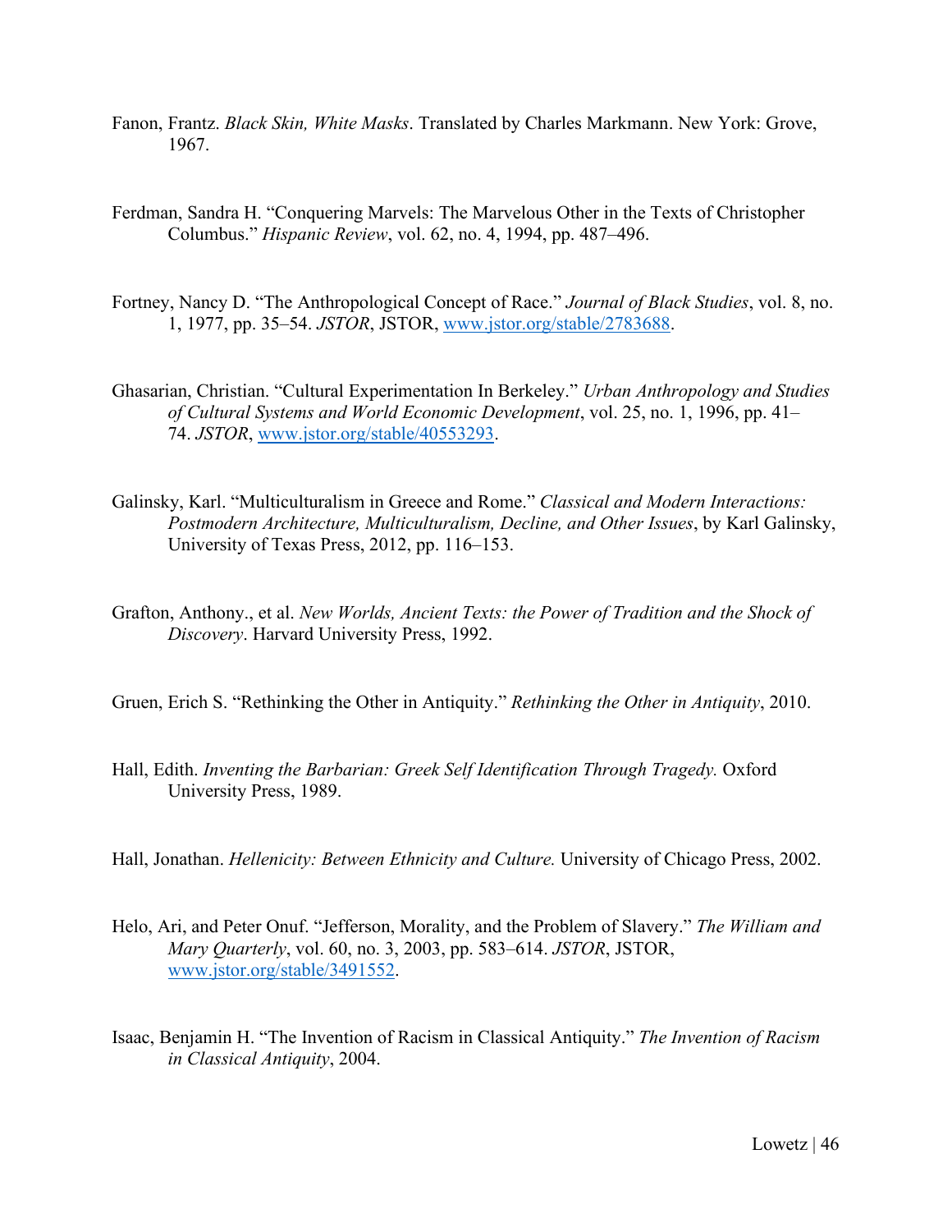Fanon, Frantz. *Black Skin, White Masks*. Translated by Charles Markmann. New York: Grove, 1967.

Ferdman, Sandra H. "Conquering Marvels: The Marvelous Other in the Texts of Christopher Columbus." *Hispanic Review*, vol. 62, no. 4, 1994, pp. 487–496.

Fortney, Nancy D. "The Anthropological Concept of Race." *Journal of Black Studies*, vol. 8, no. 1, 1977, pp. 35–54. *JSTOR*, JSTOR, www.jstor.org/stable/2783688.

Ghasarian, Christian. "Cultural Experimentation In Berkeley." *Urban Anthropology and Studies of Cultural Systems and World Economic Development*, vol. 25, no. 1, 1996, pp. 41–74. *JSTOR*, www.jstor.org/stable/40553293.

Galinsky, Karl. "Multiculturalism in Greece and Rome." *Classical and Modern Interactions: Postmodern Architecture, Multiculturalism, Decline, and Other Issues*, by Karl Galinsky, University of Texas Press, 2012, pp. 116–153.

Grafton, Anthony., et al. *New Worlds, Ancient Texts: the Power of Tradition and the Shock of Discovery*. Harvard University Press, 1992.

Gruen, Erich S. "Rethinking the Other in Antiquity." *Rethinking the Other in Antiquity*, 2010.

Hall, Edith. *Inventing the Barbarian: Greek Self Identification Through Tragedy.* Oxford University Press, 1989.

Hall, Jonathan. *Hellenicity: Between Ethnicity and Culture.* University of Chicago Press, 2002.

Helo, Ari, and Peter Onuf. "Jefferson, Morality, and the Problem of Slavery." *The William and Mary Quarterly*, vol. 60, no. 3, 2003, pp. 583–614. *JSTOR*, JSTOR, www.jstor.org/stable/3491552.

Isaac, Benjamin H. "The Invention of Racism in Classical Antiquity." *The Invention of Racism in Classical Antiquity*, 2004.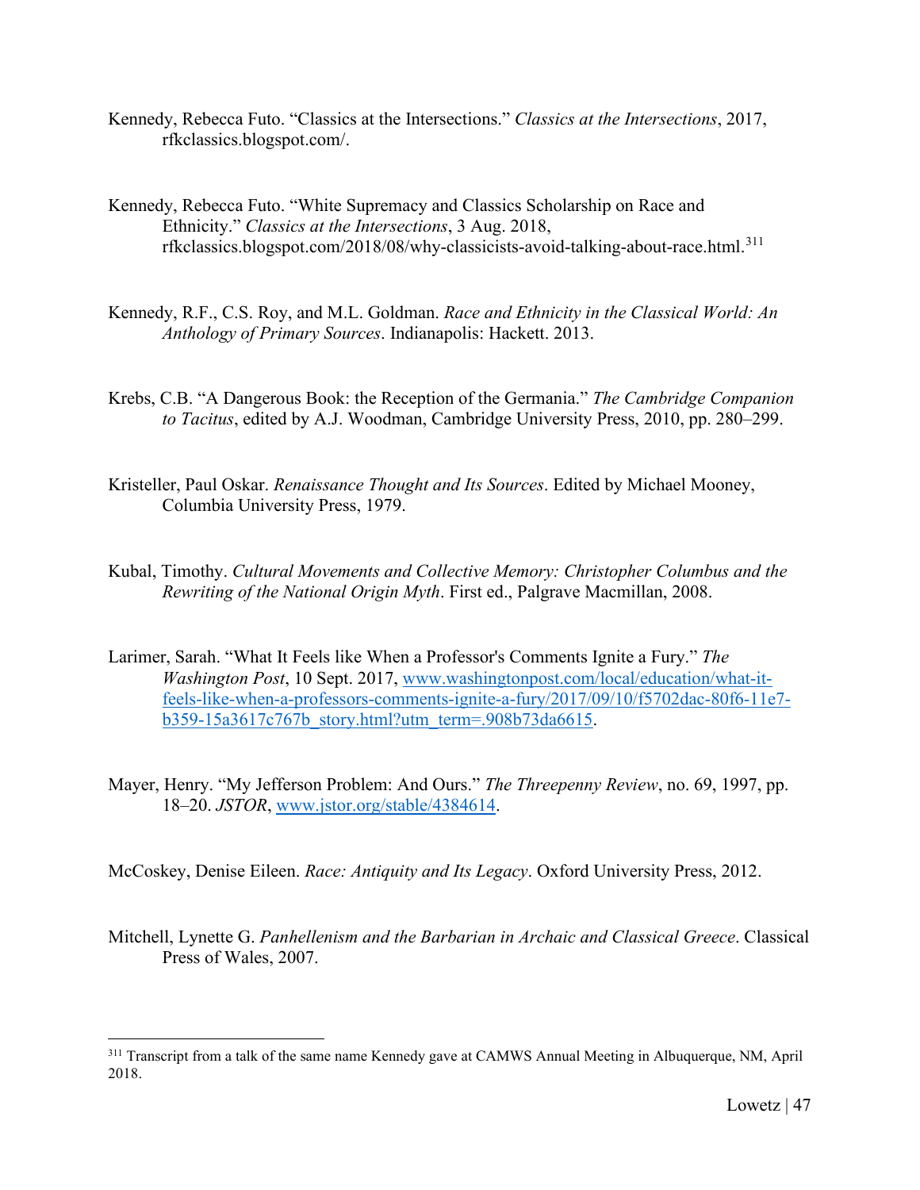Kennedy, Rebecca Futo. “Classics at the Intersections.” *Classics at the Intersections*, 2017, rfkclassics.blogspot.com/.

Kennedy, Rebecca Futo. “White Supremacy and Classics Scholarship on Race and Ethnicity.” *Classics at the Intersections*, 3 Aug. 2018, rfkclassics.blogspot.com/2018/08/why-classicists-avoid-talking-about-race.html.[311]

Kennedy, R.F., C.S. Roy, and M.L. Goldman. *Race and Ethnicity in the Classical World: An Anthology of Primary Sources*. Indianapolis: Hackett. 2013.

Krebs, C.B. “A Dangerous Book: the Reception of the Germania.” *The Cambridge Companion to Tacitus*, edited by A.J. Woodman, Cambridge University Press, 2010, pp. 280–299.

Kristeller, Paul Oskar. *Renaissance Thought and Its Sources*. Edited by Michael Mooney, Columbia University Press, 1979.

Kubal, Timothy. *Cultural Movements and Collective Memory: Christopher Columbus and the Rewriting of the National Origin Myth*. First ed., Palgrave Macmillan, 2008.

Larimer, Sarah. “What It Feels like When a Professor's Comments Ignite a Fury.” *The Washington Post*, 10 Sept. 2017, www.washingtonpost.com/local/education/what-it-feels-like-when-a-professors-comments-ignite-a-fury/2017/09/10/f5702dac-80f6-11e7-b359-15a3617c767b_story.html?utm_term=.908b73da6615.

Mayer, Henry. “My Jefferson Problem: And Ours.” *The Threepenny Review*, no. 69, 1997, pp. 18–20. *JSTOR*, www.jstor.org/stable/4384614.

McCoskey, Denise Eileen. *Race: Antiquity and Its Legacy*. Oxford University Press, 2012.

Mitchell, Lynette G. *Panhellenism and the Barbarian in Archaic and Classical Greece*. Classical Press of Wales, 2007.

---

[311] Transcript from a talk of the same name Kennedy gave at CAMWS Annual Meeting in Albuquerque, NM, April 2018.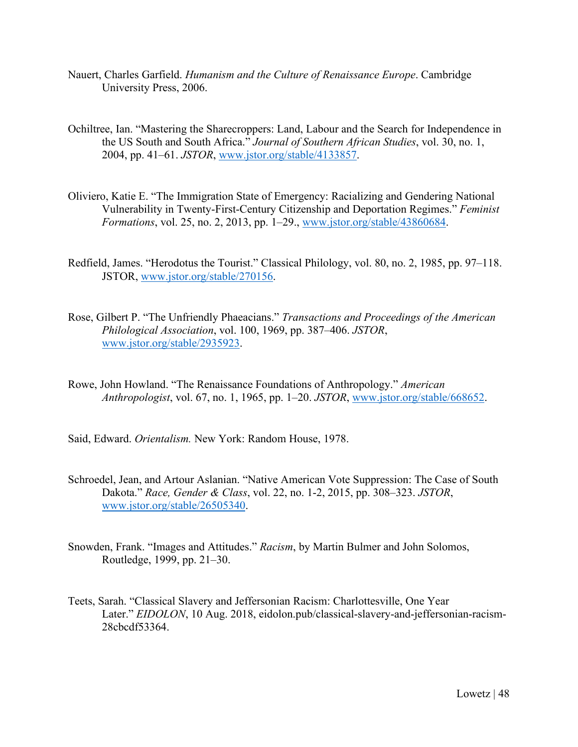Nauert, Charles Garfield. *Humanism and the Culture of Renaissance Europe*. Cambridge University Press, 2006.

Ochiltree, Ian. "Mastering the Sharecroppers: Land, Labour and the Search for Independence in the US South and South Africa." *Journal of Southern African Studies*, vol. 30, no. 1, 2004, pp. 41–61. *JSTOR*, www.jstor.org/stable/4133857.

Oliviero, Katie E. "The Immigration State of Emergency: Racializing and Gendering National Vulnerability in Twenty-First-Century Citizenship and Deportation Regimes." *Feminist Formations*, vol. 25, no. 2, 2013, pp. 1–29., www.jstor.org/stable/43860684.

Redfield, James. "Herodotus the Tourist." Classical Philology, vol. 80, no. 2, 1985, pp. 97–118. JSTOR, www.jstor.org/stable/270156.

Rose, Gilbert P. "The Unfriendly Phaeacians." *Transactions and Proceedings of the American Philological Association*, vol. 100, 1969, pp. 387–406. *JSTOR*, www.jstor.org/stable/2935923.

Rowe, John Howland. "The Renaissance Foundations of Anthropology." *American Anthropologist*, vol. 67, no. 1, 1965, pp. 1–20. *JSTOR*, www.jstor.org/stable/668652.

Said, Edward. *Orientalism.* New York: Random House, 1978.

Schroedel, Jean, and Artour Aslanian. "Native American Vote Suppression: The Case of South Dakota." *Race, Gender & Class*, vol. 22, no. 1-2, 2015, pp. 308–323. *JSTOR*, www.jstor.org/stable/26505340.

Snowden, Frank. "Images and Attitudes." *Racism*, by Martin Bulmer and John Solomos, Routledge, 1999, pp. 21–30.

Teets, Sarah. "Classical Slavery and Jeffersonian Racism: Charlottesville, One Year Later." *EIDOLON*, 10 Aug. 2018, eidolon.pub/classical-slavery-and-jeffersonian-racism-28cbcdf53364.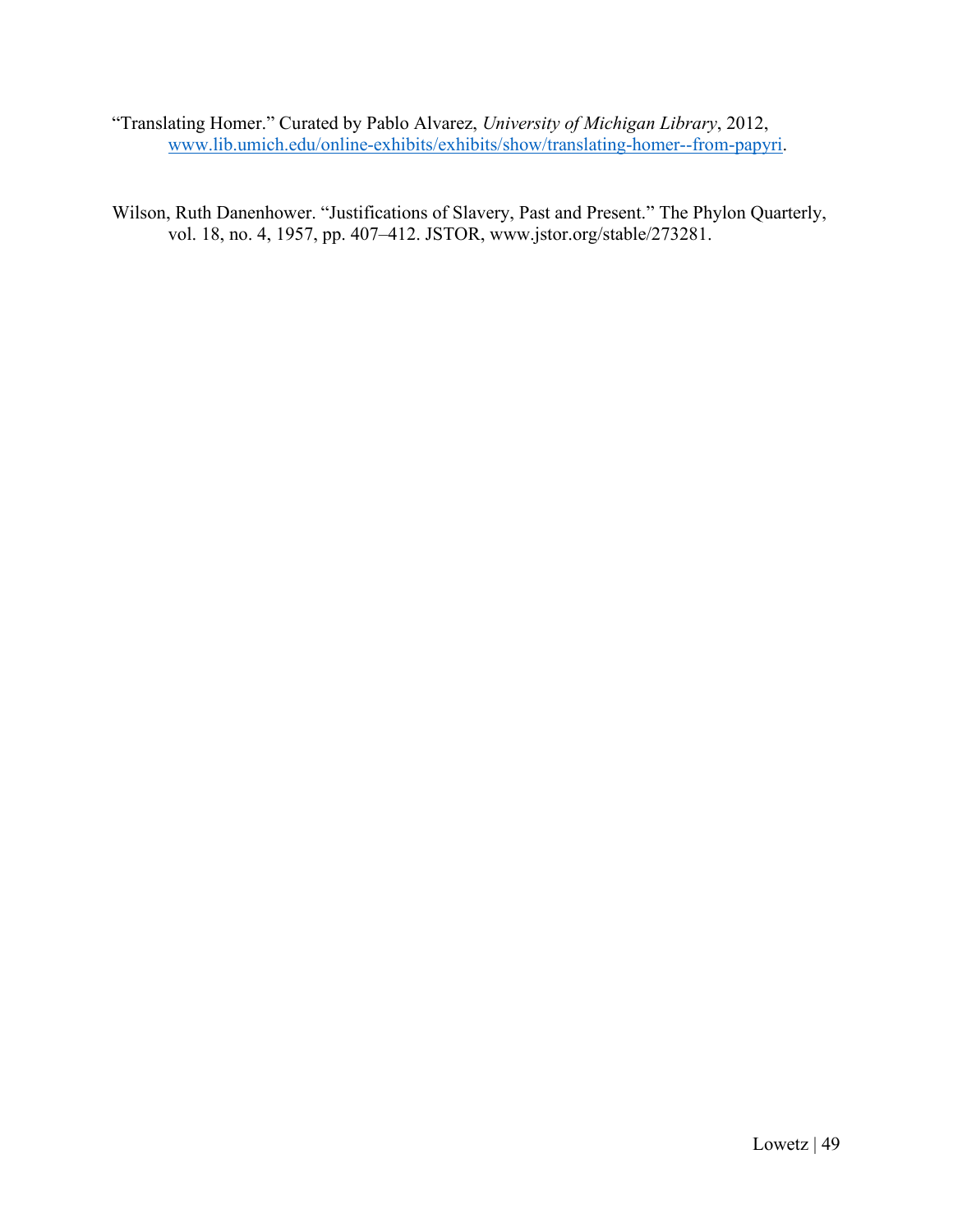"Translating Homer." Curated by Pablo Alvarez, *University of Michigan Library*, 2012, www.lib.umich.edu/online-exhibits/exhibits/show/translating-homer--from-papyri.

Wilson, Ruth Danenhower. "Justifications of Slavery, Past and Present." The Phylon Quarterly, vol. 18, no. 4, 1957, pp. 407–412. JSTOR, www.jstor.org/stable/273281.